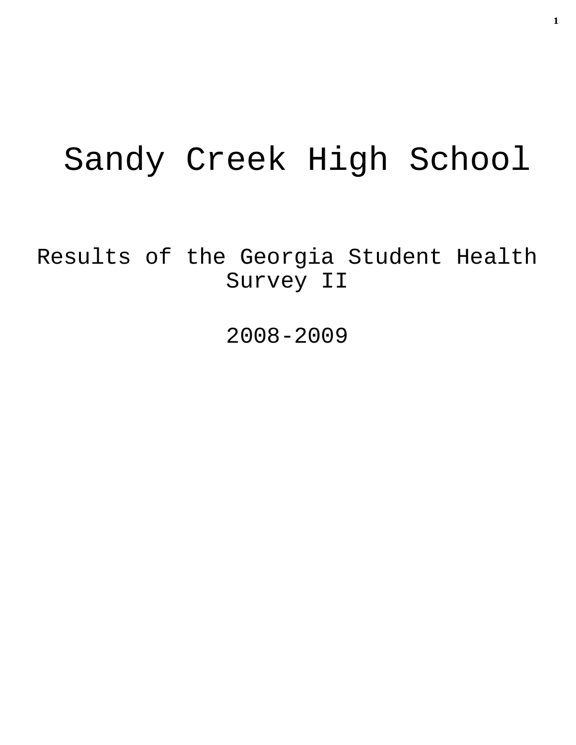# Sandy Creek High School

## Results of the Georgia Student Health Survey II

## 2008-2009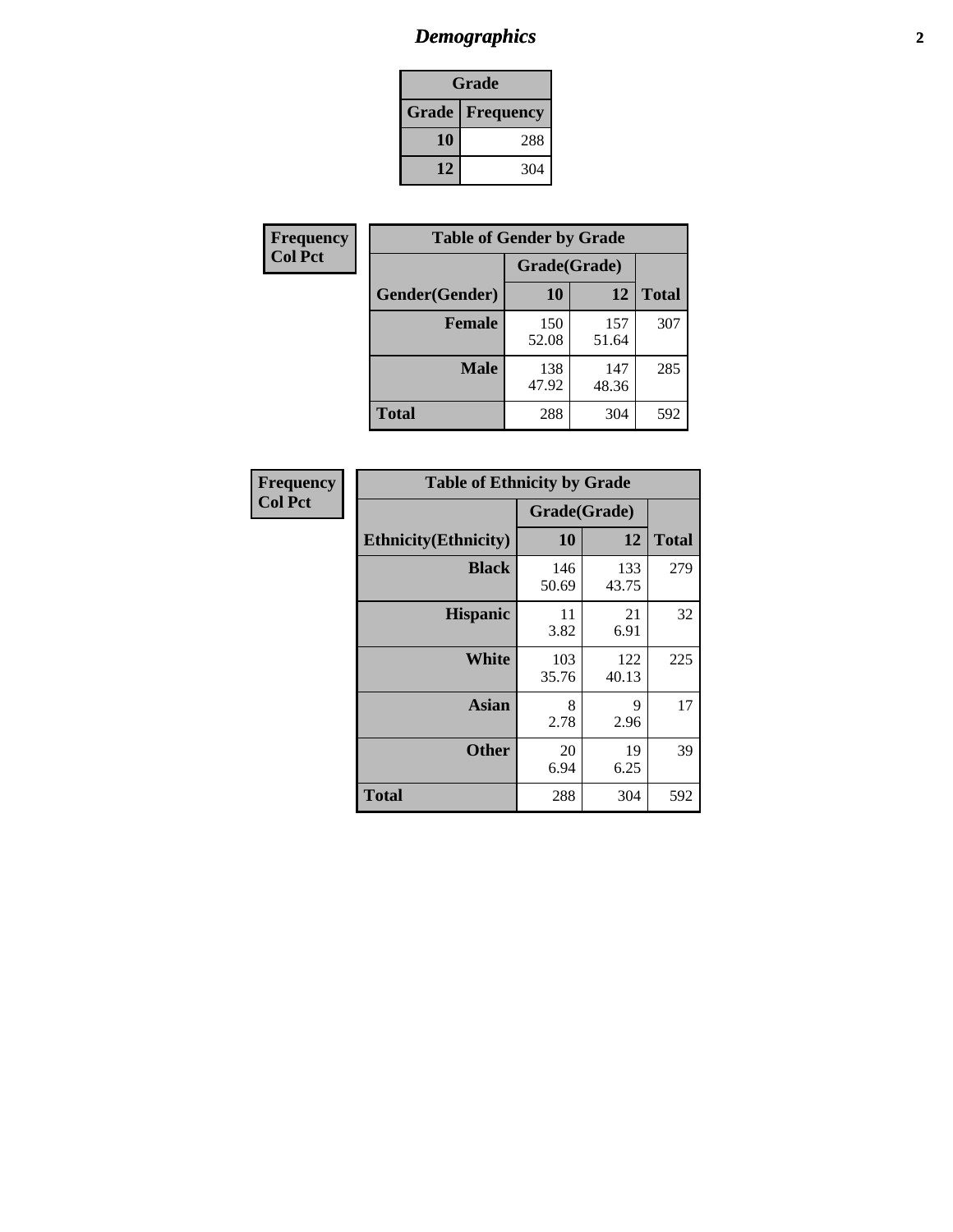## Demographics

| Grade | |
|---|---|
| **Grade** | **Frequency** |
| **10** | 288 |
| **12** | 304 |

**Frequency**
**Col Pct**

| Table of Gender by Grade | | | |
|---|---|---|---|
| | Grade(Grade) | | |
| **Gender(Gender)** | **10** | **12** | **Total** |
| **Female** | 150<br>52.08 | 157<br>51.64 | 307 |
| **Male** | 138<br>47.92 | 147<br>48.36 | 285 |
| **Total** | 288 | 304 | 592 |

**Frequency**
**Col Pct**

| Table of Ethnicity by Grade | | | |
|---|---|---|---|
| | Grade(Grade) | | |
| **Ethnicity(Ethnicity)** | **10** | **12** | **Total** |
| **Black** | 146<br>50.69 | 133<br>43.75 | 279 |
| **Hispanic** | 11<br>3.82 | 21<br>6.91 | 32 |
| **White** | 103<br>35.76 | 122<br>40.13 | 225 |
| **Asian** | 8<br>2.78 | 9<br>2.96 | 17 |
| **Other** | 20<br>6.94 | 19<br>6.25 | 39 |
| **Total** | 288 | 304 | 592 |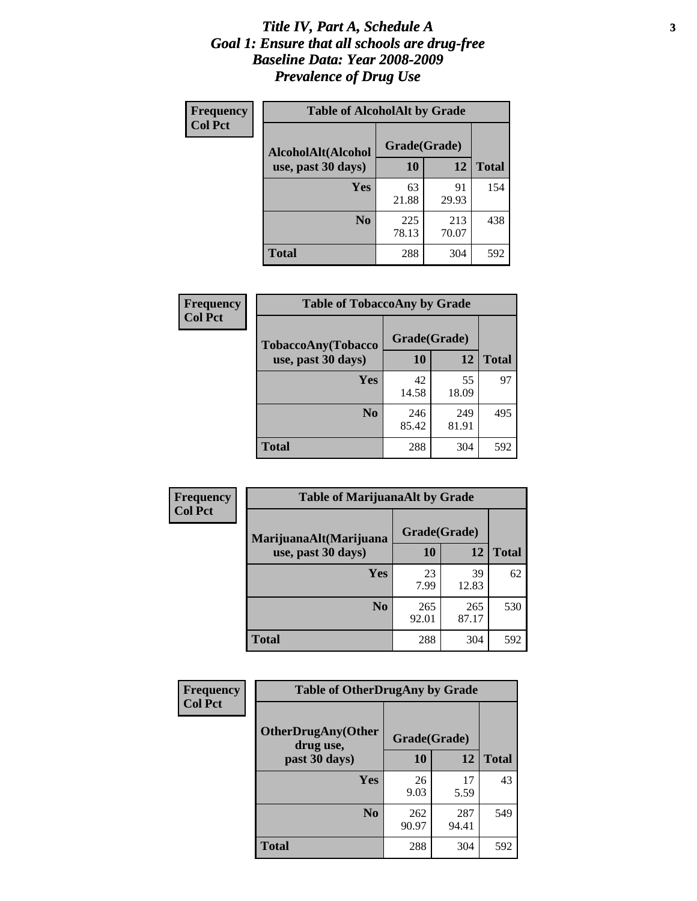# *Title IV, Part A, Schedule A*
# *Goal 1: Ensure that all schools are drug-free*
# *Baseline Data: Year 2008-2009*
# *Prevalence of Drug Use*

**Frequency**
**Col Pct**

**Table of AlcoholAlt by Grade**

| AlcoholAlt(Alcohol use, past 30 days) | Grade(Grade) 10 | 12 | Total |
|---|---|---|---|
| **Yes** | 63<br>21.88 | 91<br>29.93 | 154 |
| **No** | 225<br>78.13 | 213<br>70.07 | 438 |
| **Total** | 288 | 304 | 592 |

**Frequency**
**Col Pct**

**Table of TobaccoAny by Grade**

| TobaccoAny(Tobacco use, past 30 days) | Grade(Grade) 10 | 12 | Total |
|---|---|---|---|
| **Yes** | 42<br>14.58 | 55<br>18.09 | 97 |
| **No** | 246<br>85.42 | 249<br>81.91 | 495 |
| **Total** | 288 | 304 | 592 |

**Frequency**
**Col Pct**

**Table of MarijuanaAlt by Grade**

| MarijuanaAlt(Marijuana use, past 30 days) | Grade(Grade) 10 | 12 | Total |
|---|---|---|---|
| **Yes** | 23<br>7.99 | 39<br>12.83 | 62 |
| **No** | 265<br>92.01 | 265<br>87.17 | 530 |
| **Total** | 288 | 304 | 592 |

**Frequency**
**Col Pct**

**Table of OtherDrugAny by Grade**

| OtherDrugAny(Other drug use, past 30 days) | Grade(Grade) 10 | 12 | Total |
|---|---|---|---|
| **Yes** | 26<br>9.03 | 17<br>5.59 | 43 |
| **No** | 262<br>90.97 | 287<br>94.41 | 549 |
| **Total** | 288 | 304 | 592 |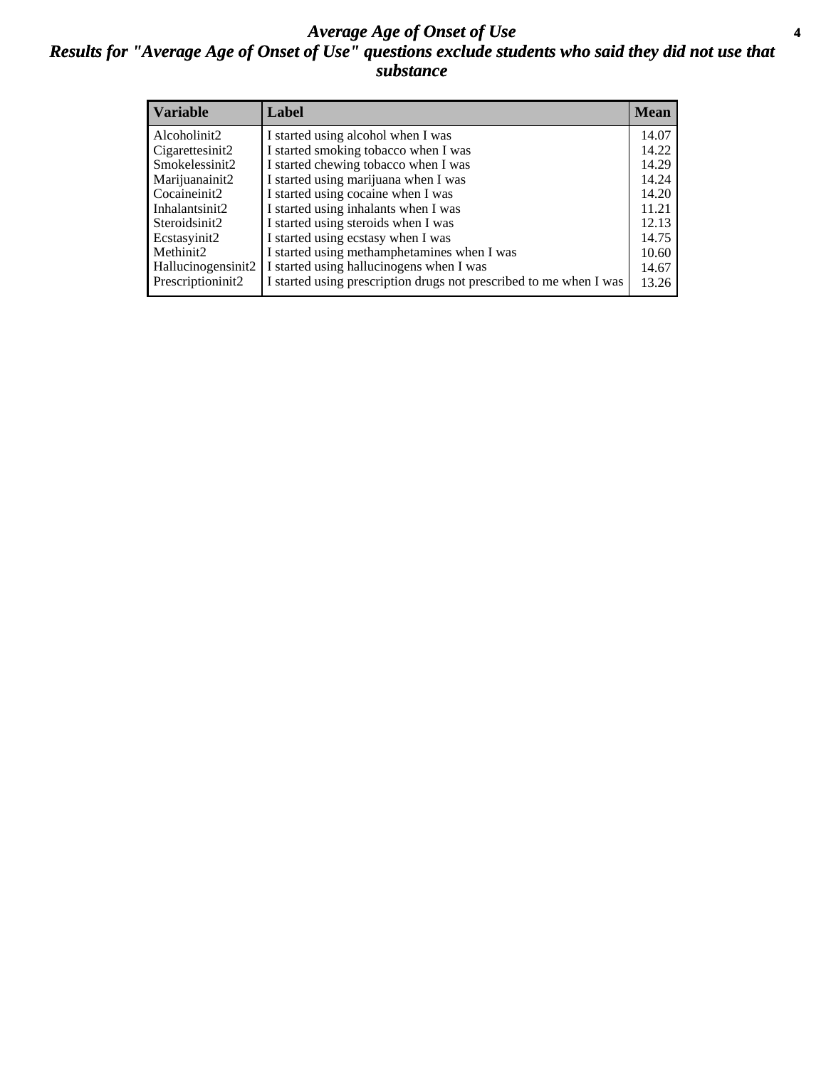# Average Age of Onset of Use

## Results for "Average Age of Onset of Use" questions exclude students who said they did not use that substance

| Variable | Label | Mean |
|---|---|---|
| Alcoholinit2 | I started using alcohol when I was | 14.07 |
| Cigarettesinit2 | I started smoking tobacco when I was | 14.22 |
| Smokelessinit2 | I started chewing tobacco when I was | 14.29 |
| Marijuanainit2 | I started using marijuana when I was | 14.24 |
| Cocaineinit2 | I started using cocaine when I was | 14.20 |
| Inhalantsinit2 | I started using inhalants when I was | 11.21 |
| Steroidsinit2 | I started using steroids when I was | 12.13 |
| Ecstasyinit2 | I started using ecstasy when I was | 14.75 |
| Methinit2 | I started using methamphetamines when I was | 10.60 |
| Hallucinogensinit2 | I started using hallucinogens when I was | 14.67 |
| Prescriptioninit2 | I started using prescription drugs not prescribed to me when I was | 13.26 |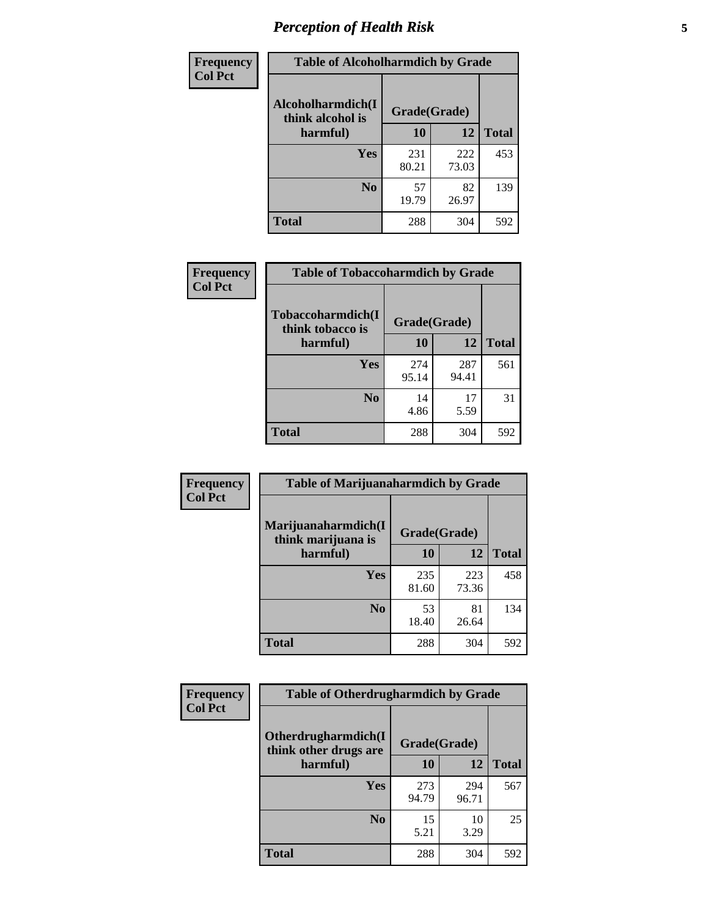# Perception of Health Risk

**Frequency**
**Col Pct**

| Table of Alcoholharmdich by Grade | | | |
|---|---|---|---|
| Alcoholharmdich(I think alcohol is harmful) | Grade(Grade) | | |
| | 10 | 12 | Total |
| Yes | 231<br>80.21 | 222<br>73.03 | 453 |
| No | 57<br>19.79 | 82<br>26.97 | 139 |
| Total | 288 | 304 | 592 |

**Frequency**
**Col Pct**

| Table of Tobaccoharmdich by Grade | | | |
|---|---|---|---|
| Tobaccoharmdich(I think tobacco is harmful) | Grade(Grade) | | |
| | 10 | 12 | Total |
| Yes | 274<br>95.14 | 287<br>94.41 | 561 |
| No | 14<br>4.86 | 17<br>5.59 | 31 |
| Total | 288 | 304 | 592 |

**Frequency**
**Col Pct**

| Table of Marijuanaharmdich by Grade | | | |
|---|---|---|---|
| Marijuanaharmdich(I think marijuana is harmful) | Grade(Grade) | | |
| | 10 | 12 | Total |
| Yes | 235<br>81.60 | 223<br>73.36 | 458 |
| No | 53<br>18.40 | 81<br>26.64 | 134 |
| Total | 288 | 304 | 592 |

**Frequency**
**Col Pct**

| Table of Otherdrugharmdich by Grade | | | |
|---|---|---|---|
| Otherdrugharmdich(I think other drugs are harmful) | Grade(Grade) | | |
| | 10 | 12 | Total |
| Yes | 273<br>94.79 | 294<br>96.71 | 567 |
| No | 15<br>5.21 | 10<br>3.29 | 25 |
| Total | 288 | 304 | 592 |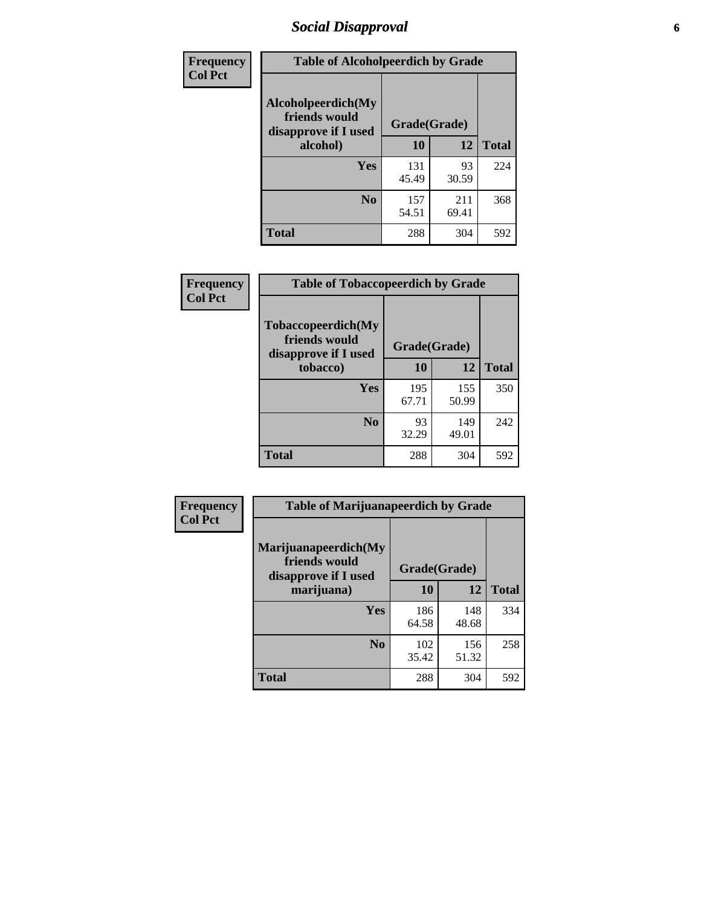## Social Disapproval

**Frequency**
**Col Pct**

**Table of Alcoholpeerdich by Grade**

| Alcoholpeerdich(My friends would disapprove if I used alcohol) | Grade(Grade) 10 | 12 | Total |
|---|---|---|---|
| **Yes** | 131<br>45.49 | 93<br>30.59 | 224 |
| **No** | 157<br>54.51 | 211<br>69.41 | 368 |
| **Total** | 288 | 304 | 592 |

**Frequency**
**Col Pct**

**Table of Tobaccopeerdich by Grade**

| Tobaccopeerdich(My friends would disapprove if I used tobacco) | Grade(Grade) 10 | 12 | Total |
|---|---|---|---|
| **Yes** | 195<br>67.71 | 155<br>50.99 | 350 |
| **No** | 93<br>32.29 | 149<br>49.01 | 242 |
| **Total** | 288 | 304 | 592 |

**Frequency**
**Col Pct**

**Table of Marijuanapeerdich by Grade**

| Marijuanapeerdich(My friends would disapprove if I used marijuana) | Grade(Grade) 10 | 12 | Total |
|---|---|---|---|
| **Yes** | 186<br>64.58 | 148<br>48.68 | 334 |
| **No** | 102<br>35.42 | 156<br>51.32 | 258 |
| **Total** | 288 | 304 | 592 |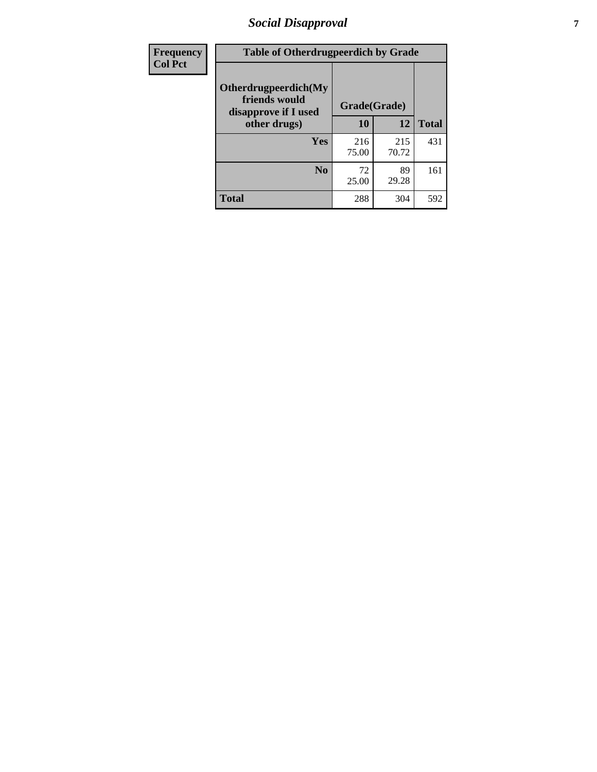| Frequency<br>Col Pct | Table of Otherdrugpeerdich by Grade | | |
|---|---|---|---|
| Otherdrugpeerdich(My friends would disapprove if I used other drugs) | Grade(Grade) | | |
| | 10 | 12 | Total |
| Yes | 216<br>75.00 | 215<br>70.72 | 431 |
| No | 72<br>25.00 | 89<br>29.28 | 161 |
| Total | 288 | 304 | 592 |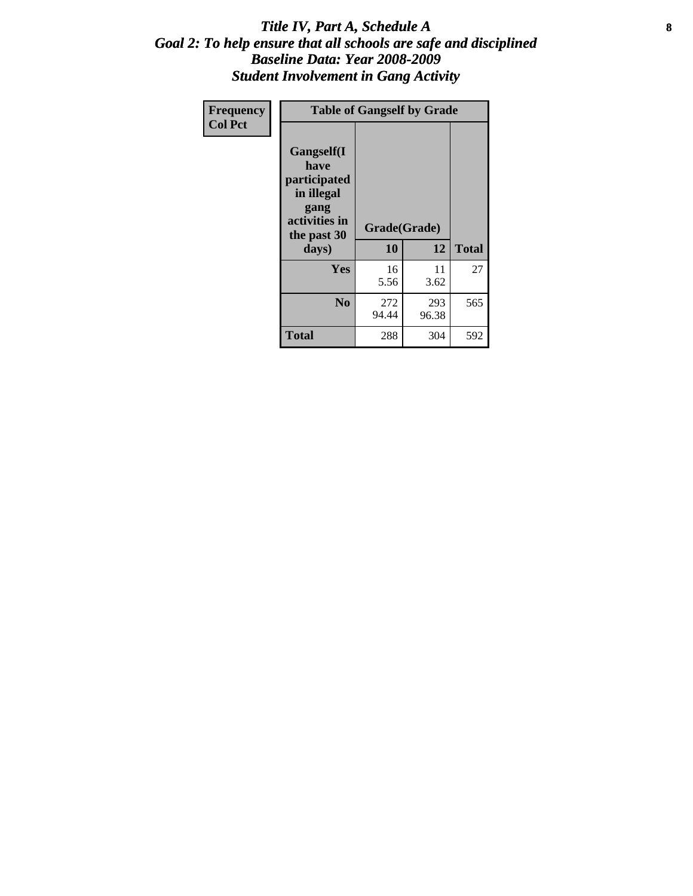# *Title IV, Part A, Schedule A*
## *Goal 2: To help ensure that all schools are safe and disciplined*
## *Baseline Data: Year 2008-2009*
## *Student Involvement in Gang Activity*

**Frequency**
**Col Pct**

| Table of Gangself by Grade | | | |
|---|---|---|---|
| **Gangself(I have participated in illegal gang activities in the past 30 days)** | **Grade(Grade)** | | |
| | **10** | **12** | **Total** |
| **Yes** | 16<br>5.56 | 11<br>3.62 | 27 |
| **No** | 272<br>94.44 | 293<br>96.38 | 565 |
| **Total** | 288 | 304 | 592 |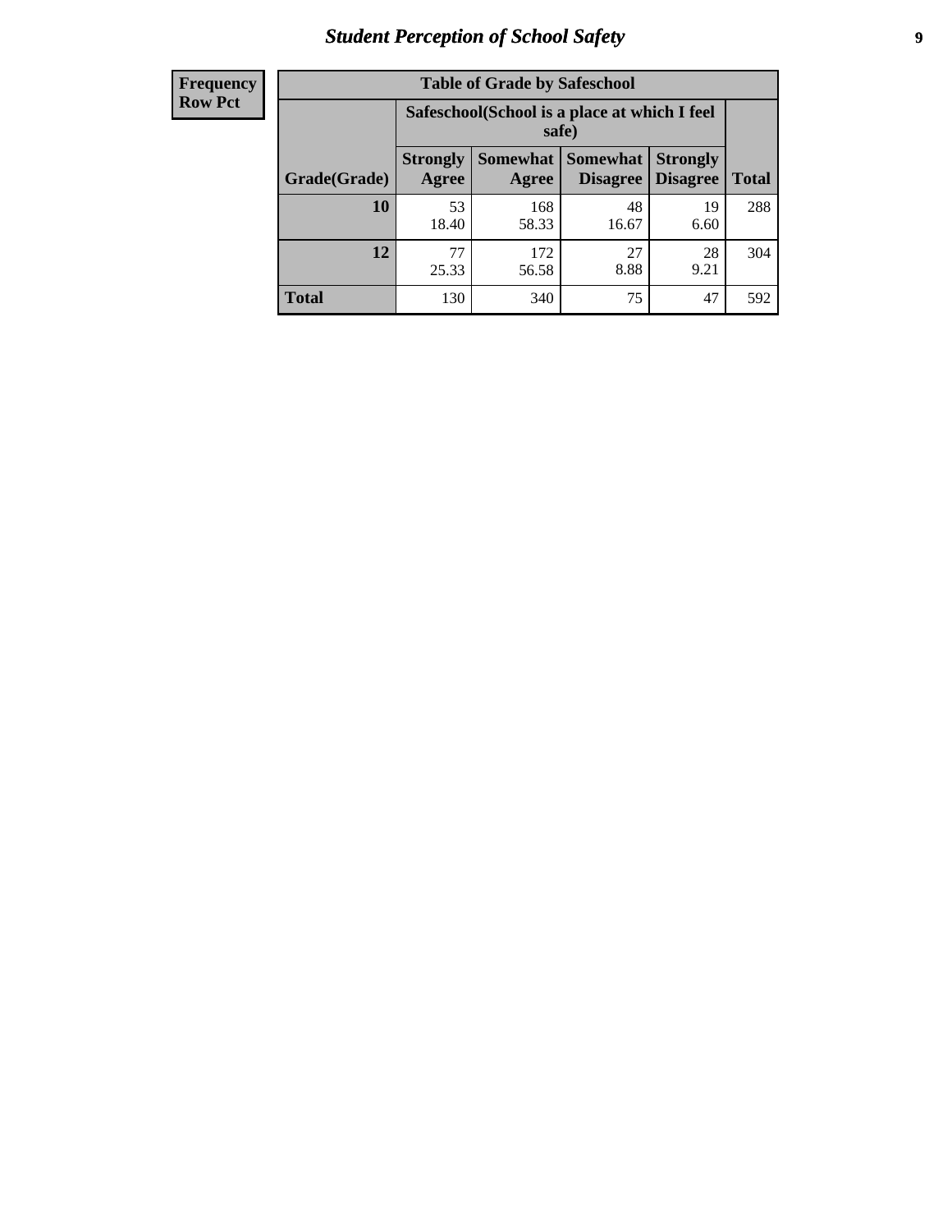| Frequency Row Pct |
|---|

| Table of Grade by Safeschool | | | | | |
|---|---|---|---|---|---|
| | Safeschool(School is a place at which I feel safe) | | | | |
| Grade(Grade) | Strongly Agree | Somewhat Agree | Somewhat Disagree | Strongly Disagree | Total |
| 10 | 53<br>18.40 | 168<br>58.33 | 48<br>16.67 | 19<br>6.60 | 288 |
| 12 | 77<br>25.33 | 172<br>56.58 | 27<br>8.88 | 28<br>9.21 | 304 |
| Total | 130 | 340 | 75 | 47 | 592 |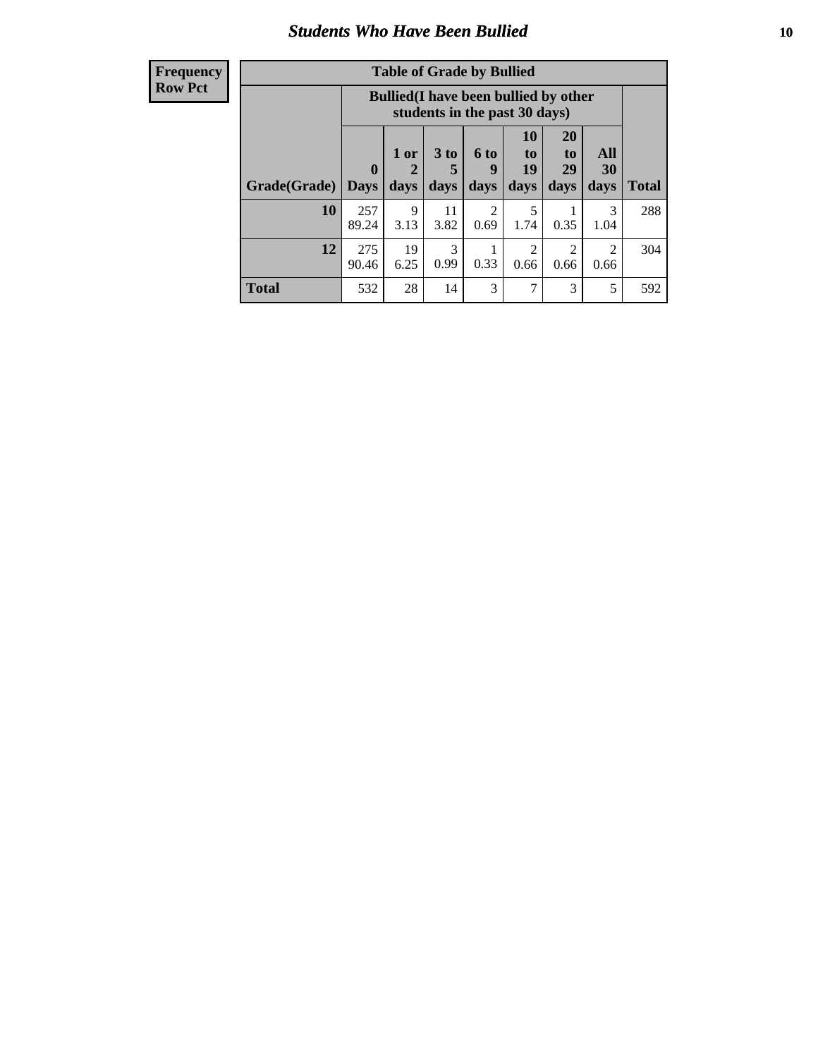## Students Who Have Been Bullied

| Frequency<br>Row Pct |
|---|

**Table of Grade by Bullied**

| Grade(Grade) | Bullied(I have been bullied by other students in the past 30 days) | | | | | | | Total |
|---|---|---|---|---|---|---|---|---|
| | 0 Days | 1 or 2 days | 3 to 5 days | 6 to 9 days | 10 to 19 days | 20 to 29 days | All 30 days | |
| **10** | 257<br>89.24 | 9<br>3.13 | 11<br>3.82 | 2<br>0.69 | 5<br>1.74 | 1<br>0.35 | 3<br>1.04 | 288 |
| **12** | 275<br>90.46 | 19<br>6.25 | 3<br>0.99 | 1<br>0.33 | 2<br>0.66 | 2<br>0.66 | 2<br>0.66 | 304 |
| **Total** | 532 | 28 | 14 | 3 | 7 | 3 | 5 | 592 |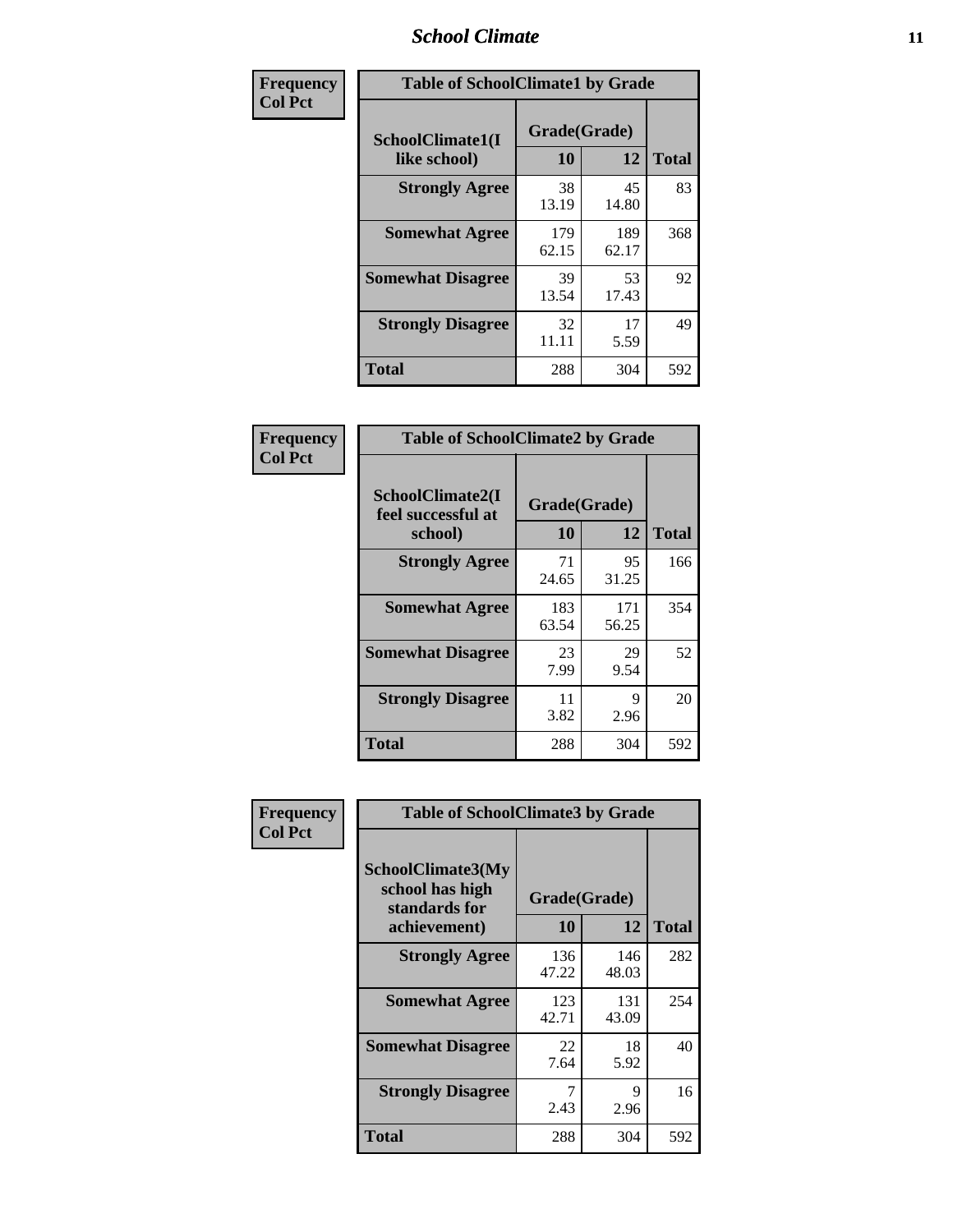# School Climate

| Frequency Col Pct | Table of SchoolClimate1 by Grade | | |
|---|---|---|---|
| SchoolClimate1(I like school) | Grade(Grade) | | Total |
| | 10 | 12 | |
| Strongly Agree | 38<br>13.19 | 45<br>14.80 | 83 |
| Somewhat Agree | 179<br>62.15 | 189<br>62.17 | 368 |
| Somewhat Disagree | 39<br>13.54 | 53<br>17.43 | 92 |
| Strongly Disagree | 32<br>11.11 | 17<br>5.59 | 49 |
| Total | 288 | 304 | 592 |

| Frequency Col Pct | Table of SchoolClimate2 by Grade | | |
|---|---|---|---|
| SchoolClimate2(I feel successful at school) | Grade(Grade) | | Total |
| | 10 | 12 | |
| Strongly Agree | 71<br>24.65 | 95<br>31.25 | 166 |
| Somewhat Agree | 183<br>63.54 | 171<br>56.25 | 354 |
| Somewhat Disagree | 23<br>7.99 | 29<br>9.54 | 52 |
| Strongly Disagree | 11<br>3.82 | 9<br>2.96 | 20 |
| Total | 288 | 304 | 592 |

| Frequency Col Pct | Table of SchoolClimate3 by Grade | | |
|---|---|---|---|
| SchoolClimate3(My school has high standards for achievement) | Grade(Grade) | | Total |
| | 10 | 12 | |
| Strongly Agree | 136<br>47.22 | 146<br>48.03 | 282 |
| Somewhat Agree | 123<br>42.71 | 131<br>43.09 | 254 |
| Somewhat Disagree | 22<br>7.64 | 18<br>5.92 | 40 |
| Strongly Disagree | 7<br>2.43 | 9<br>2.96 | 16 |
| Total | 288 | 304 | 592 |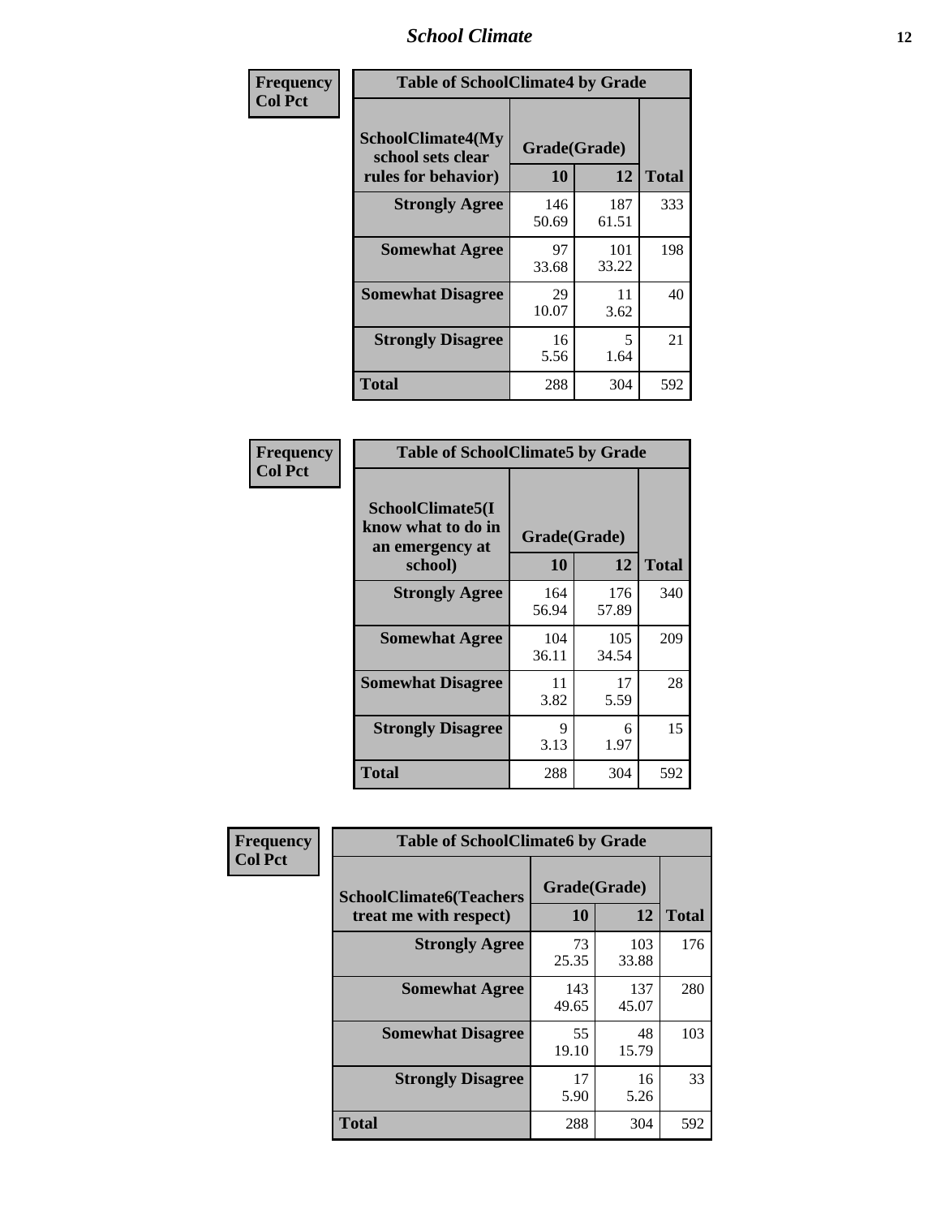| Frequency Col Pct | Table of SchoolClimate4 by Grade | | |
|---|---|---|---|
| SchoolClimate4(My school sets clear rules for behavior) | Grade(Grade) | | |
| | 10 | 12 | Total |
| Strongly Agree | 146<br>50.69 | 187<br>61.51 | 333 |
| Somewhat Agree | 97<br>33.68 | 101<br>33.22 | 198 |
| Somewhat Disagree | 29<br>10.07 | 11<br>3.62 | 40 |
| Strongly Disagree | 16<br>5.56 | 5<br>1.64 | 21 |
| Total | 288 | 304 | 592 |

| Frequency Col Pct | Table of SchoolClimate5 by Grade | | |
|---|---|---|---|
| SchoolClimate5(I know what to do in an emergency at school) | Grade(Grade) | | |
| | 10 | 12 | Total |
| Strongly Agree | 164<br>56.94 | 176<br>57.89 | 340 |
| Somewhat Agree | 104<br>36.11 | 105<br>34.54 | 209 |
| Somewhat Disagree | 11<br>3.82 | 17<br>5.59 | 28 |
| Strongly Disagree | 9<br>3.13 | 6<br>1.97 | 15 |
| Total | 288 | 304 | 592 |

| Frequency Col Pct | Table of SchoolClimate6 by Grade | | |
|---|---|---|---|
| SchoolClimate6(Teachers treat me with respect) | Grade(Grade) | | |
| | 10 | 12 | Total |
| Strongly Agree | 73<br>25.35 | 103<br>33.88 | 176 |
| Somewhat Agree | 143<br>49.65 | 137<br>45.07 | 280 |
| Somewhat Disagree | 55<br>19.10 | 48<br>15.79 | 103 |
| Strongly Disagree | 17<br>5.90 | 16<br>5.26 | 33 |
| Total | 288 | 304 | 592 |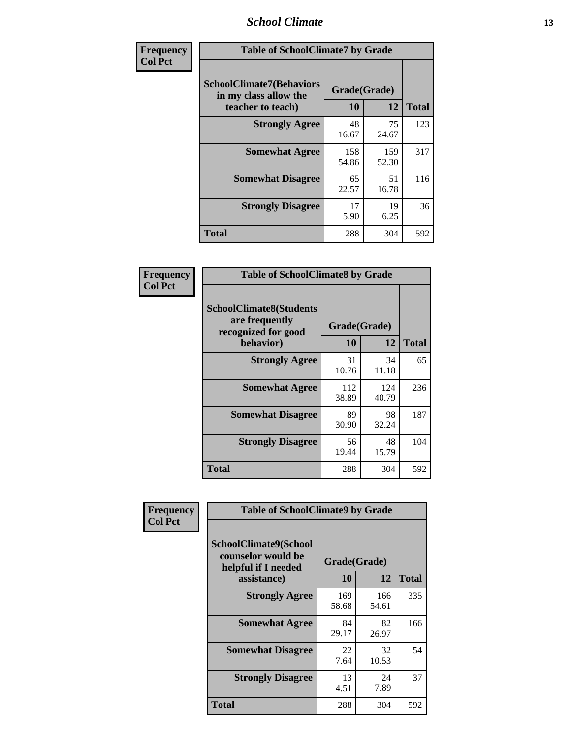| Frequency<br>Col Pct |
|---|

**Table of SchoolClimate7 by Grade**

| SchoolClimate7(Behaviors in my class allow the teacher to teach) | Grade(Grade) | | Total |
|---|---|---|---|
| | 10 | 12 | |
| **Strongly Agree** | 48<br>16.67 | 75<br>24.67 | 123 |
| **Somewhat Agree** | 158<br>54.86 | 159<br>52.30 | 317 |
| **Somewhat Disagree** | 65<br>22.57 | 51<br>16.78 | 116 |
| **Strongly Disagree** | 17<br>5.90 | 19<br>6.25 | 36 |
| **Total** | 288 | 304 | 592 |

| Frequency<br>Col Pct |
|---|

**Table of SchoolClimate8 by Grade**

| SchoolClimate8(Students are frequently recognized for good behavior) | Grade(Grade) | | Total |
|---|---|---|---|
| | 10 | 12 | |
| **Strongly Agree** | 31<br>10.76 | 34<br>11.18 | 65 |
| **Somewhat Agree** | 112<br>38.89 | 124<br>40.79 | 236 |
| **Somewhat Disagree** | 89<br>30.90 | 98<br>32.24 | 187 |
| **Strongly Disagree** | 56<br>19.44 | 48<br>15.79 | 104 |
| **Total** | 288 | 304 | 592 |

| Frequency<br>Col Pct |
|---|

**Table of SchoolClimate9 by Grade**

| SchoolClimate9(School counselor would be helpful if I needed assistance) | Grade(Grade) | | Total |
|---|---|---|---|
| | 10 | 12 | |
| **Strongly Agree** | 169<br>58.68 | 166<br>54.61 | 335 |
| **Somewhat Agree** | 84<br>29.17 | 82<br>26.97 | 166 |
| **Somewhat Disagree** | 22<br>7.64 | 32<br>10.53 | 54 |
| **Strongly Disagree** | 13<br>4.51 | 24<br>7.89 | 37 |
| **Total** | 288 | 304 | 592 |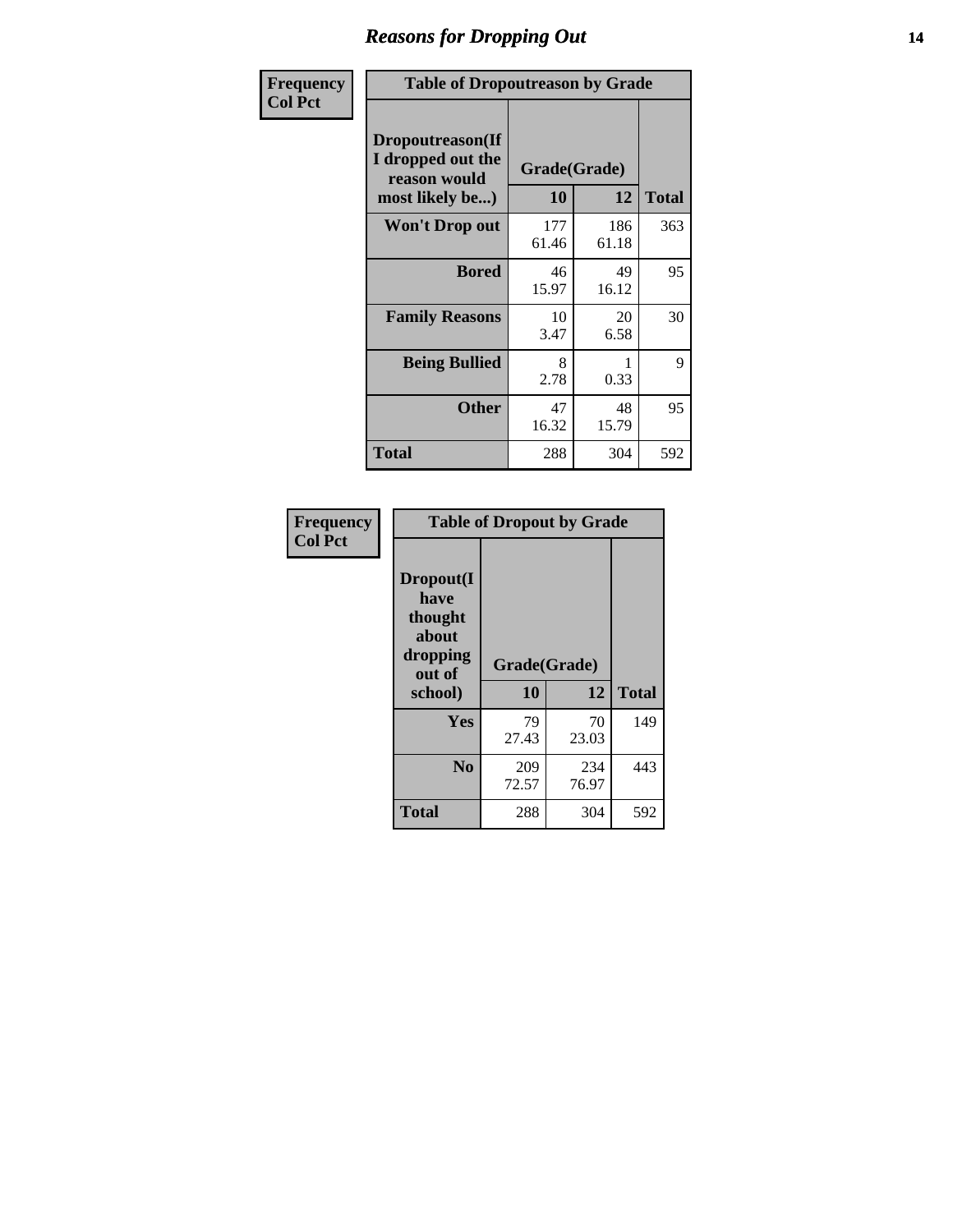# Reasons for Dropping Out

Frequency
Col Pct

| Table of Dropoutreason by Grade | | | |
|---|---|---|---|
| Dropoutreason(If I dropped out the reason would most likely be...) | Grade(Grade) | | |
| | 10 | 12 | Total |
| Won't Drop out | 177<br>61.46 | 186<br>61.18 | 363 |
| Bored | 46<br>15.97 | 49<br>16.12 | 95 |
| Family Reasons | 10<br>3.47 | 20<br>6.58 | 30 |
| Being Bullied | 8<br>2.78 | 1<br>0.33 | 9 |
| Other | 47<br>16.32 | 48<br>15.79 | 95 |
| Total | 288 | 304 | 592 |

Frequency
Col Pct

| Table of Dropout by Grade | | | |
|---|---|---|---|
| Dropout(I have thought about dropping out of school) | Grade(Grade) | | |
| | 10 | 12 | Total |
| Yes | 79<br>27.43 | 70<br>23.03 | 149 |
| No | 209<br>72.57 | 234<br>76.97 | 443 |
| Total | 288 | 304 | 592 |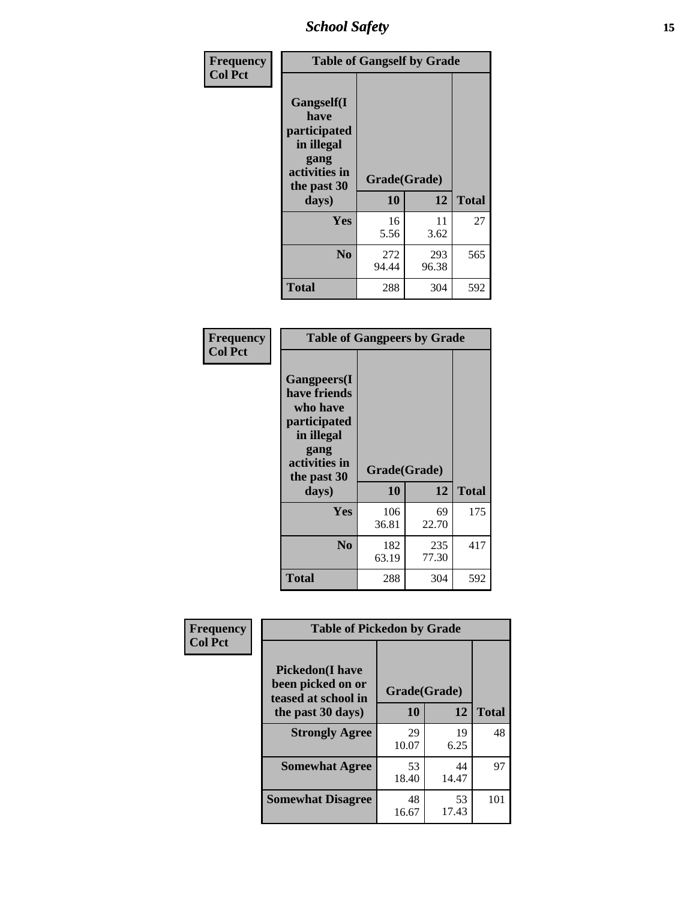| Frequency Col Pct | Table of Gangself by Grade | | |
|---|---|---|---|
| Gangself(I have participated in illegal gang activities in the past 30 days) | Grade(Grade) | | |
| | 10 | 12 | Total |
| Yes | 16<br>5.56 | 11<br>3.62 | 27 |
| No | 272<br>94.44 | 293<br>96.38 | 565 |
| Total | 288 | 304 | 592 |

| Frequency Col Pct | Table of Gangpeers by Grade | | |
|---|---|---|---|
| Gangpeers(I have friends who have participated in illegal gang activities in the past 30 days) | Grade(Grade) | | |
| | 10 | 12 | Total |
| Yes | 106<br>36.81 | 69<br>22.70 | 175 |
| No | 182<br>63.19 | 235<br>77.30 | 417 |
| Total | 288 | 304 | 592 |

| Frequency Col Pct | Table of Pickedon by Grade | | |
|---|---|---|---|
| Pickedon(I have been picked on or teased at school in the past 30 days) | Grade(Grade) | | |
| | 10 | 12 | Total |
| Strongly Agree | 29<br>10.07 | 19<br>6.25 | 48 |
| Somewhat Agree | 53<br>18.40 | 44<br>14.47 | 97 |
| Somewhat Disagree | 48<br>16.67 | 53<br>17.43 | 101 |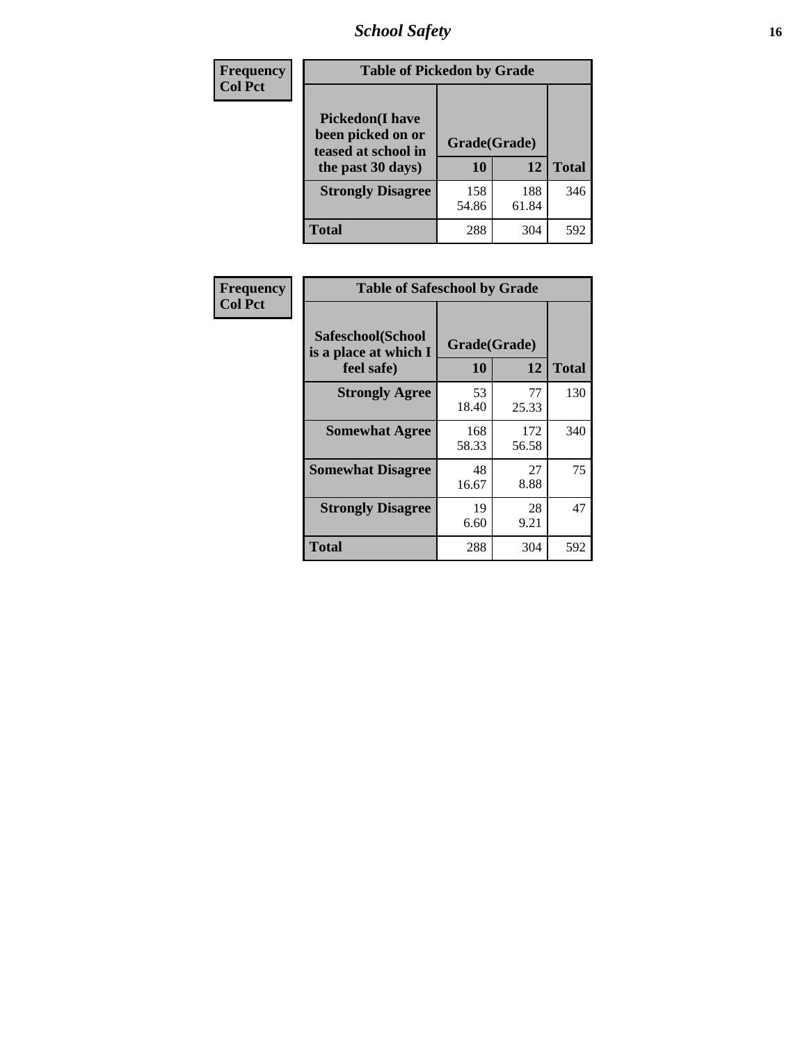| Frequency<br>Col Pct | Table of Pickedon by Grade | | |
|---|---|---|---|
| Pickedon(I have been picked on or teased at school in the past 30 days) | Grade(Grade) | | |
| | 10 | 12 | Total |
| Strongly Disagree | 158<br>54.86 | 188<br>61.84 | 346 |
| Total | 288 | 304 | 592 |

| Frequency<br>Col Pct | Table of Safeschool by Grade | | |
|---|---|---|---|
| Safeschool(School is a place at which I feel safe) | Grade(Grade) | | |
| | 10 | 12 | Total |
| Strongly Agree | 53<br>18.40 | 77<br>25.33 | 130 |
| Somewhat Agree | 168<br>58.33 | 172<br>56.58 | 340 |
| Somewhat Disagree | 48<br>16.67 | 27<br>8.88 | 75 |
| Strongly Disagree | 19<br>6.60 | 28<br>9.21 | 47 |
| Total | 288 | 304 | 592 |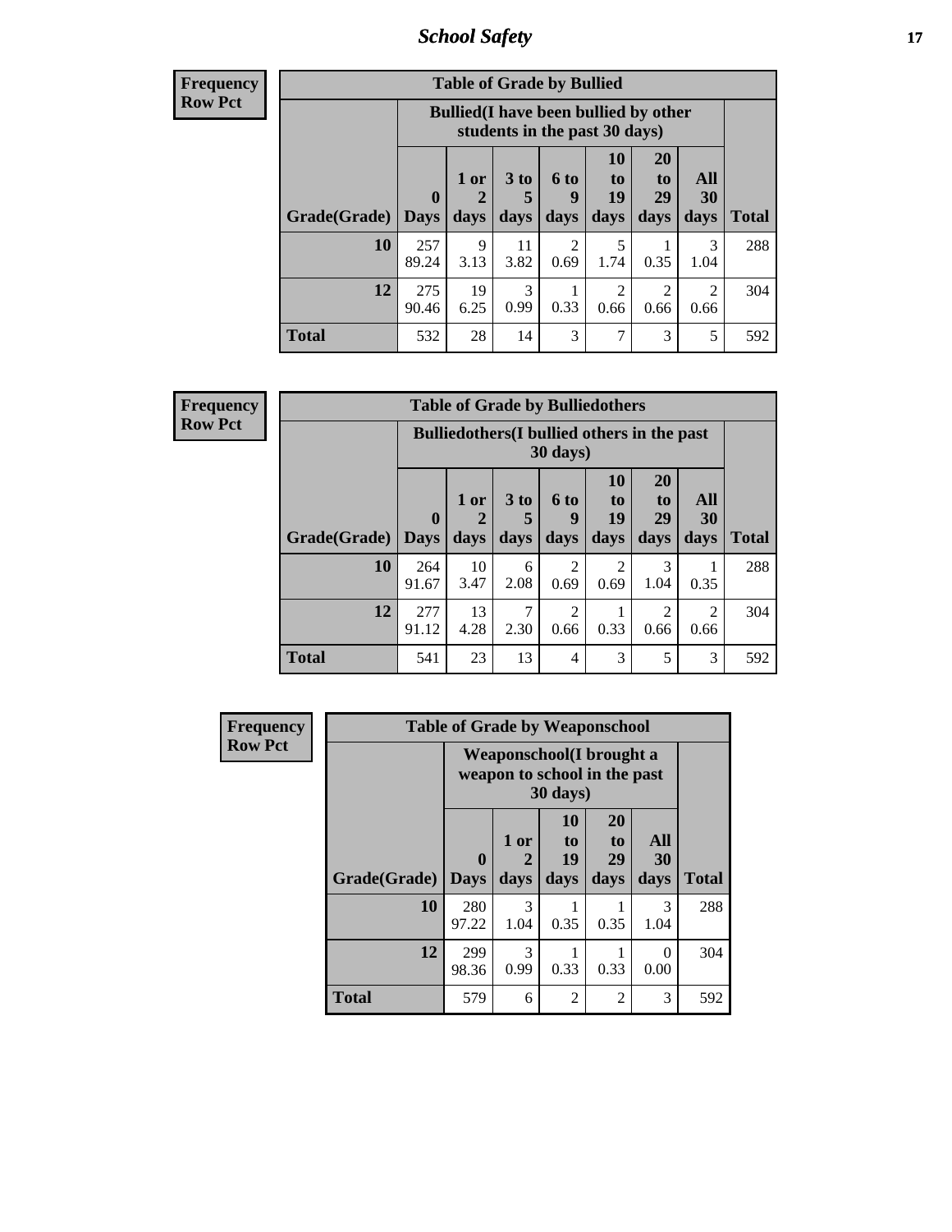| Frequency |
|---|
| Row Pct |

**Table of Grade by Bullied**

| Grade(Grade) | Bullied(I have been bullied by other students in the past 30 days) | | | | | | | Total |
|---|---|---|---|---|---|---|---|---|
| | 0 Days | 1 or 2 days | 3 to 5 days | 6 to 9 days | 10 to 19 days | 20 to 29 days | All 30 days | |
| 10 | 257<br>89.24 | 9<br>3.13 | 11<br>3.82 | 2<br>0.69 | 5<br>1.74 | 1<br>0.35 | 3<br>1.04 | 288 |
| 12 | 275<br>90.46 | 19<br>6.25 | 3<br>0.99 | 1<br>0.33 | 2<br>0.66 | 2<br>0.66 | 2<br>0.66 | 304 |
| Total | 532 | 28 | 14 | 3 | 7 | 3 | 5 | 592 |

| Frequency |
|---|
| Row Pct |

**Table of Grade by Bulliedothers**

| Grade(Grade) | Bulliedothers(I bullied others in the past 30 days) | | | | | | | Total |
|---|---|---|---|---|---|---|---|---|
| | 0 Days | 1 or 2 days | 3 to 5 days | 6 to 9 days | 10 to 19 days | 20 to 29 days | All 30 days | |
| 10 | 264<br>91.67 | 10<br>3.47 | 6<br>2.08 | 2<br>0.69 | 2<br>0.69 | 3<br>1.04 | 1<br>0.35 | 288 |
| 12 | 277<br>91.12 | 13<br>4.28 | 7<br>2.30 | 2<br>0.66 | 1<br>0.33 | 2<br>0.66 | 2<br>0.66 | 304 |
| Total | 541 | 23 | 13 | 4 | 3 | 5 | 3 | 592 |

| Frequency |
|---|
| Row Pct |

**Table of Grade by Weaponschool**

| Grade(Grade) | Weaponschool(I brought a weapon to school in the past 30 days) | | | | | Total |
|---|---|---|---|---|---|---|
| | 0 Days | 1 or 2 days | 10 to 19 days | 20 to 29 days | All 30 days | |
| 10 | 280<br>97.22 | 3<br>1.04 | 1<br>0.35 | 1<br>0.35 | 3<br>1.04 | 288 |
| 12 | 299<br>98.36 | 3<br>0.99 | 1<br>0.33 | 1<br>0.33 | 0<br>0.00 | 304 |
| Total | 579 | 6 | 2 | 2 | 3 | 592 |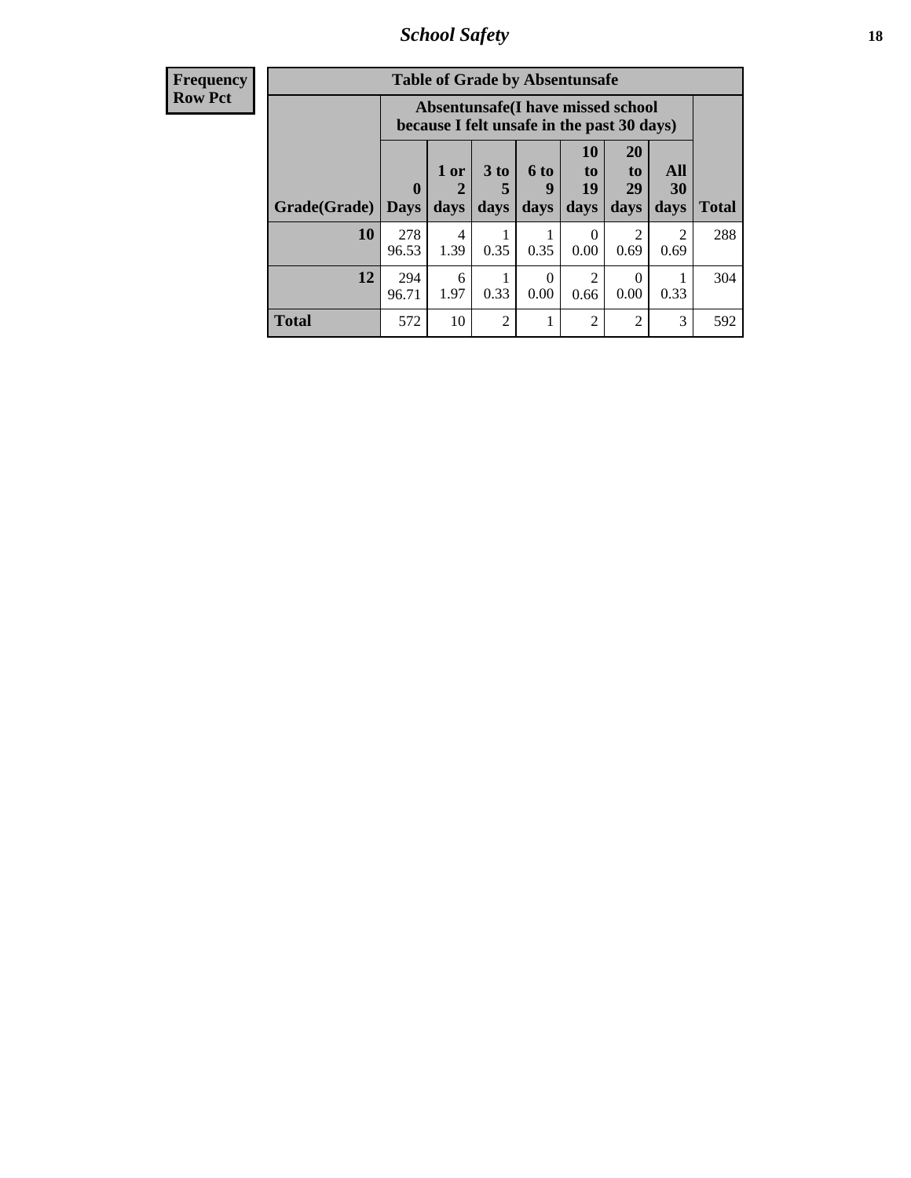## School Safety

**Frequency**
**Row Pct**

| Table of Grade by Absentunsafe | | | | | | | | |
|---|---|---|---|---|---|---|---|---|
| | Absentunsafe(I have missed school because I felt unsafe in the past 30 days) | | | | | | | |
| Grade(Grade) | 0 Days | 1 or 2 days | 3 to 5 days | 6 to 9 days | 10 to 19 days | 20 to 29 days | All 30 days | Total |
| **10** | 278<br>96.53 | 4<br>1.39 | 1<br>0.35 | 1<br>0.35 | 0<br>0.00 | 2<br>0.69 | 2<br>0.69 | 288 |
| **12** | 294<br>96.71 | 6<br>1.97 | 1<br>0.33 | 0<br>0.00 | 2<br>0.66 | 0<br>0.00 | 1<br>0.33 | 304 |
| **Total** | 572 | 10 | 2 | 1 | 2 | 2 | 3 | 592 |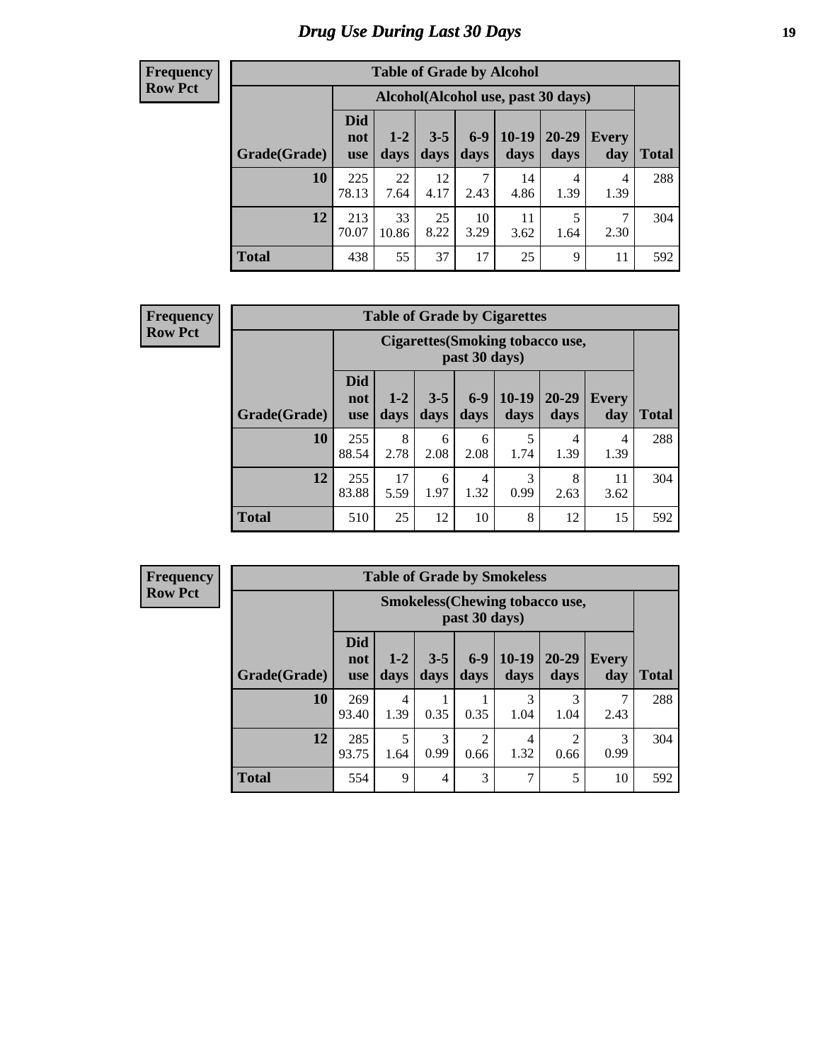# Drug Use During Last 30 Days

**Frequency**
**Row Pct**

| Table of Grade by Alcohol | | | | | | | | |
|---|---|---|---|---|---|---|---|---|
| | Alcohol(Alcohol use, past 30 days) | | | | | | | |
| Grade(Grade) | Did not use | 1-2 days | 3-5 days | 6-9 days | 10-19 days | 20-29 days | Every day | Total |
| 10 | 225<br>78.13 | 22<br>7.64 | 12<br>4.17 | 7<br>2.43 | 14<br>4.86 | 4<br>1.39 | 4<br>1.39 | 288 |
| 12 | 213<br>70.07 | 33<br>10.86 | 25<br>8.22 | 10<br>3.29 | 11<br>3.62 | 5<br>1.64 | 7<br>2.30 | 304 |
| Total | 438 | 55 | 37 | 17 | 25 | 9 | 11 | 592 |

**Frequency**
**Row Pct**

| Table of Grade by Cigarettes | | | | | | | | |
|---|---|---|---|---|---|---|---|---|
| | Cigarettes(Smoking tobacco use, past 30 days) | | | | | | | |
| Grade(Grade) | Did not use | 1-2 days | 3-5 days | 6-9 days | 10-19 days | 20-29 days | Every day | Total |
| 10 | 255<br>88.54 | 8<br>2.78 | 6<br>2.08 | 6<br>2.08 | 5<br>1.74 | 4<br>1.39 | 4<br>1.39 | 288 |
| 12 | 255<br>83.88 | 17<br>5.59 | 6<br>1.97 | 4<br>1.32 | 3<br>0.99 | 8<br>2.63 | 11<br>3.62 | 304 |
| Total | 510 | 25 | 12 | 10 | 8 | 12 | 15 | 592 |

**Frequency**
**Row Pct**

| Table of Grade by Smokeless | | | | | | | | |
|---|---|---|---|---|---|---|---|---|
| | Smokeless(Chewing tobacco use, past 30 days) | | | | | | | |
| Grade(Grade) | Did not use | 1-2 days | 3-5 days | 6-9 days | 10-19 days | 20-29 days | Every day | Total |
| 10 | 269<br>93.40 | 4<br>1.39 | 1<br>0.35 | 1<br>0.35 | 3<br>1.04 | 3<br>1.04 | 7<br>2.43 | 288 |
| 12 | 285<br>93.75 | 5<br>1.64 | 3<br>0.99 | 2<br>0.66 | 4<br>1.32 | 2<br>0.66 | 3<br>0.99 | 304 |
| Total | 554 | 9 | 4 | 3 | 7 | 5 | 10 | 592 |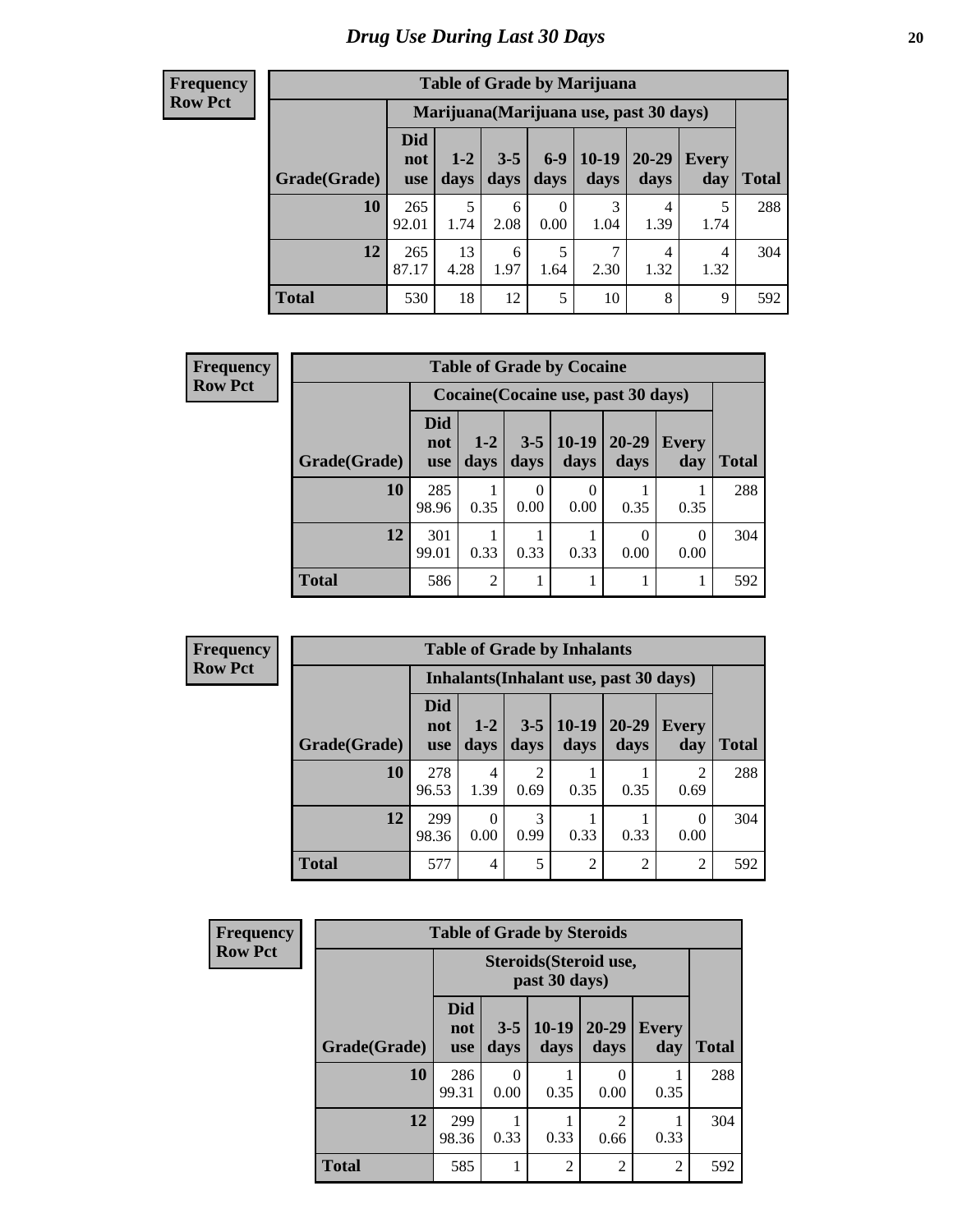# Drug Use During Last 30 Days

**Frequency**
**Row Pct**

| Table of Grade by Marijuana | | | | | | | | |
|---|---|---|---|---|---|---|---|---|
| | Marijuana(Marijuana use, past 30 days) | | | | | | | |
| Grade(Grade) | Did not use | 1-2 days | 3-5 days | 6-9 days | 10-19 days | 20-29 days | Every day | Total |
| **10** | 265 92.01 | 5 1.74 | 6 2.08 | 0 0.00 | 3 1.04 | 4 1.39 | 5 1.74 | 288 |
| **12** | 265 87.17 | 13 4.28 | 6 1.97 | 5 1.64 | 7 2.30 | 4 1.32 | 4 1.32 | 304 |
| **Total** | 530 | 18 | 12 | 5 | 10 | 8 | 9 | 592 |

**Frequency**
**Row Pct**

| Table of Grade by Cocaine | | | | | | | |
|---|---|---|---|---|---|---|---|
| | Cocaine(Cocaine use, past 30 days) | | | | | | |
| Grade(Grade) | Did not use | 1-2 days | 3-5 days | 10-19 days | 20-29 days | Every day | Total |
| **10** | 285 98.96 | 1 0.35 | 0 0.00 | 0 0.00 | 1 0.35 | 1 0.35 | 288 |
| **12** | 301 99.01 | 1 0.33 | 1 0.33 | 1 0.33 | 0 0.00 | 0 0.00 | 304 |
| **Total** | 586 | 2 | 1 | 1 | 1 | 1 | 592 |

**Frequency**
**Row Pct**

| Table of Grade by Inhalants | | | | | | | |
|---|---|---|---|---|---|---|---|
| | Inhalants(Inhalant use, past 30 days) | | | | | | |
| Grade(Grade) | Did not use | 1-2 days | 3-5 days | 10-19 days | 20-29 days | Every day | Total |
| **10** | 278 96.53 | 4 1.39 | 2 0.69 | 1 0.35 | 1 0.35 | 2 0.69 | 288 |
| **12** | 299 98.36 | 0 0.00 | 3 0.99 | 1 0.33 | 1 0.33 | 0 0.00 | 304 |
| **Total** | 577 | 4 | 5 | 2 | 2 | 2 | 592 |

**Frequency**
**Row Pct**

| Table of Grade by Steroids | | | | | | |
|---|---|---|---|---|---|---|
| | Steroids(Steroid use, past 30 days) | | | | | |
| Grade(Grade) | Did not use | 3-5 days | 10-19 days | 20-29 days | Every day | Total |
| **10** | 286 99.31 | 0 0.00 | 1 0.35 | 0 0.00 | 1 0.35 | 288 |
| **12** | 299 98.36 | 1 0.33 | 1 0.33 | 2 0.66 | 1 0.33 | 304 |
| **Total** | 585 | 1 | 2 | 2 | 2 | 592 |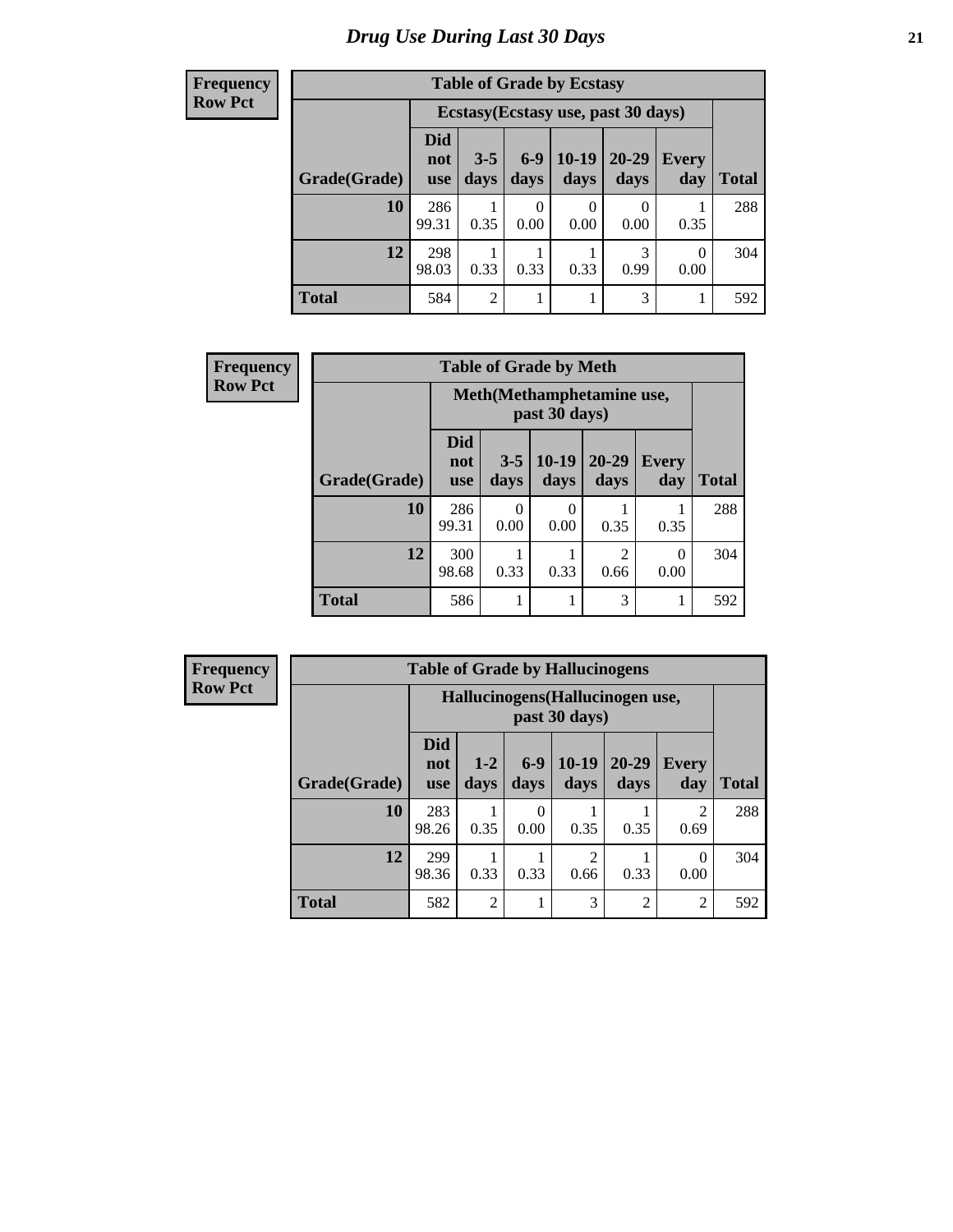# Drug Use During Last 30 Days

**Frequency**
**Row Pct**

| Table of Grade by Ecstasy | | | | | | | |
|---|---|---|---|---|---|---|---|
| | Ecstasy(Ecstasy use, past 30 days) | | | | | | |
| Grade(Grade) | Did not use | 3-5 days | 6-9 days | 10-19 days | 20-29 days | Every day | Total |
| **10** | 286<br>99.31 | 1<br>0.35 | 0<br>0.00 | 0<br>0.00 | 0<br>0.00 | 1<br>0.35 | 288 |
| **12** | 298<br>98.03 | 1<br>0.33 | 1<br>0.33 | 1<br>0.33 | 3<br>0.99 | 0<br>0.00 | 304 |
| **Total** | 584 | 2 | 1 | 1 | 3 | 1 | 592 |

**Frequency**
**Row Pct**

| Table of Grade by Meth | | | | | | |
|---|---|---|---|---|---|---|
| | Meth(Methamphetamine use, past 30 days) | | | | | |
| Grade(Grade) | Did not use | 3-5 days | 10-19 days | 20-29 days | Every day | Total |
| **10** | 286<br>99.31 | 0<br>0.00 | 0<br>0.00 | 1<br>0.35 | 1<br>0.35 | 288 |
| **12** | 300<br>98.68 | 1<br>0.33 | 1<br>0.33 | 2<br>0.66 | 0<br>0.00 | 304 |
| **Total** | 586 | 1 | 1 | 3 | 1 | 592 |

**Frequency**
**Row Pct**

| Table of Grade by Hallucinogens | | | | | | | |
|---|---|---|---|---|---|---|---|
| | Hallucinogens(Hallucinogen use, past 30 days) | | | | | | |
| Grade(Grade) | Did not use | 1-2 days | 6-9 days | 10-19 days | 20-29 days | Every day | Total |
| **10** | 283<br>98.26 | 1<br>0.35 | 0<br>0.00 | 1<br>0.35 | 1<br>0.35 | 2<br>0.69 | 288 |
| **12** | 299<br>98.36 | 1<br>0.33 | 1<br>0.33 | 2<br>0.66 | 1<br>0.33 | 0<br>0.00 | 304 |
| **Total** | 582 | 2 | 1 | 3 | 2 | 2 | 592 |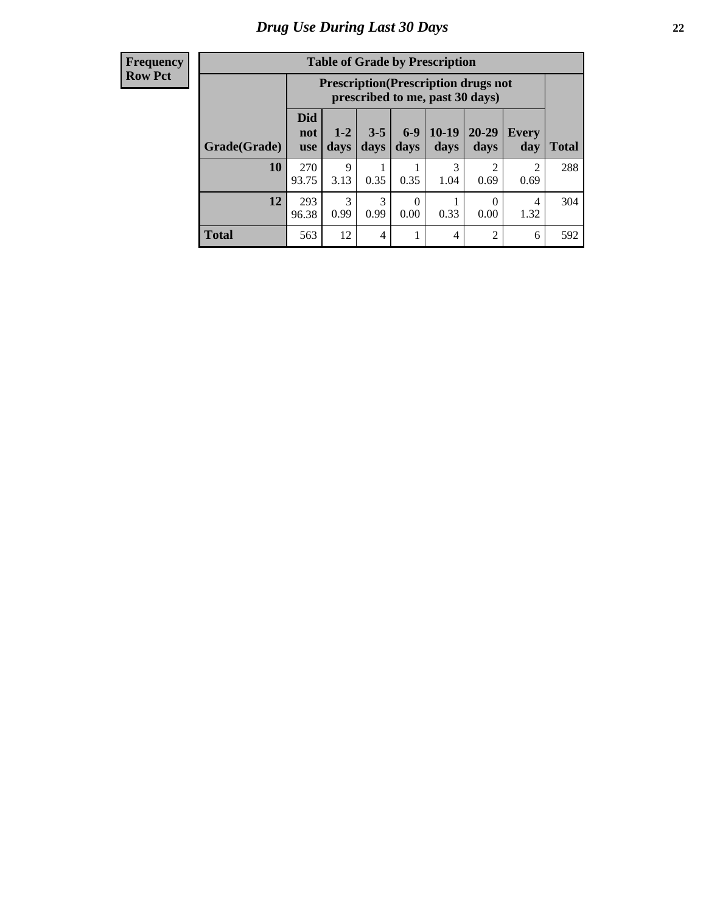## Drug Use During Last 30 Days

**Frequency**
**Row Pct**

| Table of Grade by Prescription | | | | | | | | |
|---|---|---|---|---|---|---|---|---|
| | Prescription(Prescription drugs not prescribed to me, past 30 days) | | | | | | | |
| Grade(Grade) | Did not use | 1-2 days | 3-5 days | 6-9 days | 10-19 days | 20-29 days | Every day | Total |
| **10** | 270<br>93.75 | 9<br>3.13 | 1<br>0.35 | 1<br>0.35 | 3<br>1.04 | 2<br>0.69 | 2<br>0.69 | 288 |
| **12** | 293<br>96.38 | 3<br>0.99 | 3<br>0.99 | 0<br>0.00 | 1<br>0.33 | 0<br>0.00 | 4<br>1.32 | 304 |
| **Total** | 563 | 12 | 4 | 1 | 4 | 2 | 6 | 592 |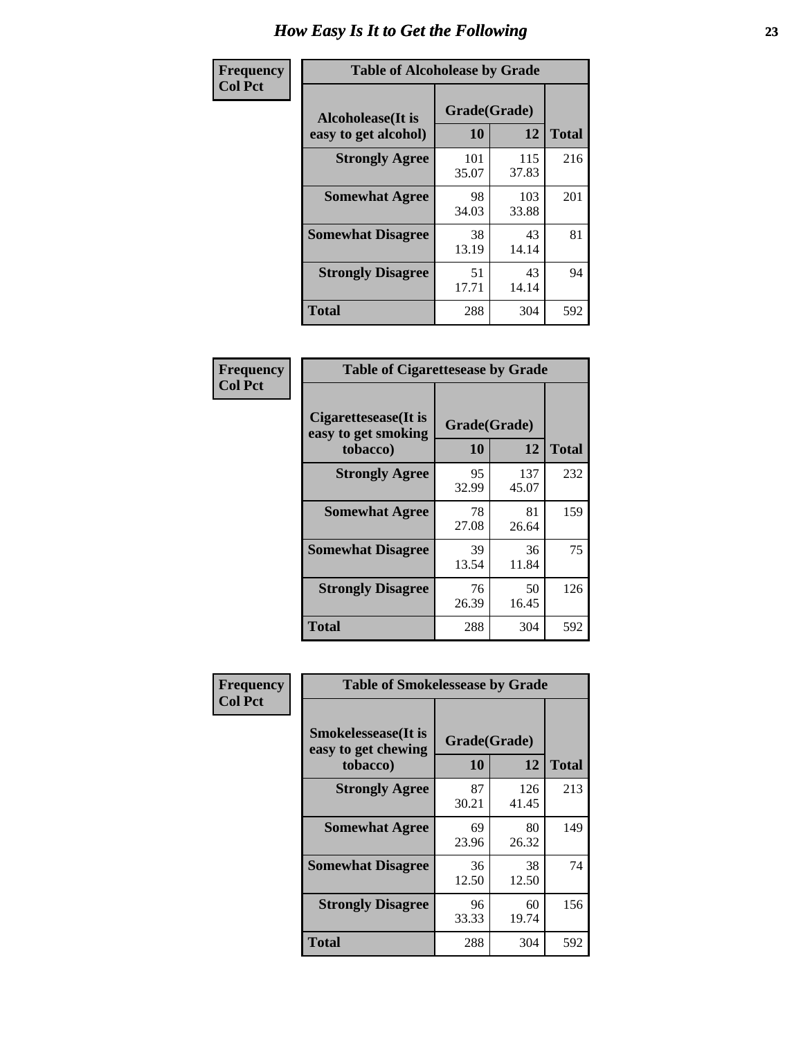# How Easy Is It to Get the Following

**Frequency / Col Pct**

| Table of Alcoholease by Grade | | | |
|---|---|---|---|
| Alcoholease(It is easy to get alcohol) | Grade(Grade) | | Total |
| | 10 | 12 | |
| Strongly Agree | 101<br>35.07 | 115<br>37.83 | 216 |
| Somewhat Agree | 98<br>34.03 | 103<br>33.88 | 201 |
| Somewhat Disagree | 38<br>13.19 | 43<br>14.14 | 81 |
| Strongly Disagree | 51<br>17.71 | 43<br>14.14 | 94 |
| Total | 288 | 304 | 592 |

**Frequency / Col Pct**

| Table of Cigarettesease by Grade | | | |
|---|---|---|---|
| Cigarettesease(It is easy to get smoking tobacco) | Grade(Grade) | | Total |
| | 10 | 12 | |
| Strongly Agree | 95<br>32.99 | 137<br>45.07 | 232 |
| Somewhat Agree | 78<br>27.08 | 81<br>26.64 | 159 |
| Somewhat Disagree | 39<br>13.54 | 36<br>11.84 | 75 |
| Strongly Disagree | 76<br>26.39 | 50<br>16.45 | 126 |
| Total | 288 | 304 | 592 |

**Frequency / Col Pct**

| Table of Smokelessease by Grade | | | |
|---|---|---|---|
| Smokelessease(It is easy to get chewing tobacco) | Grade(Grade) | | Total |
| | 10 | 12 | |
| Strongly Agree | 87<br>30.21 | 126<br>41.45 | 213 |
| Somewhat Agree | 69<br>23.96 | 80<br>26.32 | 149 |
| Somewhat Disagree | 36<br>12.50 | 38<br>12.50 | 74 |
| Strongly Disagree | 96<br>33.33 | 60<br>19.74 | 156 |
| Total | 288 | 304 | 592 |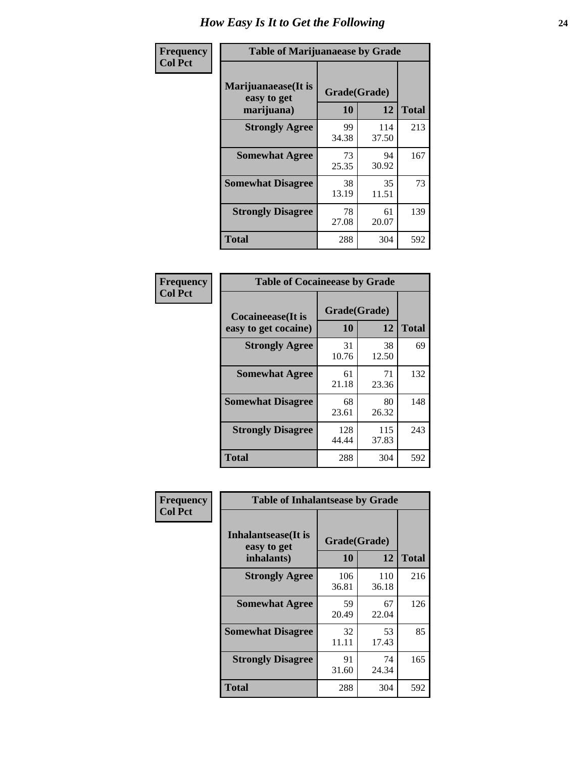# How Easy Is It to Get the Following

**Frequency**
**Col Pct**

**Table of Marijuanaease by Grade**

| Marijuanaease(It is easy to get marijuana) | Grade(Grade) | | Total |
|---|---|---|---|
| | 10 | 12 | |
| **Strongly Agree** | 99<br>34.38 | 114<br>37.50 | 213 |
| **Somewhat Agree** | 73<br>25.35 | 94<br>30.92 | 167 |
| **Somewhat Disagree** | 38<br>13.19 | 35<br>11.51 | 73 |
| **Strongly Disagree** | 78<br>27.08 | 61<br>20.07 | 139 |
| **Total** | 288 | 304 | 592 |

**Frequency**
**Col Pct**

**Table of Cocaineease by Grade**

| Cocaineease(It is easy to get cocaine) | Grade(Grade) | | Total |
|---|---|---|---|
| | 10 | 12 | |
| **Strongly Agree** | 31<br>10.76 | 38<br>12.50 | 69 |
| **Somewhat Agree** | 61<br>21.18 | 71<br>23.36 | 132 |
| **Somewhat Disagree** | 68<br>23.61 | 80<br>26.32 | 148 |
| **Strongly Disagree** | 128<br>44.44 | 115<br>37.83 | 243 |
| **Total** | 288 | 304 | 592 |

**Frequency**
**Col Pct**

**Table of Inhalantsease by Grade**

| Inhalantsease(It is easy to get inhalants) | Grade(Grade) | | Total |
|---|---|---|---|
| | 10 | 12 | |
| **Strongly Agree** | 106<br>36.81 | 110<br>36.18 | 216 |
| **Somewhat Agree** | 59<br>20.49 | 67<br>22.04 | 126 |
| **Somewhat Disagree** | 32<br>11.11 | 53<br>17.43 | 85 |
| **Strongly Disagree** | 91<br>31.60 | 74<br>24.34 | 165 |
| **Total** | 288 | 304 | 592 |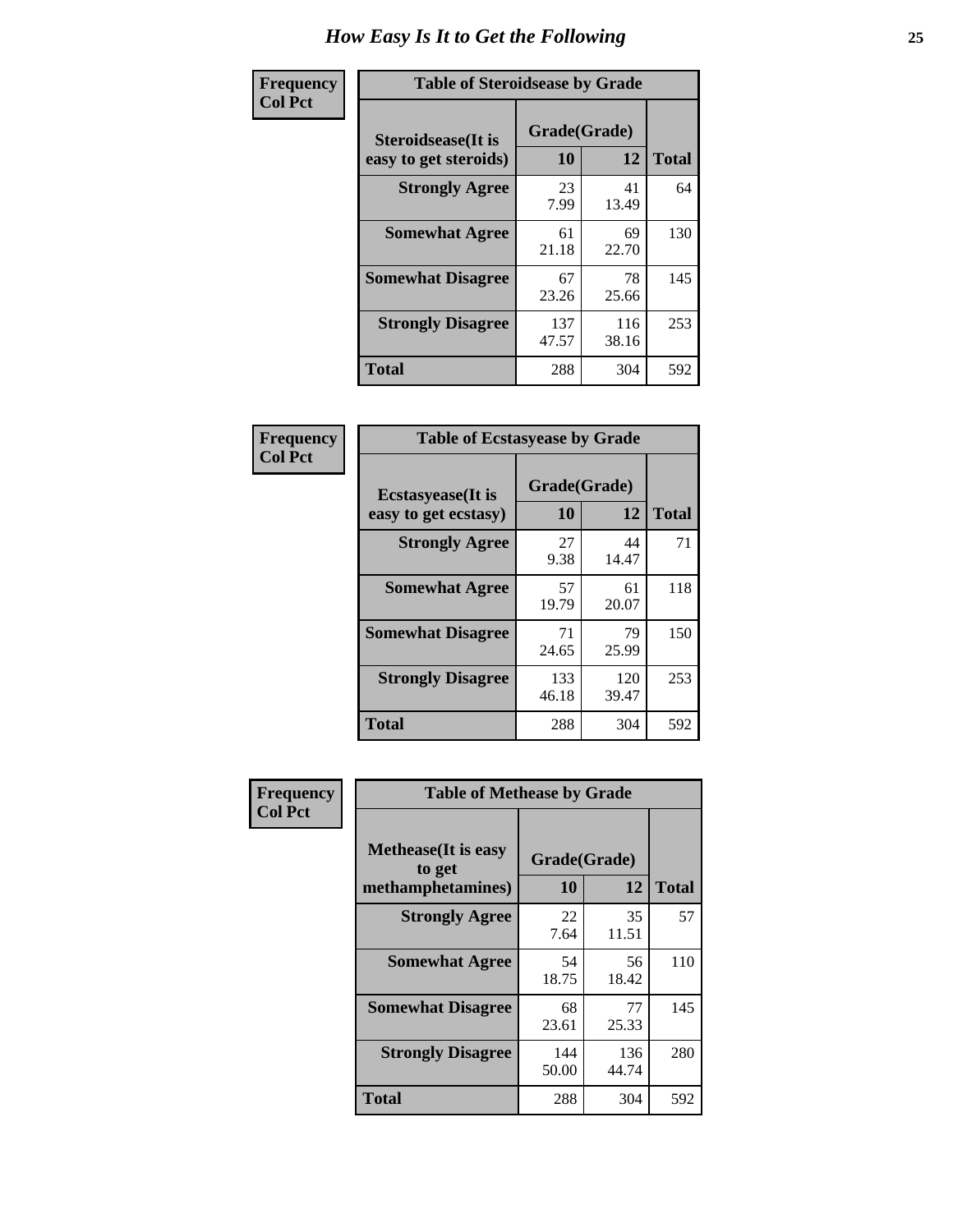# How Easy Is It to Get the Following

**Frequency**
**Col Pct**

**Table of Steroidsease by Grade**

| Steroidsease(It is easy to get steroids) | Grade(Grade) | | Total |
|---|---|---|---|
| | 10 | 12 | |
| **Strongly Agree** | 23<br>7.99 | 41<br>13.49 | 64 |
| **Somewhat Agree** | 61<br>21.18 | 69<br>22.70 | 130 |
| **Somewhat Disagree** | 67<br>23.26 | 78<br>25.66 | 145 |
| **Strongly Disagree** | 137<br>47.57 | 116<br>38.16 | 253 |
| **Total** | 288 | 304 | 592 |

**Frequency**
**Col Pct**

**Table of Ecstasyease by Grade**

| Ecstasyease(It is easy to get ecstasy) | Grade(Grade) | | Total |
|---|---|---|---|
| | 10 | 12 | |
| **Strongly Agree** | 27<br>9.38 | 44<br>14.47 | 71 |
| **Somewhat Agree** | 57<br>19.79 | 61<br>20.07 | 118 |
| **Somewhat Disagree** | 71<br>24.65 | 79<br>25.99 | 150 |
| **Strongly Disagree** | 133<br>46.18 | 120<br>39.47 | 253 |
| **Total** | 288 | 304 | 592 |

**Frequency**
**Col Pct**

**Table of Methease by Grade**

| Methease(It is easy to get methamphetamines) | Grade(Grade) | | Total |
|---|---|---|---|
| | 10 | 12 | |
| **Strongly Agree** | 22<br>7.64 | 35<br>11.51 | 57 |
| **Somewhat Agree** | 54<br>18.75 | 56<br>18.42 | 110 |
| **Somewhat Disagree** | 68<br>23.61 | 77<br>25.33 | 145 |
| **Strongly Disagree** | 144<br>50.00 | 136<br>44.74 | 280 |
| **Total** | 288 | 304 | 592 |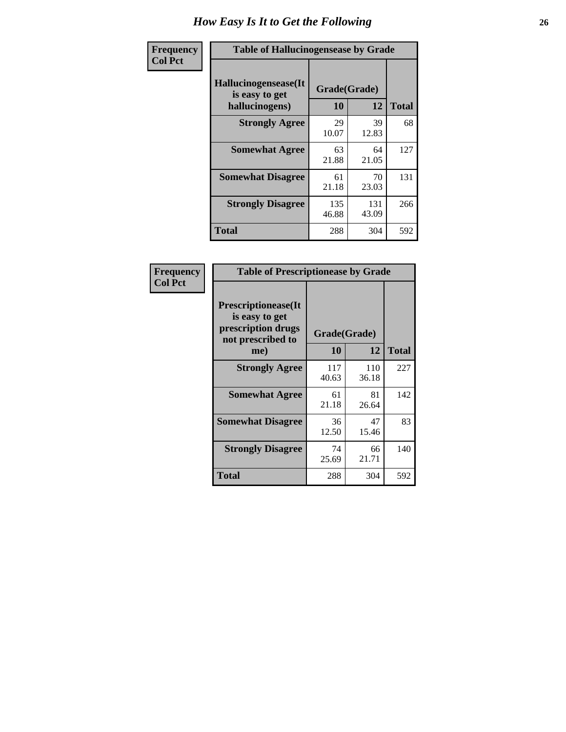# How Easy Is It to Get the Following

**Frequency / Col Pct**

**Table of Hallucinogensease by Grade**

| Hallucinogensease(It is easy to get hallucinogens) | Grade(Grade) 10 | 12 | Total |
|---|---|---|---|
| **Strongly Agree** | 29<br>10.07 | 39<br>12.83 | 68 |
| **Somewhat Agree** | 63<br>21.88 | 64<br>21.05 | 127 |
| **Somewhat Disagree** | 61<br>21.18 | 70<br>23.03 | 131 |
| **Strongly Disagree** | 135<br>46.88 | 131<br>43.09 | 266 |
| **Total** | 288 | 304 | 592 |

**Frequency / Col Pct**

**Table of Prescriptionease by Grade**

| Prescriptionease(It is easy to get prescription drugs not prescribed to me) | Grade(Grade) 10 | 12 | Total |
|---|---|---|---|
| **Strongly Agree** | 117<br>40.63 | 110<br>36.18 | 227 |
| **Somewhat Agree** | 61<br>21.18 | 81<br>26.64 | 142 |
| **Somewhat Disagree** | 36<br>12.50 | 47<br>15.46 | 83 |
| **Strongly Disagree** | 74<br>25.69 | 66<br>21.71 | 140 |
| **Total** | 288 | 304 | 592 |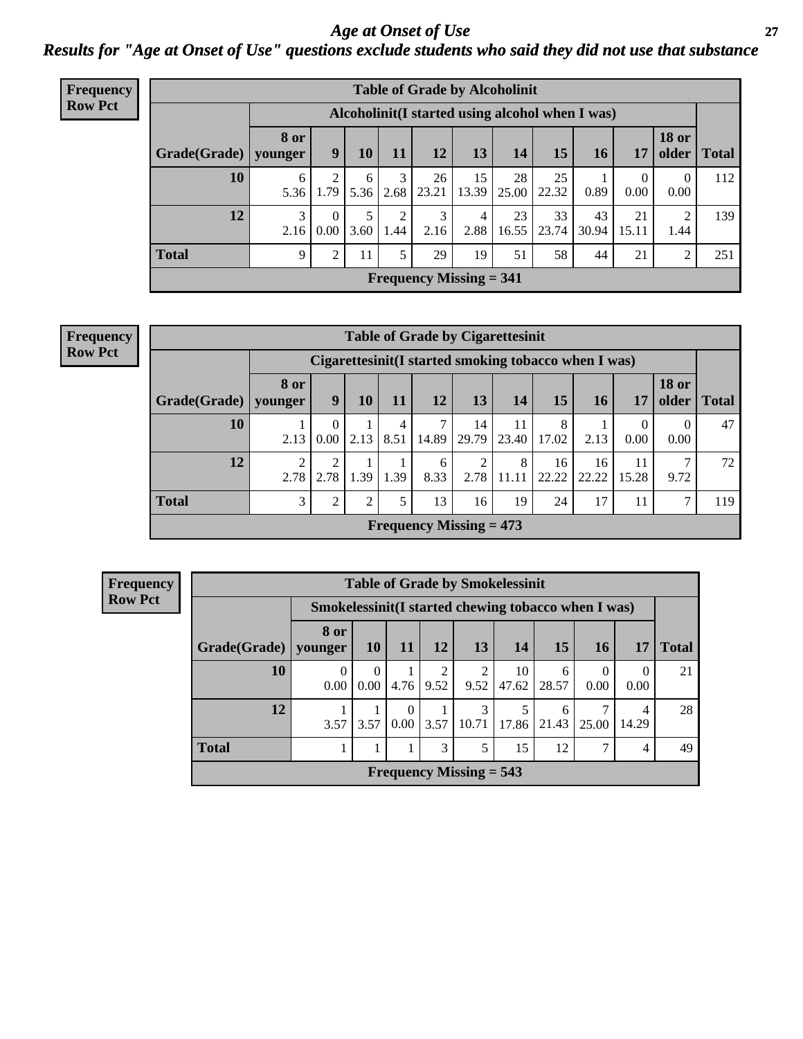# *Age at Onset of Use*

## *Results for "Age at Onset of Use" questions exclude students who said they did not use that substance*

**Frequency Row Pct**

| Table of Grade by Alcoholinit | | | | | | | | | | | | |
|---|---|---|---|---|---|---|---|---|---|---|---|---|
| | Alcoholinit(I started using alcohol when I was) | | | | | | | | | | | |
| Grade(Grade) | 8 or younger | 9 | 10 | 11 | 12 | 13 | 14 | 15 | 16 | 17 | 18 or older | Total |
| 10 | 6 5.36 | 2 1.79 | 6 5.36 | 3 2.68 | 26 23.21 | 15 13.39 | 28 25.00 | 25 22.32 | 1 0.89 | 0 0.00 | 0 0.00 | 112 |
| 12 | 3 2.16 | 0 0.00 | 5 3.60 | 2 1.44 | 3 2.16 | 4 2.88 | 23 16.55 | 33 23.74 | 43 30.94 | 21 15.11 | 2 1.44 | 139 |
| Total | 9 | 2 | 11 | 5 | 29 | 19 | 51 | 58 | 44 | 21 | 2 | 251 |
| Frequency Missing = 341 | | | | | | | | | | | | |

**Frequency Row Pct**

| Table of Grade by Cigarettesinit | | | | | | | | | | | | |
|---|---|---|---|---|---|---|---|---|---|---|---|---|
| | Cigarettesinit(I started smoking tobacco when I was) | | | | | | | | | | | |
| Grade(Grade) | 8 or younger | 9 | 10 | 11 | 12 | 13 | 14 | 15 | 16 | 17 | 18 or older | Total |
| 10 | 1 2.13 | 0 0.00 | 1 2.13 | 4 8.51 | 7 14.89 | 14 29.79 | 11 23.40 | 8 17.02 | 1 2.13 | 0 0.00 | 0 0.00 | 47 |
| 12 | 2 2.78 | 2 2.78 | 1 1.39 | 1 1.39 | 6 8.33 | 2 2.78 | 8 11.11 | 16 22.22 | 16 22.22 | 11 15.28 | 7 9.72 | 72 |
| Total | 3 | 2 | 2 | 5 | 13 | 16 | 19 | 24 | 17 | 11 | 7 | 119 |
| Frequency Missing = 473 | | | | | | | | | | | | |

**Frequency Row Pct**

| Table of Grade by Smokelessinit | | | | | | | | | | |
|---|---|---|---|---|---|---|---|---|---|---|
| | Smokelessinit(I started chewing tobacco when I was) | | | | | | | | | |
| Grade(Grade) | 8 or younger | 10 | 11 | 12 | 13 | 14 | 15 | 16 | 17 | Total |
| 10 | 0 0.00 | 0 0.00 | 1 4.76 | 2 9.52 | 2 9.52 | 10 47.62 | 6 28.57 | 0 0.00 | 0 0.00 | 21 |
| 12 | 1 3.57 | 1 3.57 | 0 0.00 | 1 3.57 | 3 10.71 | 5 17.86 | 6 21.43 | 7 25.00 | 4 14.29 | 28 |
| Total | 1 | 1 | 1 | 3 | 5 | 15 | 12 | 7 | 4 | 49 |
| Frequency Missing = 543 | | | | | | | | | | |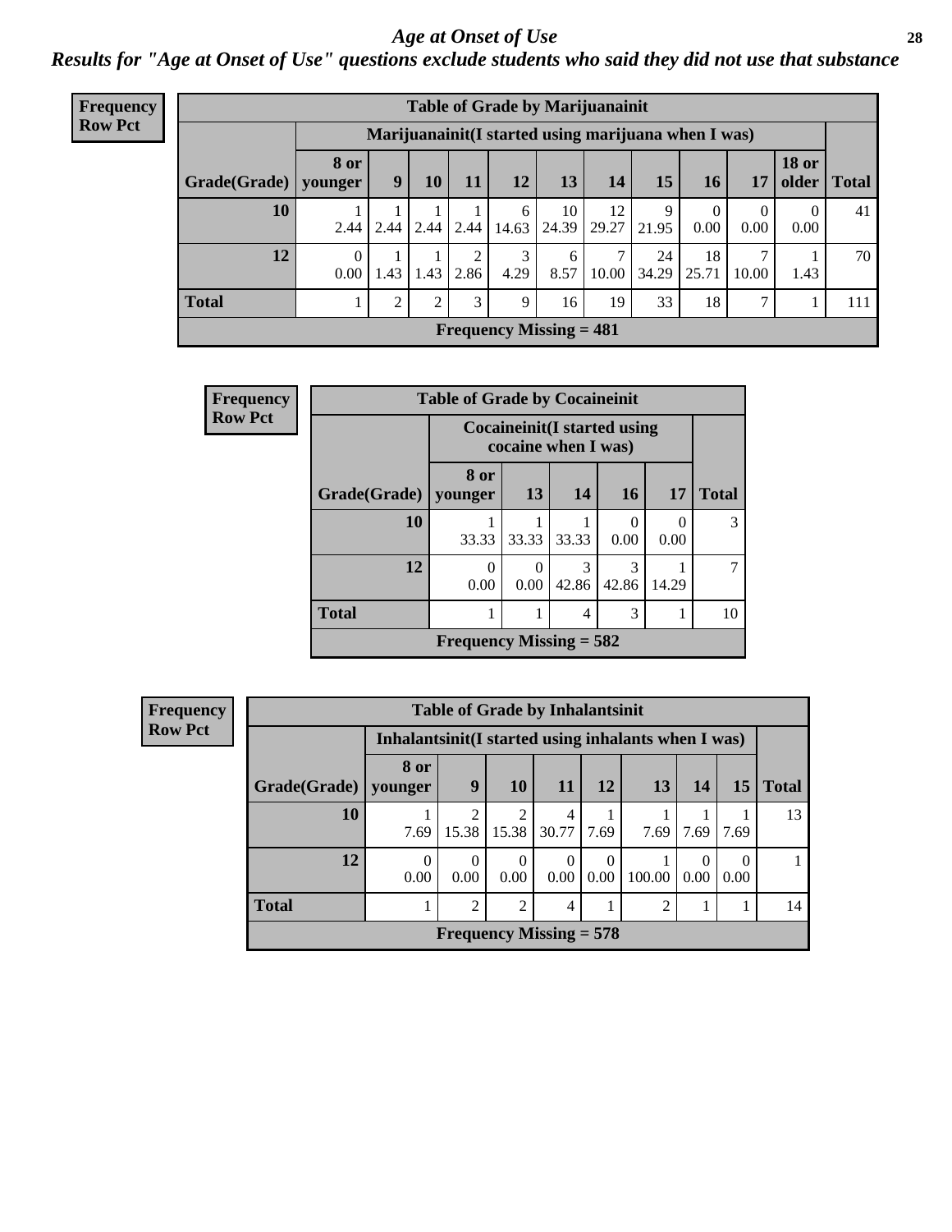# *Age at Onset of Use*

***Results for "Age at Onset of Use" questions exclude students who said they did not use that substance***

**Frequency Row Pct**

**Table of Grade by Marijuanainit**

| Grade(Grade) | Marijuanainit(I started using marijuana when I was) | | | | | | | | | | | |
|---|---|---|---|---|---|---|---|---|---|---|---|---|
| | 8 or younger | 9 | 10 | 11 | 12 | 13 | 14 | 15 | 16 | 17 | 18 or older | Total |
| **10** | 1<br>2.44 | 1<br>2.44 | 1<br>2.44 | 1<br>2.44 | 6<br>14.63 | 10<br>24.39 | 12<br>29.27 | 9<br>21.95 | 0<br>0.00 | 0<br>0.00 | 0<br>0.00 | 41 |
| **12** | 0<br>0.00 | 1<br>1.43 | 1<br>1.43 | 2<br>2.86 | 3<br>4.29 | 6<br>8.57 | 7<br>10.00 | 24<br>34.29 | 18<br>25.71 | 7<br>10.00 | 1<br>1.43 | 70 |
| **Total** | 1 | 2 | 2 | 3 | 9 | 16 | 19 | 33 | 18 | 7 | 1 | 111 |

**Frequency Missing = 481**

**Frequency Row Pct**

**Table of Grade by Cocaineinit**

| Grade(Grade) | Cocaineinit(I started using cocaine when I was) | | | | | |
|---|---|---|---|---|---|---|
| | 8 or younger | 13 | 14 | 16 | 17 | Total |
| **10** | 1<br>33.33 | 1<br>33.33 | 1<br>33.33 | 0<br>0.00 | 0<br>0.00 | 3 |
| **12** | 0<br>0.00 | 0<br>0.00 | 3<br>42.86 | 3<br>42.86 | 1<br>14.29 | 7 |
| **Total** | 1 | 1 | 4 | 3 | 1 | 10 |

**Frequency Missing = 582**

**Frequency Row Pct**

**Table of Grade by Inhalantsinit**

| Grade(Grade) | Inhalantsinit(I started using inhalants when I was) | | | | | | | | |
|---|---|---|---|---|---|---|---|---|---|
| | 8 or younger | 9 | 10 | 11 | 12 | 13 | 14 | 15 | Total |
| **10** | 1<br>7.69 | 2<br>15.38 | 2<br>15.38 | 4<br>30.77 | 1<br>7.69 | 1<br>7.69 | 1<br>7.69 | 1<br>7.69 | 13 |
| **12** | 0<br>0.00 | 0<br>0.00 | 0<br>0.00 | 0<br>0.00 | 0<br>0.00 | 1<br>100.00 | 0<br>0.00 | 0<br>0.00 | 1 |
| **Total** | 1 | 2 | 2 | 4 | 1 | 2 | 1 | 1 | 14 |

**Frequency Missing = 578**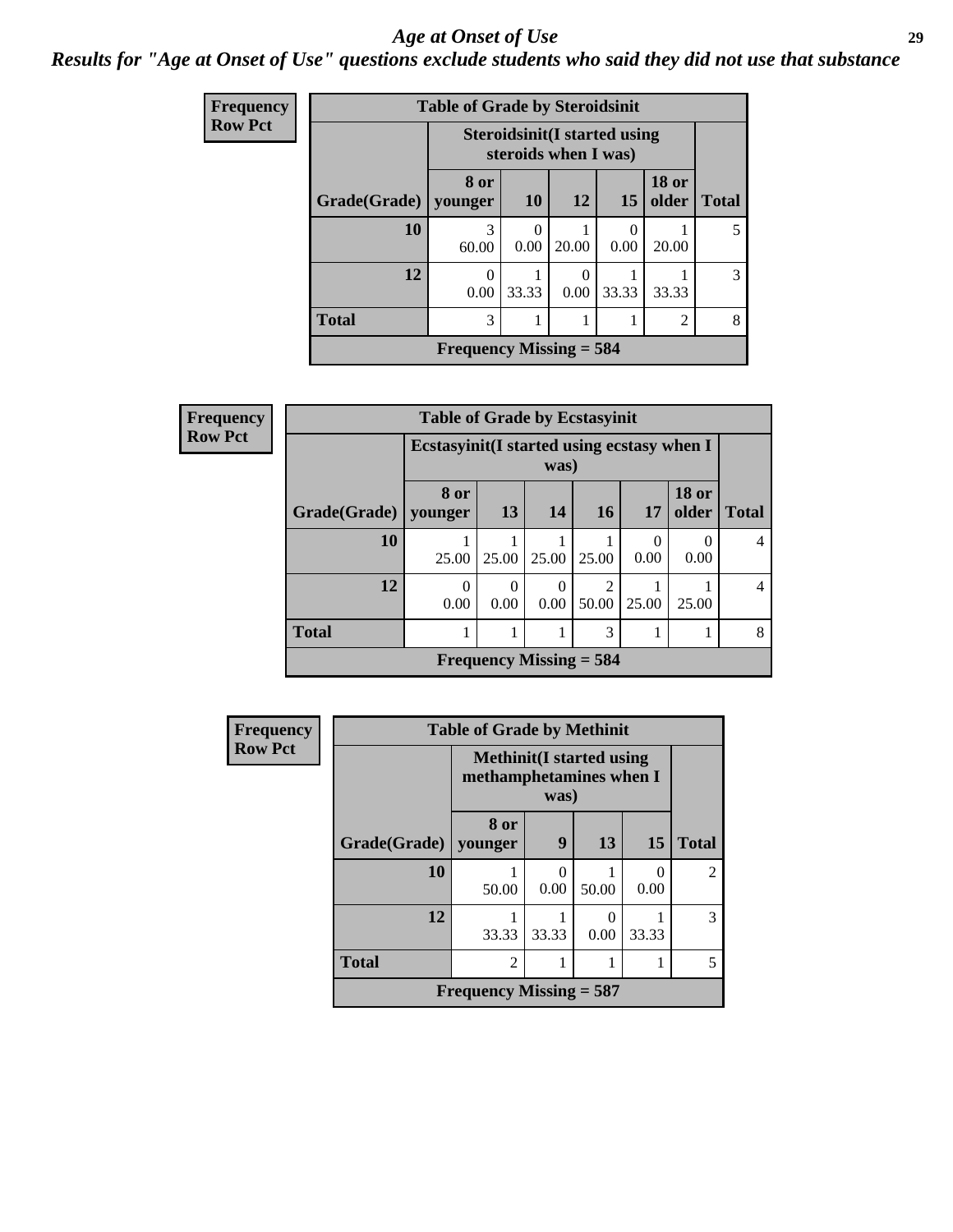# Age at Onset of Use

## Results for "Age at Onset of Use" questions exclude students who said they did not use that substance

**Frequency**
**Row Pct**

**Table of Grade by Steroidsinit**

| Grade(Grade) | Steroidsinit(I started using steroids when I was) 8 or younger | 10 | 12 | 15 | 18 or older | Total |
|---|---|---|---|---|---|---|
| 10 | 3<br>60.00 | 0<br>0.00 | 1<br>20.00 | 0<br>0.00 | 1<br>20.00 | 5 |
| 12 | 0<br>0.00 | 1<br>33.33 | 0<br>0.00 | 1<br>33.33 | 1<br>33.33 | 3 |
| Total | 3 | 1 | 1 | 1 | 2 | 8 |

Frequency Missing = 584

**Frequency**
**Row Pct**

**Table of Grade by Ecstasyinit**

| Grade(Grade) | Ecstasyinit(I started using ecstasy when I was) 8 or younger | 13 | 14 | 16 | 17 | 18 or older | Total |
|---|---|---|---|---|---|---|---|
| 10 | 1<br>25.00 | 1<br>25.00 | 1<br>25.00 | 1<br>25.00 | 0<br>0.00 | 0<br>0.00 | 4 |
| 12 | 0<br>0.00 | 0<br>0.00 | 0<br>0.00 | 2<br>50.00 | 1<br>25.00 | 1<br>25.00 | 4 |
| Total | 1 | 1 | 1 | 3 | 1 | 1 | 8 |

Frequency Missing = 584

**Frequency**
**Row Pct**

**Table of Grade by Methinit**

| Grade(Grade) | Methinit(I started using methamphetamines when I was) 8 or younger | 9 | 13 | 15 | Total |
|---|---|---|---|---|---|
| 10 | 1<br>50.00 | 0<br>0.00 | 1<br>50.00 | 0<br>0.00 | 2 |
| 12 | 1<br>33.33 | 1<br>33.33 | 0<br>0.00 | 1<br>33.33 | 3 |
| Total | 2 | 1 | 1 | 1 | 5 |

Frequency Missing = 587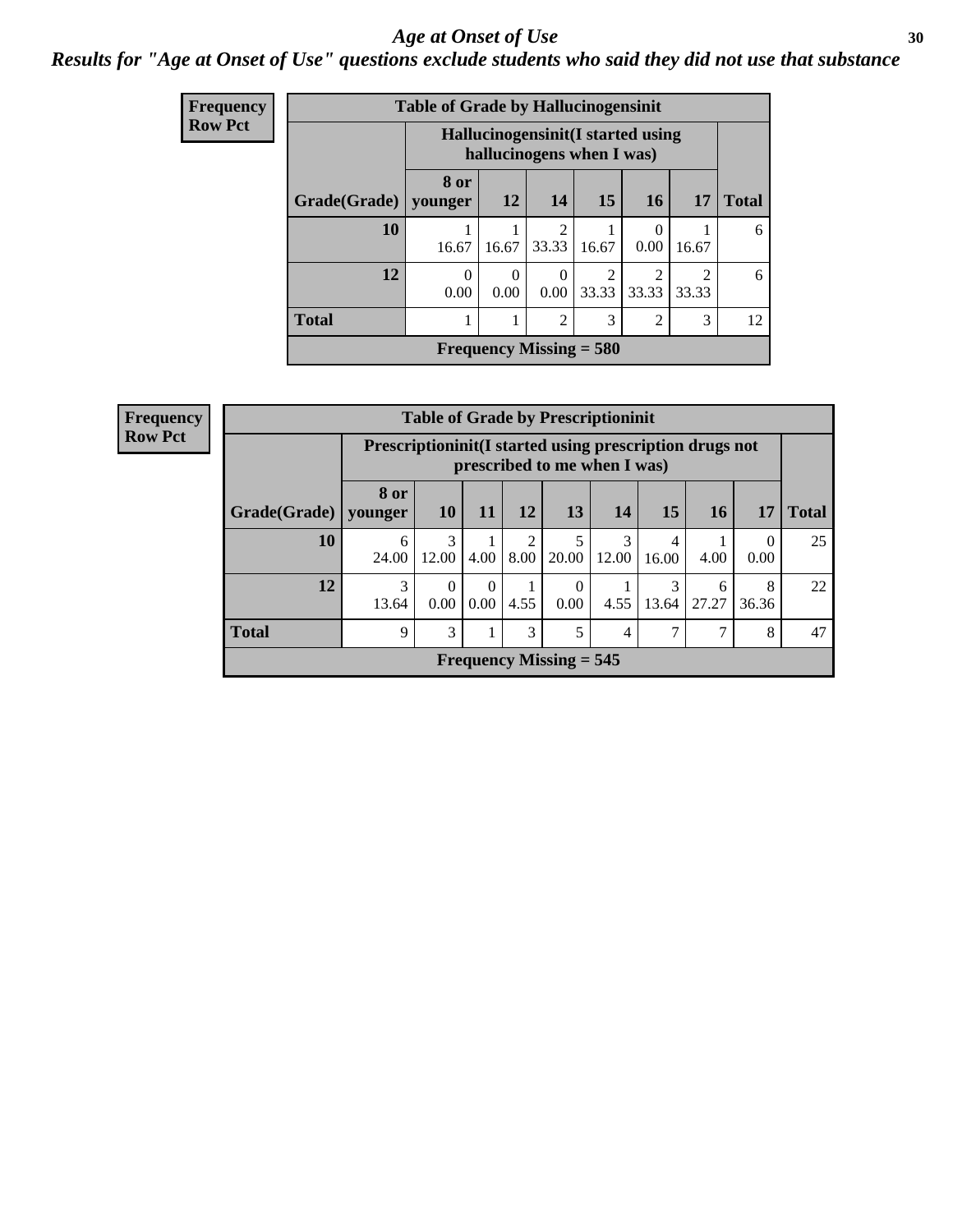# *Age at Onset of Use*

***Results for "Age at Onset of Use" questions exclude students who said they did not use that substance***

**Frequency**
**Row Pct**

| Table of Grade by Hallucinogensinit | | | | | | | |
|---|---|---|---|---|---|---|---|
| | Hallucinogensinit(I started using hallucinogens when I was) | | | | | | |
| Grade(Grade) | 8 or younger | 12 | 14 | 15 | 16 | 17 | Total |
| 10 | 1<br>16.67 | 1<br>16.67 | 2<br>33.33 | 1<br>16.67 | 0<br>0.00 | 1<br>16.67 | 6 |
| 12 | 0<br>0.00 | 0<br>0.00 | 0<br>0.00 | 2<br>33.33 | 2<br>33.33 | 2<br>33.33 | 6 |
| Total | 1 | 1 | 2 | 3 | 2 | 3 | 12 |
| Frequency Missing = 580 | | | | | | | |

**Frequency**
**Row Pct**

| Table of Grade by Prescriptioninit | | | | | | | | | | |
|---|---|---|---|---|---|---|---|---|---|---|
| | Prescriptioninit(I started using prescription drugs not prescribed to me when I was) | | | | | | | | | |
| Grade(Grade) | 8 or younger | 10 | 11 | 12 | 13 | 14 | 15 | 16 | 17 | Total |
| 10 | 6<br>24.00 | 3<br>12.00 | 1<br>4.00 | 2<br>8.00 | 5<br>20.00 | 3<br>12.00 | 4<br>16.00 | 1<br>4.00 | 0<br>0.00 | 25 |
| 12 | 3<br>13.64 | 0<br>0.00 | 0<br>0.00 | 1<br>4.55 | 0<br>0.00 | 1<br>4.55 | 3<br>13.64 | 6<br>27.27 | 8<br>36.36 | 22 |
| Total | 9 | 3 | 1 | 3 | 5 | 4 | 7 | 7 | 8 | 47 |
| Frequency Missing = 545 | | | | | | | | | | |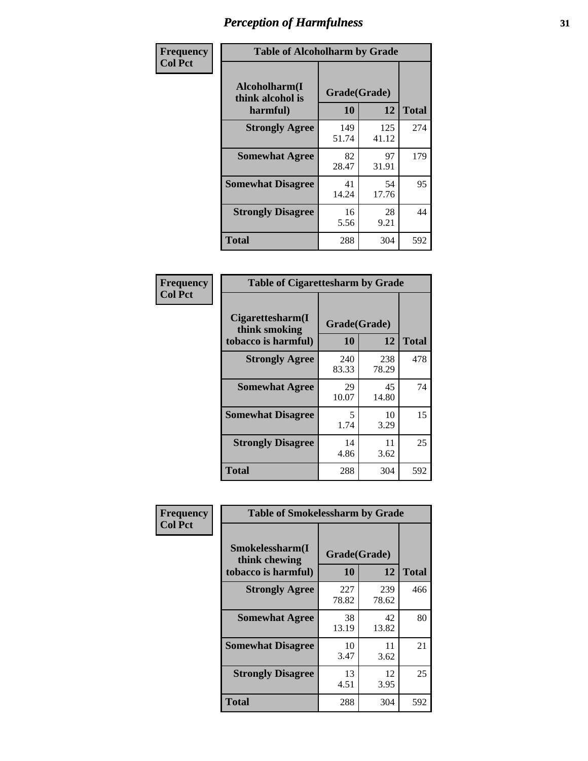# Perception of Harmfulness

**Frequency**
**Col Pct**

| Table of Alcoholharm by Grade | | | |
|---|---|---|---|
| Alcoholharm(I think alcohol is harmful) | Grade(Grade) | | Total |
| | 10 | 12 | |
| **Strongly Agree** | 149<br>51.74 | 125<br>41.12 | 274 |
| **Somewhat Agree** | 82<br>28.47 | 97<br>31.91 | 179 |
| **Somewhat Disagree** | 41<br>14.24 | 54<br>17.76 | 95 |
| **Strongly Disagree** | 16<br>5.56 | 28<br>9.21 | 44 |
| **Total** | 288 | 304 | 592 |

**Frequency**
**Col Pct**

| Table of Cigarettesharm by Grade | | | |
|---|---|---|---|
| Cigarettesharm(I think smoking tobacco is harmful) | Grade(Grade) | | Total |
| | 10 | 12 | |
| **Strongly Agree** | 240<br>83.33 | 238<br>78.29 | 478 |
| **Somewhat Agree** | 29<br>10.07 | 45<br>14.80 | 74 |
| **Somewhat Disagree** | 5<br>1.74 | 10<br>3.29 | 15 |
| **Strongly Disagree** | 14<br>4.86 | 11<br>3.62 | 25 |
| **Total** | 288 | 304 | 592 |

**Frequency**
**Col Pct**

| Table of Smokelessharm by Grade | | | |
|---|---|---|---|
| Smokelessharm(I think chewing tobacco is harmful) | Grade(Grade) | | Total |
| | 10 | 12 | |
| **Strongly Agree** | 227<br>78.82 | 239<br>78.62 | 466 |
| **Somewhat Agree** | 38<br>13.19 | 42<br>13.82 | 80 |
| **Somewhat Disagree** | 10<br>3.47 | 11<br>3.62 | 21 |
| **Strongly Disagree** | 13<br>4.51 | 12<br>3.95 | 25 |
| **Total** | 288 | 304 | 592 |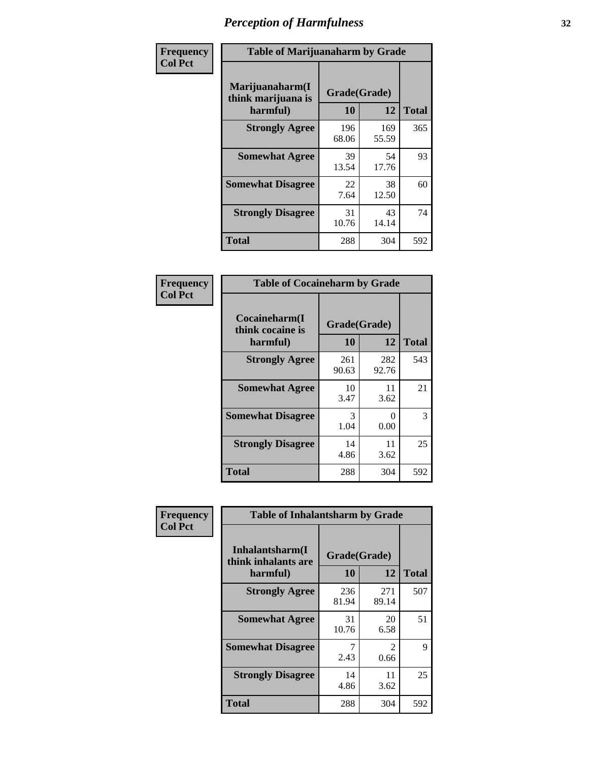# Perception of Harmfulness

| Frequency Col Pct | Table of Marijuanaharm by Grade | | |
|---|---|---|---|
| Marijuanaharm(I think marijuana is harmful) | Grade(Grade) 10 | 12 | Total |
| Strongly Agree | 196 68.06 | 169 55.59 | 365 |
| Somewhat Agree | 39 13.54 | 54 17.76 | 93 |
| Somewhat Disagree | 22 7.64 | 38 12.50 | 60 |
| Strongly Disagree | 31 10.76 | 43 14.14 | 74 |
| Total | 288 | 304 | 592 |

| Frequency Col Pct | Table of Cocaineharm by Grade | | |
|---|---|---|---|
| Cocaineharm(I think cocaine is harmful) | Grade(Grade) 10 | 12 | Total |
| Strongly Agree | 261 90.63 | 282 92.76 | 543 |
| Somewhat Agree | 10 3.47 | 11 3.62 | 21 |
| Somewhat Disagree | 3 1.04 | 0 0.00 | 3 |
| Strongly Disagree | 14 4.86 | 11 3.62 | 25 |
| Total | 288 | 304 | 592 |

| Frequency Col Pct | Table of Inhalantsharm by Grade | | |
|---|---|---|---|
| Inhalantsharm(I think inhalants are harmful) | Grade(Grade) 10 | 12 | Total |
| Strongly Agree | 236 81.94 | 271 89.14 | 507 |
| Somewhat Agree | 31 10.76 | 20 6.58 | 51 |
| Somewhat Disagree | 7 2.43 | 2 0.66 | 9 |
| Strongly Disagree | 14 4.86 | 11 3.62 | 25 |
| Total | 288 | 304 | 592 |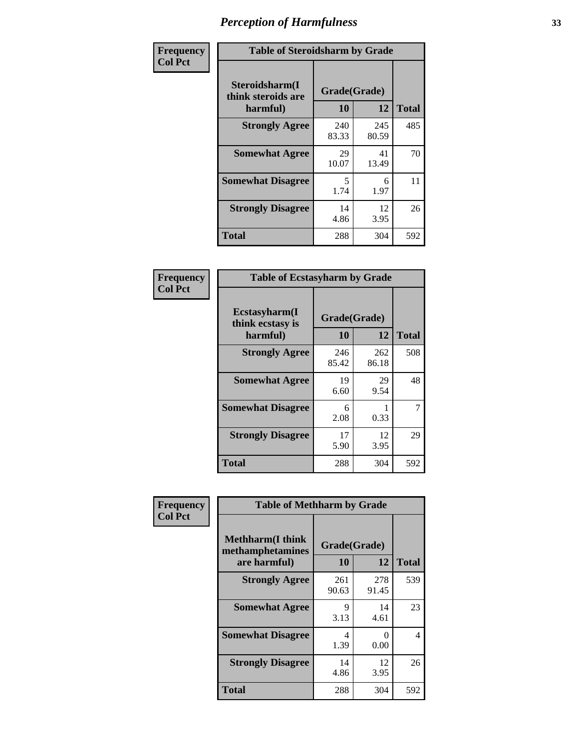# Perception of Harmfulness

**Frequency Col Pct**

**Table of Steroidsharm by Grade**

| Steroidsharm(I think steroids are harmful) | Grade(Grade) 10 | 12 | Total |
|---|---|---|---|
| **Strongly Agree** | 240<br>83.33 | 245<br>80.59 | 485 |
| **Somewhat Agree** | 29<br>10.07 | 41<br>13.49 | 70 |
| **Somewhat Disagree** | 5<br>1.74 | 6<br>1.97 | 11 |
| **Strongly Disagree** | 14<br>4.86 | 12<br>3.95 | 26 |
| **Total** | 288 | 304 | 592 |

**Frequency Col Pct**

**Table of Ecstasyharm by Grade**

| Ecstasyharm(I think ecstasy is harmful) | Grade(Grade) 10 | 12 | Total |
|---|---|---|---|
| **Strongly Agree** | 246<br>85.42 | 262<br>86.18 | 508 |
| **Somewhat Agree** | 19<br>6.60 | 29<br>9.54 | 48 |
| **Somewhat Disagree** | 6<br>2.08 | 1<br>0.33 | 7 |
| **Strongly Disagree** | 17<br>5.90 | 12<br>3.95 | 29 |
| **Total** | 288 | 304 | 592 |

**Frequency Col Pct**

**Table of Methharm by Grade**

| Methharm(I think methamphetamines are harmful) | Grade(Grade) 10 | 12 | Total |
|---|---|---|---|
| **Strongly Agree** | 261<br>90.63 | 278<br>91.45 | 539 |
| **Somewhat Agree** | 9<br>3.13 | 14<br>4.61 | 23 |
| **Somewhat Disagree** | 4<br>1.39 | 0<br>0.00 | 4 |
| **Strongly Disagree** | 14<br>4.86 | 12<br>3.95 | 26 |
| **Total** | 288 | 304 | 592 |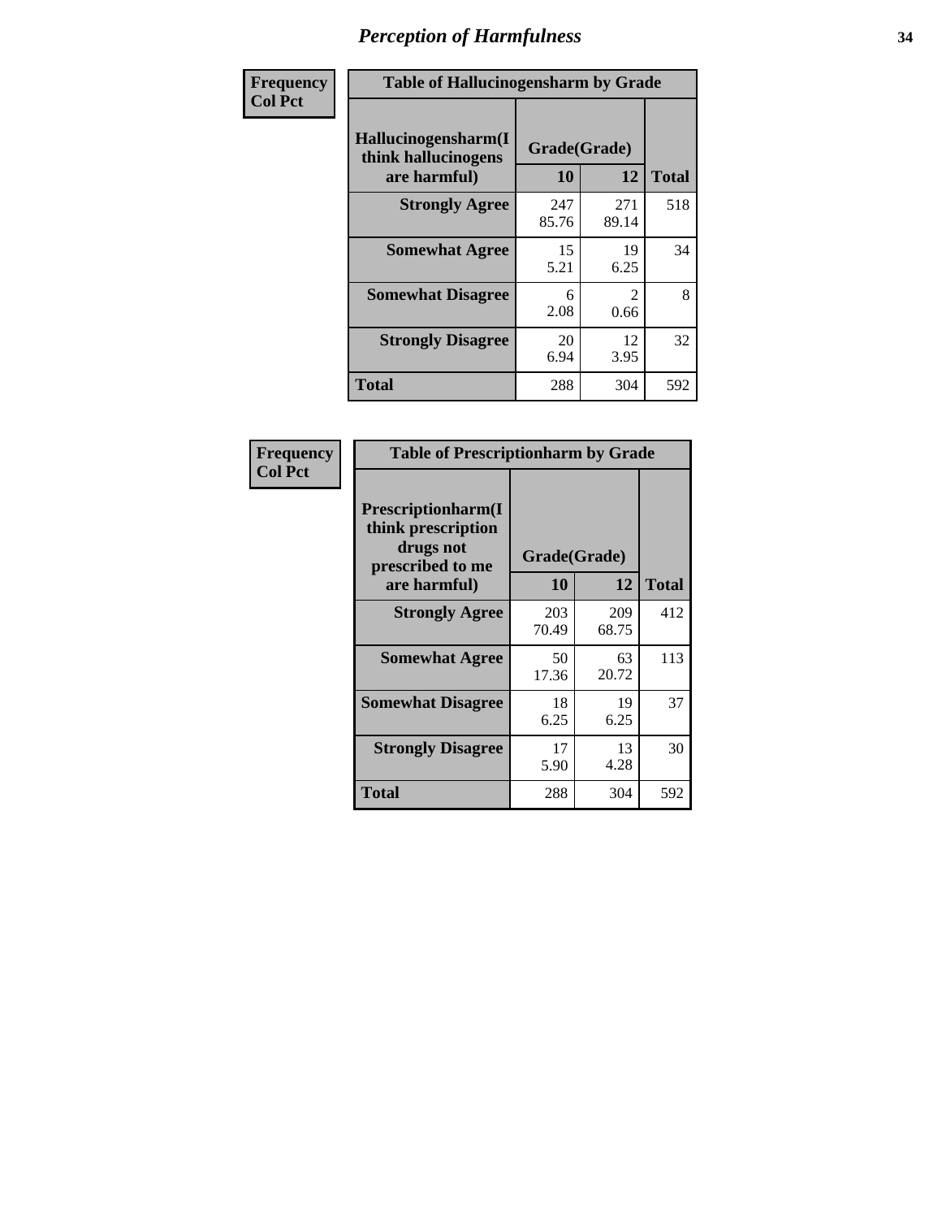# Perception of Harmfulness

| Frequency<br>Col Pct | Table of Hallucinogensharm by Grade | | |
|---|---|---|---|
| Hallucinogensharm(I think hallucinogens are harmful) | Grade(Grade) | | |
| | 10 | 12 | Total |
| Strongly Agree | 247<br>85.76 | 271<br>89.14 | 518 |
| Somewhat Agree | 15<br>5.21 | 19<br>6.25 | 34 |
| Somewhat Disagree | 6<br>2.08 | 2<br>0.66 | 8 |
| Strongly Disagree | 20<br>6.94 | 12<br>3.95 | 32 |
| Total | 288 | 304 | 592 |

| Frequency<br>Col Pct | Table of Prescriptionharm by Grade | | |
|---|---|---|---|
| Prescriptionharm(I think prescription drugs not prescribed to me are harmful) | Grade(Grade) | | |
| | 10 | 12 | Total |
| Strongly Agree | 203<br>70.49 | 209<br>68.75 | 412 |
| Somewhat Agree | 50<br>17.36 | 63<br>20.72 | 113 |
| Somewhat Disagree | 18<br>6.25 | 19<br>6.25 | 37 |
| Strongly Disagree | 17<br>5.90 | 13<br>4.28 | 30 |
| Total | 288 | 304 | 592 |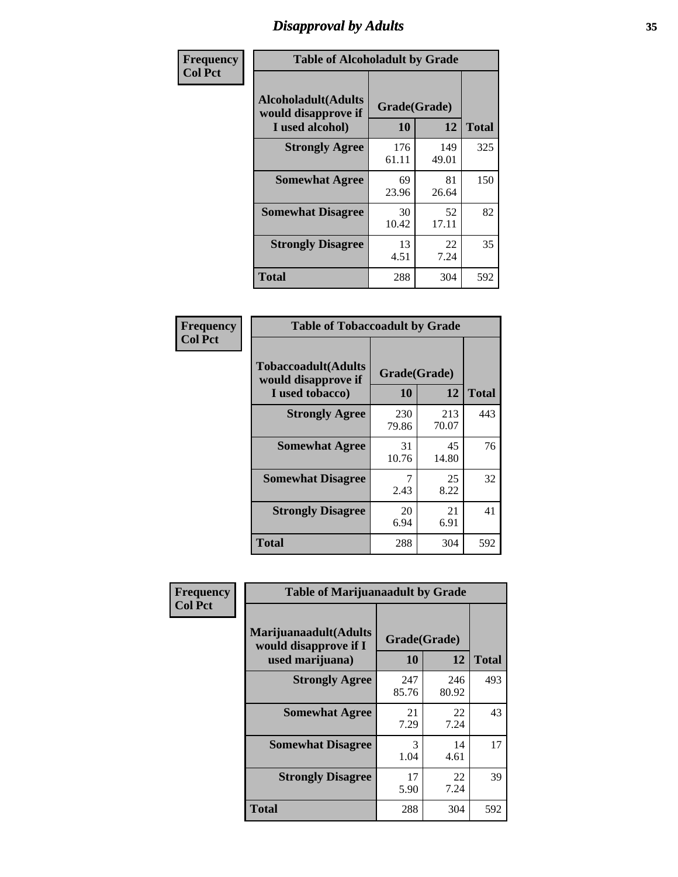# Disapproval by Adults

| Frequency<br>Col Pct | Table of Alcoholadult by Grade | | |
|---|---|---|---|
| **Alcoholadult(Adults would disapprove if I used alcohol)** | **Grade(Grade)** | | |
| | **10** | **12** | **Total** |
| **Strongly Agree** | 176<br>61.11 | 149<br>49.01 | 325 |
| **Somewhat Agree** | 69<br>23.96 | 81<br>26.64 | 150 |
| **Somewhat Disagree** | 30<br>10.42 | 52<br>17.11 | 82 |
| **Strongly Disagree** | 13<br>4.51 | 22<br>7.24 | 35 |
| **Total** | 288 | 304 | 592 |

| Frequency<br>Col Pct | Table of Tobaccoadult by Grade | | |
|---|---|---|---|
| **Tobaccoadult(Adults would disapprove if I used tobacco)** | **Grade(Grade)** | | |
| | **10** | **12** | **Total** |
| **Strongly Agree** | 230<br>79.86 | 213<br>70.07 | 443 |
| **Somewhat Agree** | 31<br>10.76 | 45<br>14.80 | 76 |
| **Somewhat Disagree** | 7<br>2.43 | 25<br>8.22 | 32 |
| **Strongly Disagree** | 20<br>6.94 | 21<br>6.91 | 41 |
| **Total** | 288 | 304 | 592 |

| Frequency<br>Col Pct | Table of Marijuanaadult by Grade | | |
|---|---|---|---|
| **Marijuanaadult(Adults would disapprove if I used marijuana)** | **Grade(Grade)** | | |
| | **10** | **12** | **Total** |
| **Strongly Agree** | 247<br>85.76 | 246<br>80.92 | 493 |
| **Somewhat Agree** | 21<br>7.29 | 22<br>7.24 | 43 |
| **Somewhat Disagree** | 3<br>1.04 | 14<br>4.61 | 17 |
| **Strongly Disagree** | 17<br>5.90 | 22<br>7.24 | 39 |
| **Total** | 288 | 304 | 592 |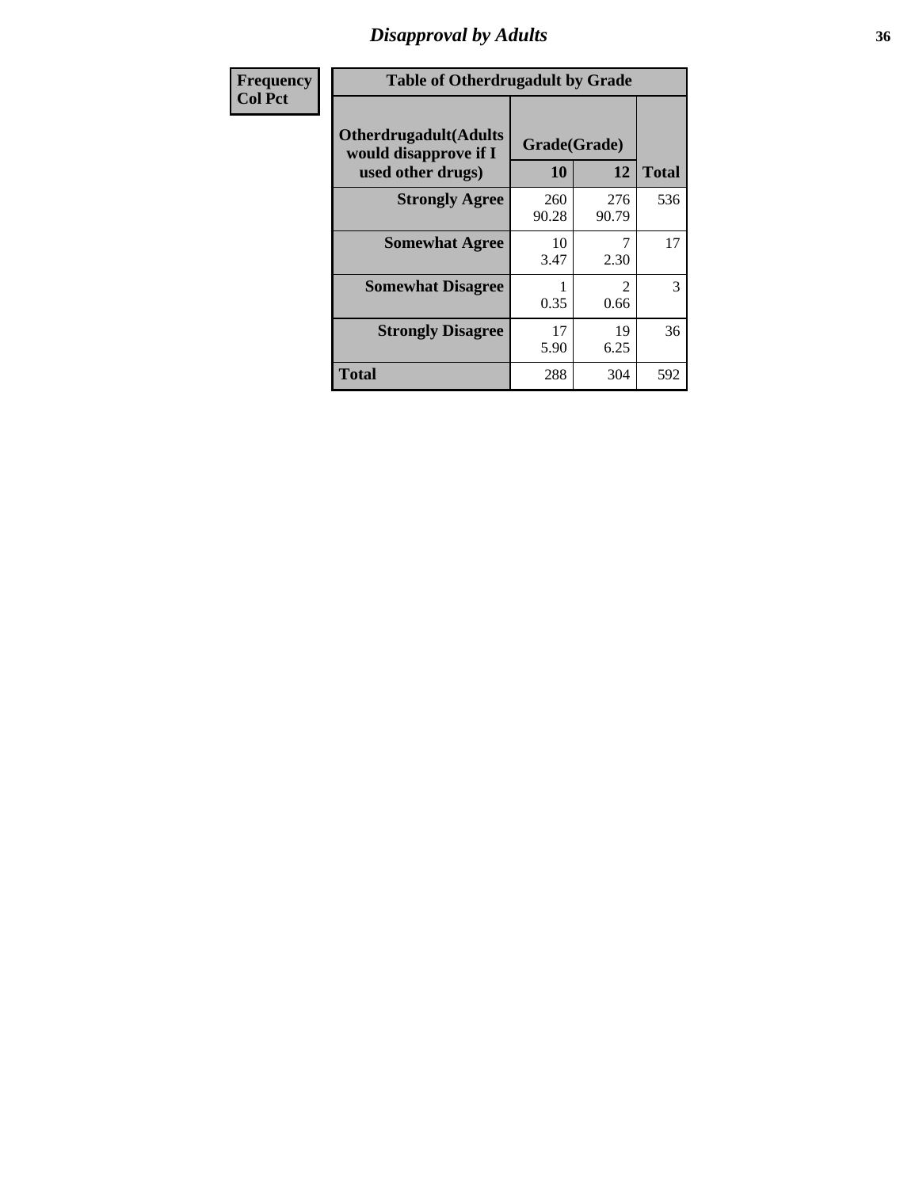| Frequency<br>Col Pct |
|---|

| Table of Otherdrugadult by Grade | | | |
|---|---|---|---|
| Otherdrugadult(Adults would disapprove if I used other drugs) | Grade(Grade) | | Total |
| | 10 | 12 | |
| Strongly Agree | 260<br>90.28 | 276<br>90.79 | 536 |
| Somewhat Agree | 10<br>3.47 | 7<br>2.30 | 17 |
| Somewhat Disagree | 1<br>0.35 | 2<br>0.66 | 3 |
| Strongly Disagree | 17<br>5.90 | 19<br>6.25 | 36 |
| Total | 288 | 304 | 592 |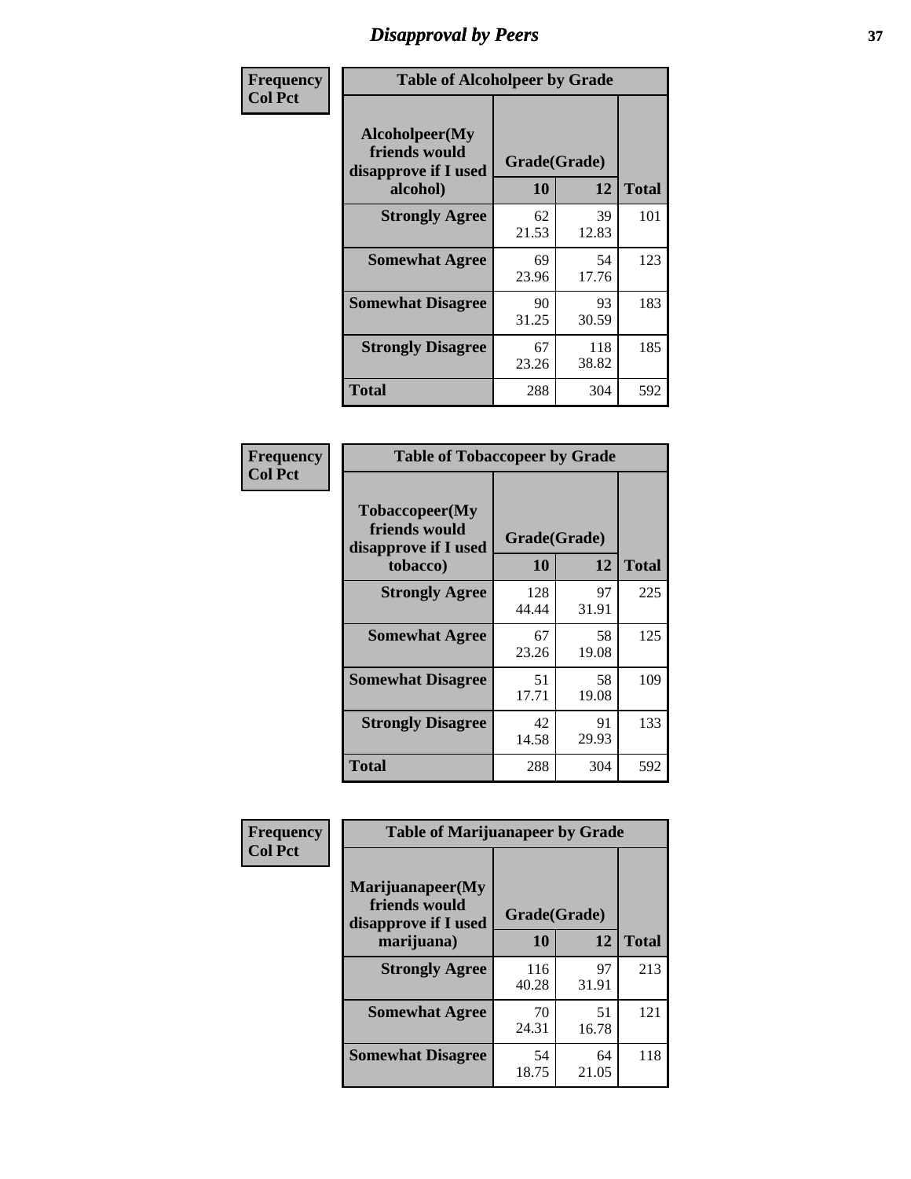# Disapproval by Peers

| Frequency Col Pct | Table of Alcoholpeer by Grade | | |
|---|---|---|---|
| Alcoholpeer(My friends would disapprove if I used alcohol) | Grade(Grade) | | |
| | 10 | 12 | Total |
| Strongly Agree | 62<br>21.53 | 39<br>12.83 | 101 |
| Somewhat Agree | 69<br>23.96 | 54<br>17.76 | 123 |
| Somewhat Disagree | 90<br>31.25 | 93<br>30.59 | 183 |
| Strongly Disagree | 67<br>23.26 | 118<br>38.82 | 185 |
| Total | 288 | 304 | 592 |

| Frequency Col Pct | Table of Tobaccopeer by Grade | | |
|---|---|---|---|
| Tobaccopeer(My friends would disapprove if I used tobacco) | Grade(Grade) | | |
| | 10 | 12 | Total |
| Strongly Agree | 128<br>44.44 | 97<br>31.91 | 225 |
| Somewhat Agree | 67<br>23.26 | 58<br>19.08 | 125 |
| Somewhat Disagree | 51<br>17.71 | 58<br>19.08 | 109 |
| Strongly Disagree | 42<br>14.58 | 91<br>29.93 | 133 |
| Total | 288 | 304 | 592 |

| Frequency Col Pct | Table of Marijuanapeer by Grade | | |
|---|---|---|---|
| Marijuanapeer(My friends would disapprove if I used marijuana) | Grade(Grade) | | |
| | 10 | 12 | Total |
| Strongly Agree | 116<br>40.28 | 97<br>31.91 | 213 |
| Somewhat Agree | 70<br>24.31 | 51<br>16.78 | 121 |
| Somewhat Disagree | 54<br>18.75 | 64<br>21.05 | 118 |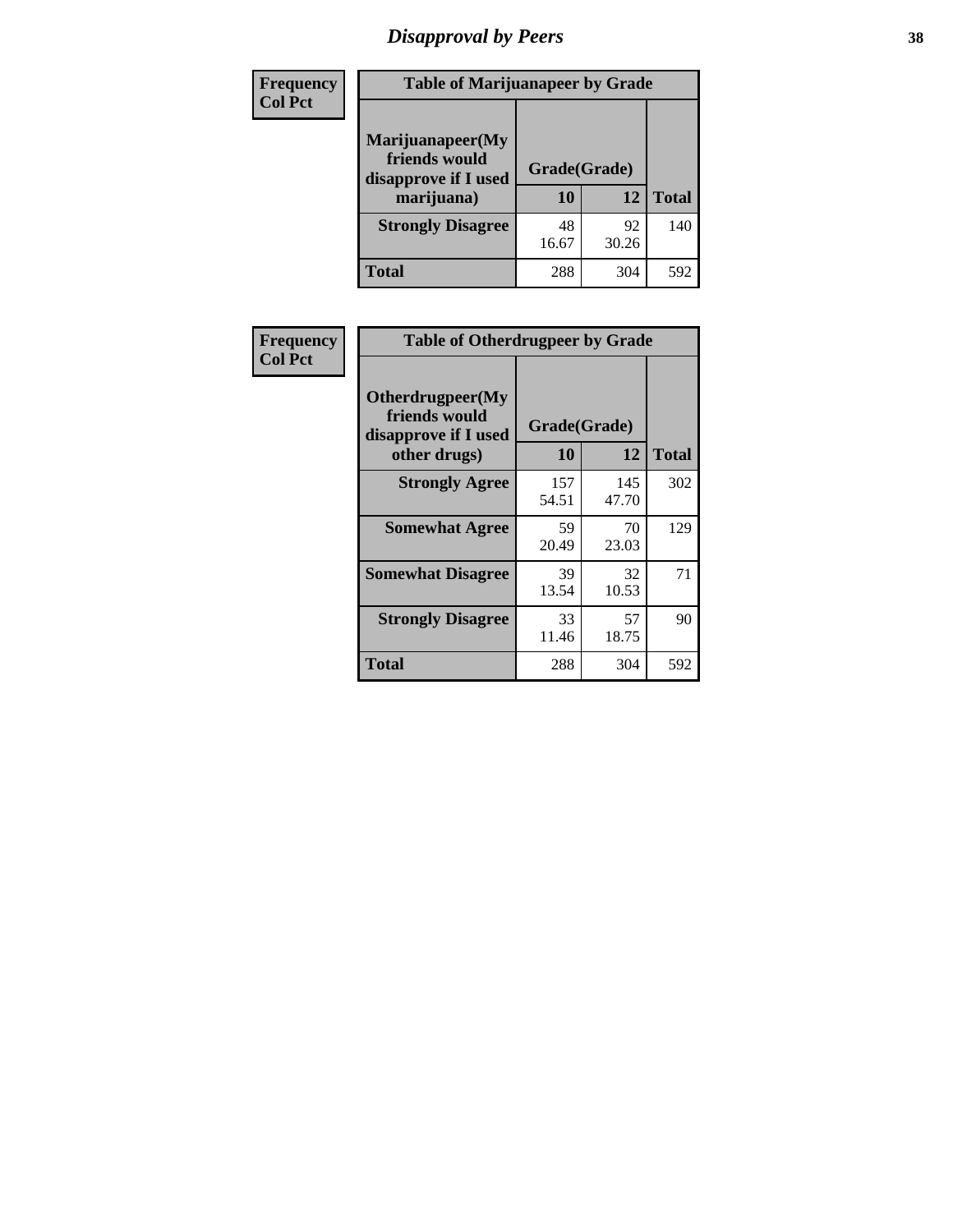# Disapproval by Peers

| Frequency Col Pct | Table of Marijuanapeer by Grade | | |
|---|---|---|---|
| Marijuanapeer(My friends would disapprove if I used marijuana) | Grade(Grade) | | |
| | 10 | 12 | Total |
| Strongly Disagree | 48<br>16.67 | 92<br>30.26 | 140 |
| Total | 288 | 304 | 592 |

| Frequency Col Pct | Table of Otherdrugpeer by Grade | | |
|---|---|---|---|
| Otherdrugpeer(My friends would disapprove if I used other drugs) | Grade(Grade) | | |
| | 10 | 12 | Total |
| Strongly Agree | 157<br>54.51 | 145<br>47.70 | 302 |
| Somewhat Agree | 59<br>20.49 | 70<br>23.03 | 129 |
| Somewhat Disagree | 39<br>13.54 | 32<br>10.53 | 71 |
| Strongly Disagree | 33<br>11.46 | 57<br>18.75 | 90 |
| Total | 288 | 304 | 592 |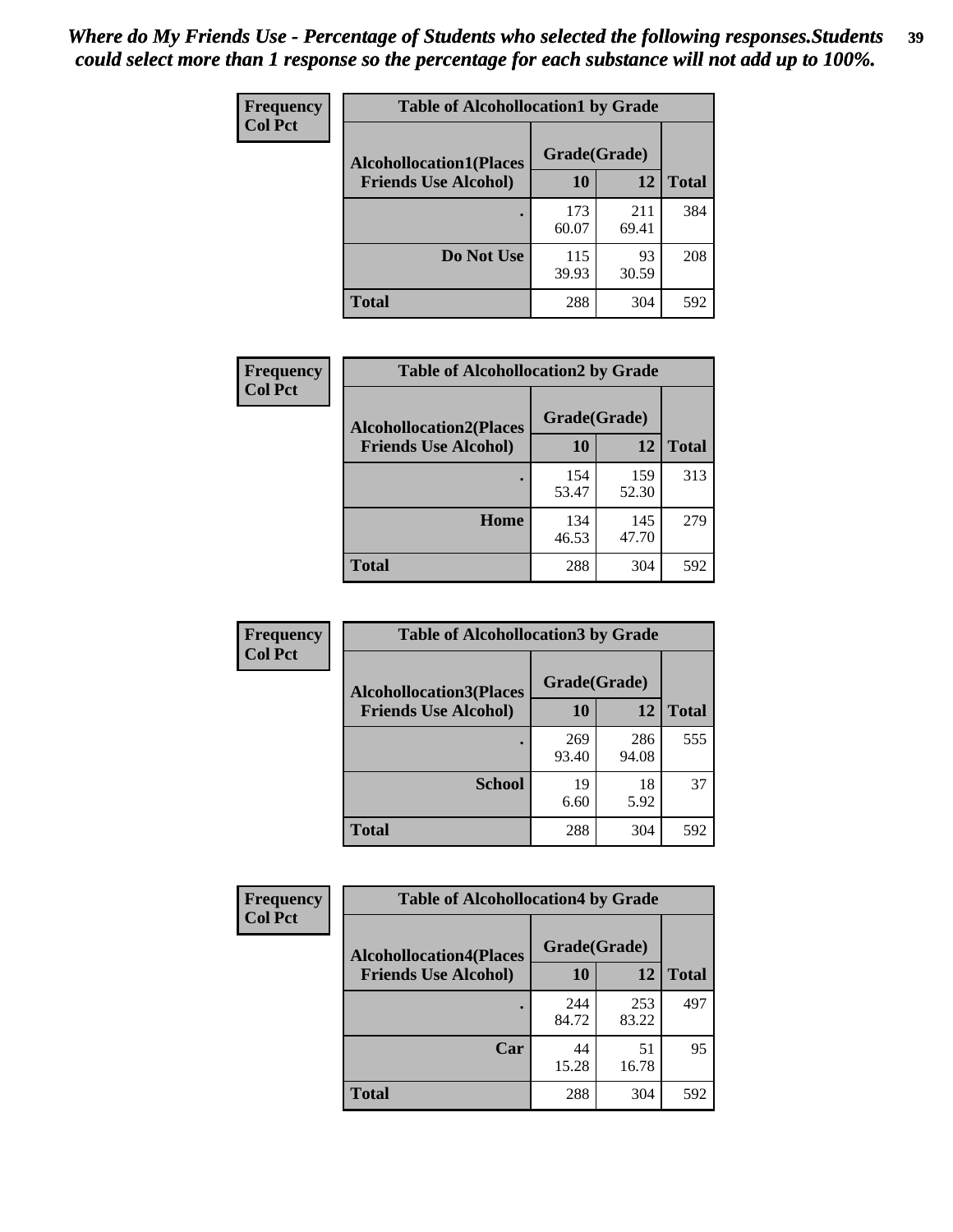*Where do My Friends Use - Percentage of Students who selected the following responses.Students could select more than 1 response so the percentage for each substance will not add up to 100%.*

**Frequency Col Pct**

**Table of Alcohollocation1 by Grade**

| Alcohollocation1(Places Friends Use Alcohol) | Grade(Grade) 10 | 12 | Total |
|---|---|---|---|
| . | 173<br>60.07 | 211<br>69.41 | 384 |
| Do Not Use | 115<br>39.93 | 93<br>30.59 | 208 |
| Total | 288 | 304 | 592 |

**Frequency Col Pct**

**Table of Alcohollocation2 by Grade**

| Alcohollocation2(Places Friends Use Alcohol) | Grade(Grade) 10 | 12 | Total |
|---|---|---|---|
| . | 154<br>53.47 | 159<br>52.30 | 313 |
| Home | 134<br>46.53 | 145<br>47.70 | 279 |
| Total | 288 | 304 | 592 |

**Frequency Col Pct**

**Table of Alcohollocation3 by Grade**

| Alcohollocation3(Places Friends Use Alcohol) | Grade(Grade) 10 | 12 | Total |
|---|---|---|---|
| . | 269<br>93.40 | 286<br>94.08 | 555 |
| School | 19<br>6.60 | 18<br>5.92 | 37 |
| Total | 288 | 304 | 592 |

**Frequency Col Pct**

**Table of Alcohollocation4 by Grade**

| Alcohollocation4(Places Friends Use Alcohol) | Grade(Grade) 10 | 12 | Total |
|---|---|---|---|
| . | 244<br>84.72 | 253<br>83.22 | 497 |
| Car | 44<br>15.28 | 51<br>16.78 | 95 |
| Total | 288 | 304 | 592 |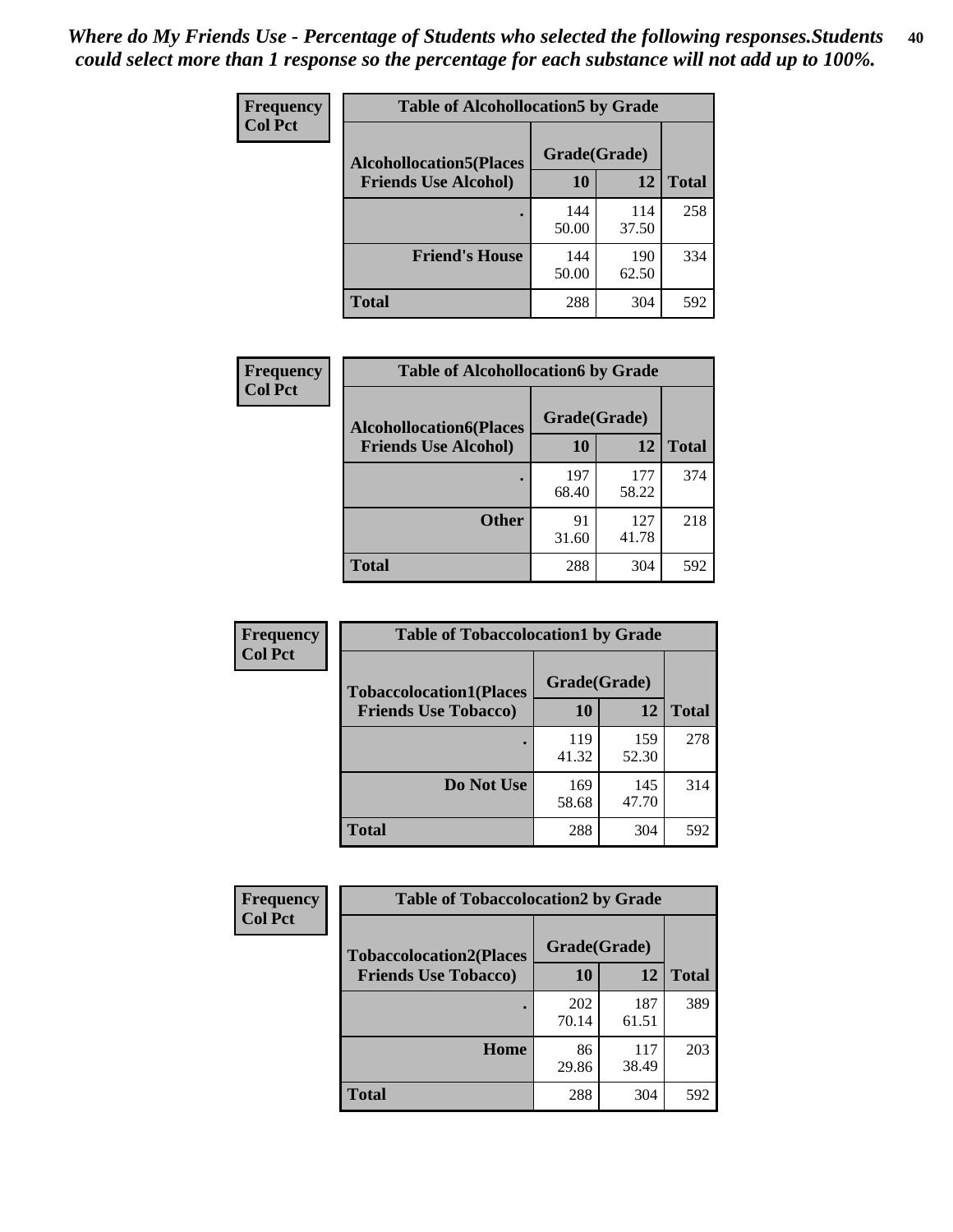*Where do My Friends Use - Percentage of Students who selected the following responses.Students could select more than 1 response so the percentage for each substance will not add up to 100%.*

**Frequency**
**Col Pct**

| Table of Alcohollocation5 by Grade | | | |
|---|---|---|---|
| **Alcohollocation5(Places Friends Use Alcohol)** | **Grade(Grade)** | | **Total** |
| | **10** | **12** | |
| **.** | 144<br>50.00 | 114<br>37.50 | 258 |
| **Friend's House** | 144<br>50.00 | 190<br>62.50 | 334 |
| **Total** | 288 | 304 | 592 |

**Frequency**
**Col Pct**

| Table of Alcohollocation6 by Grade | | | |
|---|---|---|---|
| **Alcohollocation6(Places Friends Use Alcohol)** | **Grade(Grade)** | | **Total** |
| | **10** | **12** | |
| **.** | 197<br>68.40 | 177<br>58.22 | 374 |
| **Other** | 91<br>31.60 | 127<br>41.78 | 218 |
| **Total** | 288 | 304 | 592 |

**Frequency**
**Col Pct**

| Table of Tobaccolocation1 by Grade | | | |
|---|---|---|---|
| **Tobaccolocation1(Places Friends Use Tobacco)** | **Grade(Grade)** | | **Total** |
| | **10** | **12** | |
| **.** | 119<br>41.32 | 159<br>52.30 | 278 |
| **Do Not Use** | 169<br>58.68 | 145<br>47.70 | 314 |
| **Total** | 288 | 304 | 592 |

**Frequency**
**Col Pct**

| Table of Tobaccolocation2 by Grade | | | |
|---|---|---|---|
| **Tobaccolocation2(Places Friends Use Tobacco)** | **Grade(Grade)** | | **Total** |
| | **10** | **12** | |
| **.** | 202<br>70.14 | 187<br>61.51 | 389 |
| **Home** | 86<br>29.86 | 117<br>38.49 | 203 |
| **Total** | 288 | 304 | 592 |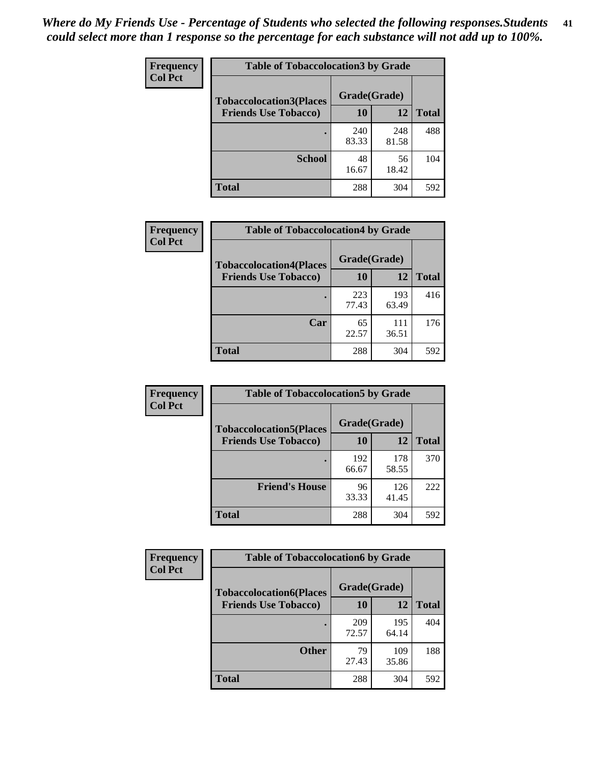*Where do My Friends Use - Percentage of Students who selected the following responses.Students could select more than 1 response so the percentage for each substance will not add up to 100%.*

**Frequency**
**Col Pct**

| Table of Tobaccolocation3 by Grade | | | |
|---|---|---|---|
| **Tobaccolocation3(Places Friends Use Tobacco)** | **Grade(Grade)** | | **Total** |
| | **10** | **12** | |
| **.** | 240<br>83.33 | 248<br>81.58 | 488 |
| **School** | 48<br>16.67 | 56<br>18.42 | 104 |
| **Total** | 288 | 304 | 592 |

**Frequency**
**Col Pct**

| Table of Tobaccolocation4 by Grade | | | |
|---|---|---|---|
| **Tobaccolocation4(Places Friends Use Tobacco)** | **Grade(Grade)** | | **Total** |
| | **10** | **12** | |
| **.** | 223<br>77.43 | 193<br>63.49 | 416 |
| **Car** | 65<br>22.57 | 111<br>36.51 | 176 |
| **Total** | 288 | 304 | 592 |

**Frequency**
**Col Pct**

| Table of Tobaccolocation5 by Grade | | | |
|---|---|---|---|
| **Tobaccolocation5(Places Friends Use Tobacco)** | **Grade(Grade)** | | **Total** |
| | **10** | **12** | |
| **.** | 192<br>66.67 | 178<br>58.55 | 370 |
| **Friend's House** | 96<br>33.33 | 126<br>41.45 | 222 |
| **Total** | 288 | 304 | 592 |

**Frequency**
**Col Pct**

| Table of Tobaccolocation6 by Grade | | | |
|---|---|---|---|
| **Tobaccolocation6(Places Friends Use Tobacco)** | **Grade(Grade)** | | **Total** |
| | **10** | **12** | |
| **.** | 209<br>72.57 | 195<br>64.14 | 404 |
| **Other** | 79<br>27.43 | 109<br>35.86 | 188 |
| **Total** | 288 | 304 | 592 |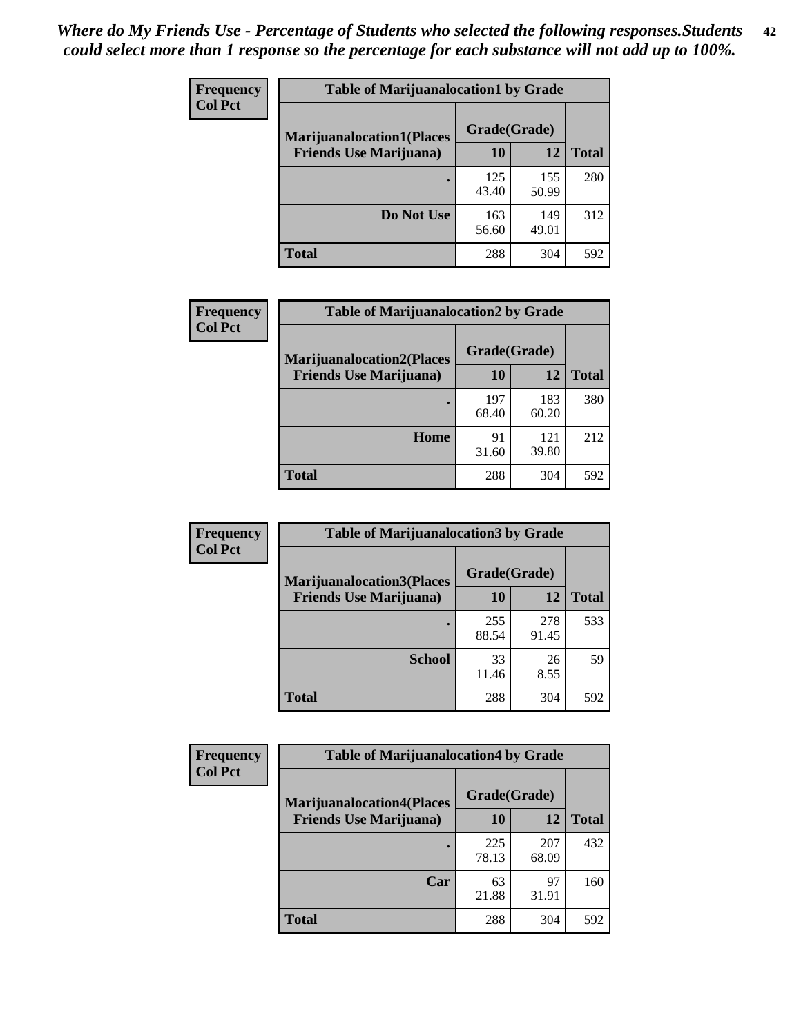*Where do My Friends Use - Percentage of Students who selected the following responses.Students could select more than 1 response so the percentage for each substance will not add up to 100%.*

**Frequency**
**Col Pct**

| Table of Marijuanalocation1 by Grade | | | |
|---|---|---|---|
| **Marijuanalocation1(Places Friends Use Marijuana)** | **Grade(Grade)** | | |
| | **10** | **12** | **Total** |
| **.** | 125<br>43.40 | 155<br>50.99 | 280 |
| **Do Not Use** | 163<br>56.60 | 149<br>49.01 | 312 |
| **Total** | 288 | 304 | 592 |

**Frequency**
**Col Pct**

| Table of Marijuanalocation2 by Grade | | | |
|---|---|---|---|
| **Marijuanalocation2(Places Friends Use Marijuana)** | **Grade(Grade)** | | |
| | **10** | **12** | **Total** |
| **.** | 197<br>68.40 | 183<br>60.20 | 380 |
| **Home** | 91<br>31.60 | 121<br>39.80 | 212 |
| **Total** | 288 | 304 | 592 |

**Frequency**
**Col Pct**

| Table of Marijuanalocation3 by Grade | | | |
|---|---|---|---|
| **Marijuanalocation3(Places Friends Use Marijuana)** | **Grade(Grade)** | | |
| | **10** | **12** | **Total** |
| **.** | 255<br>88.54 | 278<br>91.45 | 533 |
| **School** | 33<br>11.46 | 26<br>8.55 | 59 |
| **Total** | 288 | 304 | 592 |

**Frequency**
**Col Pct**

| Table of Marijuanalocation4 by Grade | | | |
|---|---|---|---|
| **Marijuanalocation4(Places Friends Use Marijuana)** | **Grade(Grade)** | | |
| | **10** | **12** | **Total** |
| **.** | 225<br>78.13 | 207<br>68.09 | 432 |
| **Car** | 63<br>21.88 | 97<br>31.91 | 160 |
| **Total** | 288 | 304 | 592 |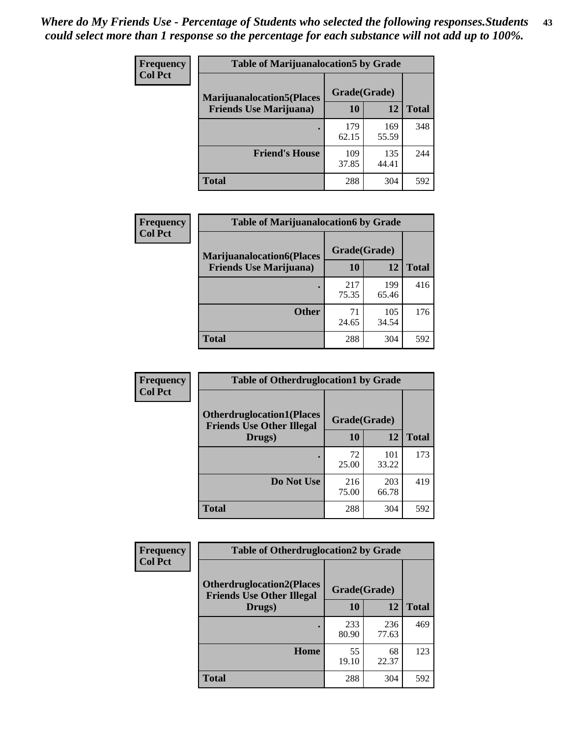*Where do My Friends Use - Percentage of Students who selected the following responses.Students could select more than 1 response so the percentage for each substance will not add up to 100%.*

**Frequency / Col Pct**

| Table of Marijuanalocation5 by Grade | | | |
|---|---|---|---|
| Marijuanalocation5(Places Friends Use Marijuana) | Grade(Grade) | | Total |
| | 10 | 12 | |
| . | 179<br>62.15 | 169<br>55.59 | 348 |
| Friend's House | 109<br>37.85 | 135<br>44.41 | 244 |
| Total | 288 | 304 | 592 |

**Frequency / Col Pct**

| Table of Marijuanalocation6 by Grade | | | |
|---|---|---|---|
| Marijuanalocation6(Places Friends Use Marijuana) | Grade(Grade) | | Total |
| | 10 | 12 | |
| . | 217<br>75.35 | 199<br>65.46 | 416 |
| Other | 71<br>24.65 | 105<br>34.54 | 176 |
| Total | 288 | 304 | 592 |

**Frequency / Col Pct**

| Table of Otherdruglocation1 by Grade | | | |
|---|---|---|---|
| Otherdruglocation1(Places Friends Use Other Illegal Drugs) | Grade(Grade) | | Total |
| | 10 | 12 | |
| . | 72<br>25.00 | 101<br>33.22 | 173 |
| Do Not Use | 216<br>75.00 | 203<br>66.78 | 419 |
| Total | 288 | 304 | 592 |

**Frequency / Col Pct**

| Table of Otherdruglocation2 by Grade | | | |
|---|---|---|---|
| Otherdruglocation2(Places Friends Use Other Illegal Drugs) | Grade(Grade) | | Total |
| | 10 | 12 | |
| . | 233<br>80.90 | 236<br>77.63 | 469 |
| Home | 55<br>19.10 | 68<br>22.37 | 123 |
| Total | 288 | 304 | 592 |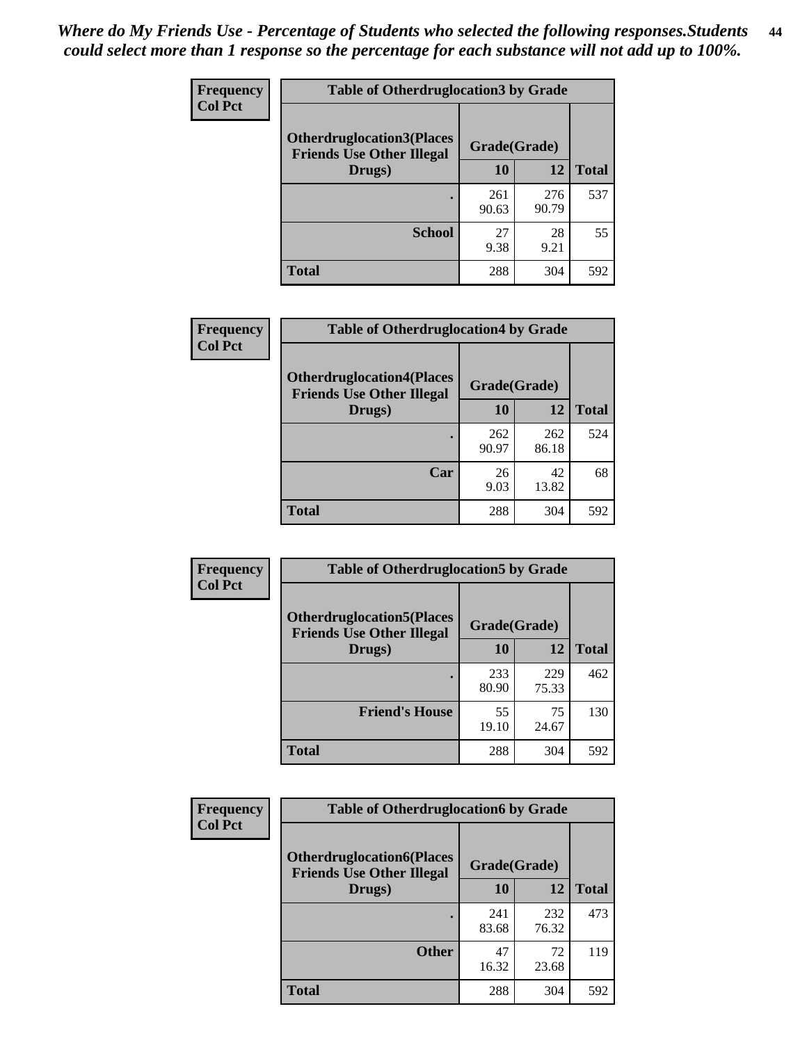*Where do My Friends Use - Percentage of Students who selected the following responses.Students could select more than 1 response so the percentage for each substance will not add up to 100%.*

**Frequency**
**Col Pct**

| Table of Otherdruglocation3 by Grade | | | |
|---|---|---|---|
| **Otherdruglocation3(Places Friends Use Other Illegal Drugs)** | **Grade(Grade)** | | |
| | **10** | **12** | **Total** |
| **.** | 261<br>90.63 | 276<br>90.79 | 537 |
| **School** | 27<br>9.38 | 28<br>9.21 | 55 |
| **Total** | 288 | 304 | 592 |

**Frequency**
**Col Pct**

| Table of Otherdruglocation4 by Grade | | | |
|---|---|---|---|
| **Otherdruglocation4(Places Friends Use Other Illegal Drugs)** | **Grade(Grade)** | | |
| | **10** | **12** | **Total** |
| **.** | 262<br>90.97 | 262<br>86.18 | 524 |
| **Car** | 26<br>9.03 | 42<br>13.82 | 68 |
| **Total** | 288 | 304 | 592 |

**Frequency**
**Col Pct**

| Table of Otherdruglocation5 by Grade | | | |
|---|---|---|---|
| **Otherdruglocation5(Places Friends Use Other Illegal Drugs)** | **Grade(Grade)** | | |
| | **10** | **12** | **Total** |
| **.** | 233<br>80.90 | 229<br>75.33 | 462 |
| **Friend's House** | 55<br>19.10 | 75<br>24.67 | 130 |
| **Total** | 288 | 304 | 592 |

**Frequency**
**Col Pct**

| Table of Otherdruglocation6 by Grade | | | |
|---|---|---|---|
| **Otherdruglocation6(Places Friends Use Other Illegal Drugs)** | **Grade(Grade)** | | |
| | **10** | **12** | **Total** |
| **.** | 241<br>83.68 | 232<br>76.32 | 473 |
| **Other** | 47<br>16.32 | 72<br>23.68 | 119 |
| **Total** | 288 | 304 | 592 |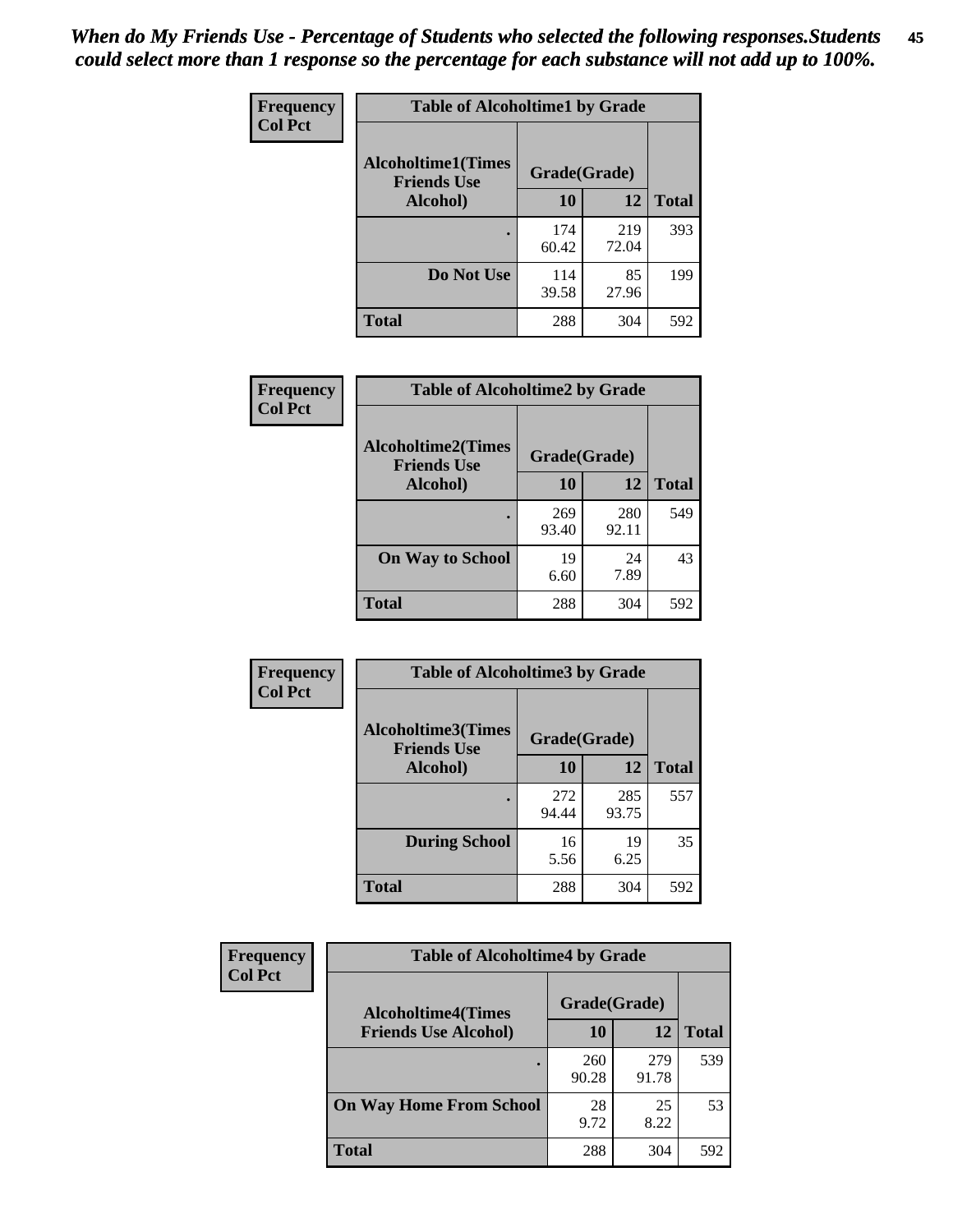*When do My Friends Use - Percentage of Students who selected the following responses.Students could select more than 1 response so the percentage for each substance will not add up to 100%.*

**Frequency**
**Col Pct**

| Table of Alcoholtime1 by Grade | | | |
|---|---|---|---|
| **Alcoholtime1(Times Friends Use Alcohol)** | **Grade(Grade)** | | |
| | **10** | **12** | **Total** |
| **.** | 174<br>60.42 | 219<br>72.04 | 393 |
| **Do Not Use** | 114<br>39.58 | 85<br>27.96 | 199 |
| **Total** | 288 | 304 | 592 |

**Frequency**
**Col Pct**

| Table of Alcoholtime2 by Grade | | | |
|---|---|---|---|
| **Alcoholtime2(Times Friends Use Alcohol)** | **Grade(Grade)** | | |
| | **10** | **12** | **Total** |
| **.** | 269<br>93.40 | 280<br>92.11 | 549 |
| **On Way to School** | 19<br>6.60 | 24<br>7.89 | 43 |
| **Total** | 288 | 304 | 592 |

**Frequency**
**Col Pct**

| Table of Alcoholtime3 by Grade | | | |
|---|---|---|---|
| **Alcoholtime3(Times Friends Use Alcohol)** | **Grade(Grade)** | | |
| | **10** | **12** | **Total** |
| **.** | 272<br>94.44 | 285<br>93.75 | 557 |
| **During School** | 16<br>5.56 | 19<br>6.25 | 35 |
| **Total** | 288 | 304 | 592 |

**Frequency**
**Col Pct**

| Table of Alcoholtime4 by Grade | | | |
|---|---|---|---|
| **Alcoholtime4(Times Friends Use Alcohol)** | **Grade(Grade)** | | |
| | **10** | **12** | **Total** |
| **.** | 260<br>90.28 | 279<br>91.78 | 539 |
| **On Way Home From School** | 28<br>9.72 | 25<br>8.22 | 53 |
| **Total** | 288 | 304 | 592 |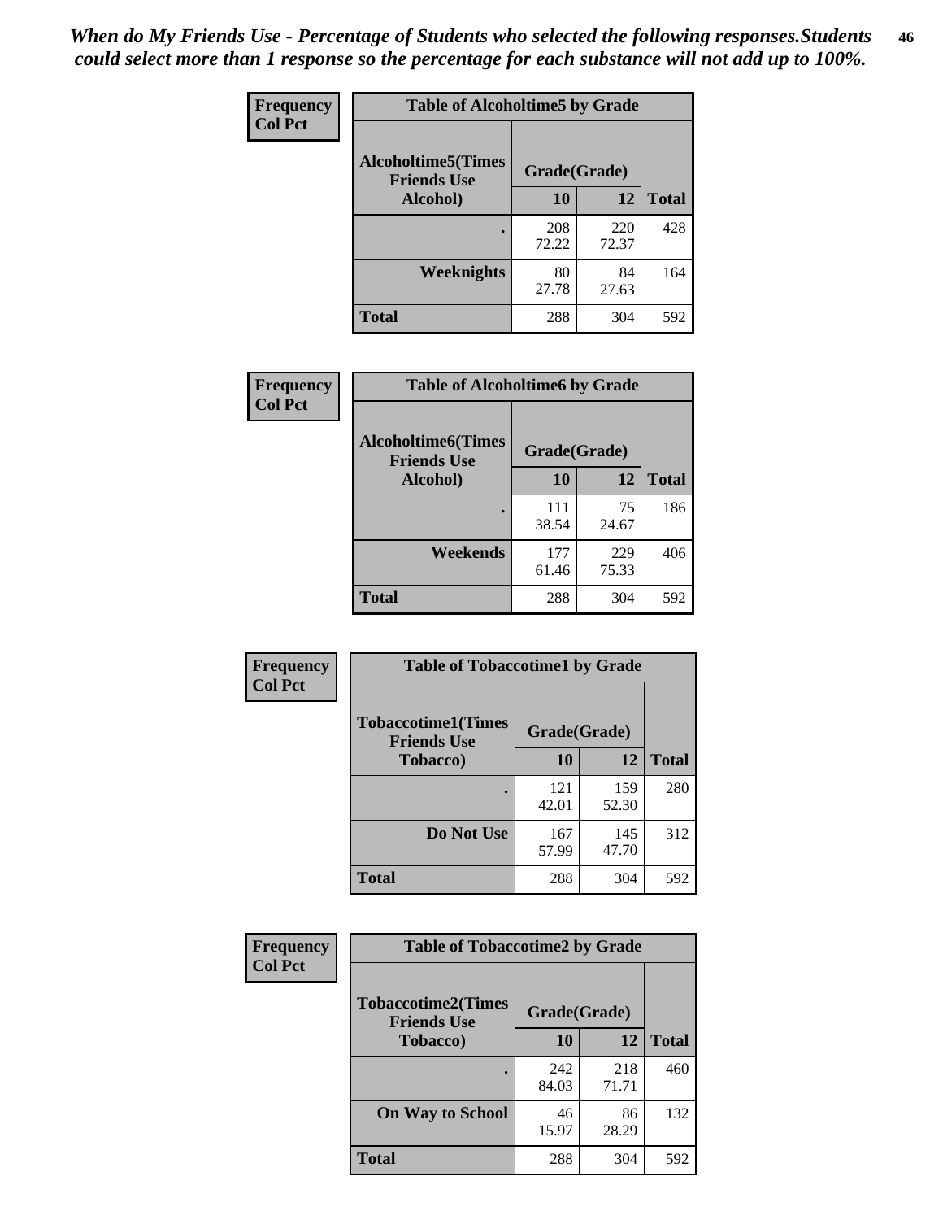*When do My Friends Use - Percentage of Students who selected the following responses.Students could select more than 1 response so the percentage for each substance will not add up to 100%.*

| Frequency Col Pct | Table of Alcoholtime5 by Grade | | |
|---|---|---|---|
| Alcoholtime5(Times Friends Use Alcohol) | Grade(Grade) | | |
| | 10 | 12 | Total |
| . | 208<br>72.22 | 220<br>72.37 | 428 |
| Weeknights | 80<br>27.78 | 84<br>27.63 | 164 |
| Total | 288 | 304 | 592 |

| Frequency Col Pct | Table of Alcoholtime6 by Grade | | |
|---|---|---|---|
| Alcoholtime6(Times Friends Use Alcohol) | Grade(Grade) | | |
| | 10 | 12 | Total |
| . | 111<br>38.54 | 75<br>24.67 | 186 |
| Weekends | 177<br>61.46 | 229<br>75.33 | 406 |
| Total | 288 | 304 | 592 |

| Frequency Col Pct | Table of Tobaccotime1 by Grade | | |
|---|---|---|---|
| Tobaccotime1(Times Friends Use Tobacco) | Grade(Grade) | | |
| | 10 | 12 | Total |
| . | 121<br>42.01 | 159<br>52.30 | 280 |
| Do Not Use | 167<br>57.99 | 145<br>47.70 | 312 |
| Total | 288 | 304 | 592 |

| Frequency Col Pct | Table of Tobaccotime2 by Grade | | |
|---|---|---|---|
| Tobaccotime2(Times Friends Use Tobacco) | Grade(Grade) | | |
| | 10 | 12 | Total |
| . | 242<br>84.03 | 218<br>71.71 | 460 |
| On Way to School | 46<br>15.97 | 86<br>28.29 | 132 |
| Total | 288 | 304 | 592 |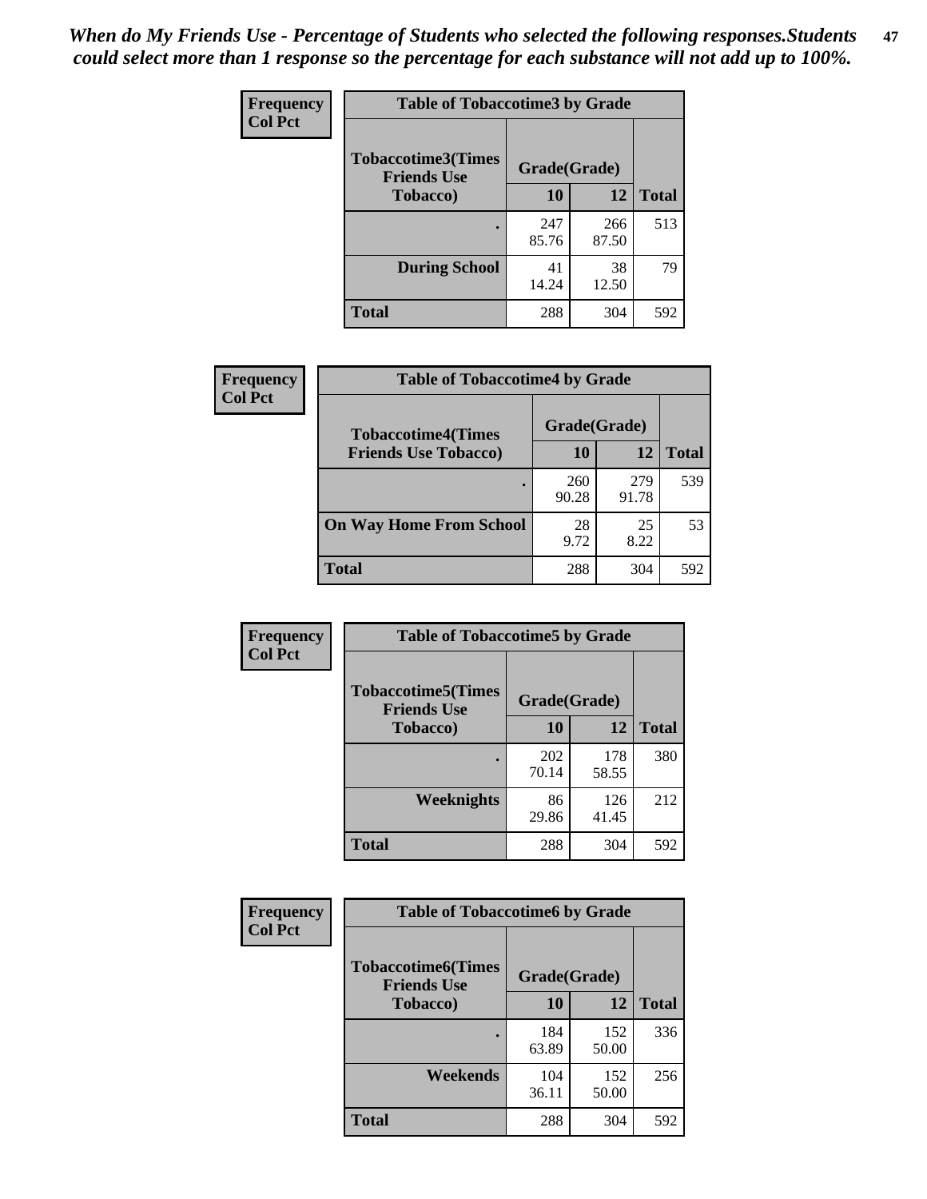*When do My Friends Use - Percentage of Students who selected the following responses.Students could select more than 1 response so the percentage for each substance will not add up to 100%.*

**Frequency**
**Col Pct**

**Table of Tobaccotime3 by Grade**

| Tobaccotime3(Times Friends Use Tobacco) | Grade(Grade) | | Total |
|---|---|---|---|
| | 10 | 12 | |
| . | 247<br>85.76 | 266<br>87.50 | 513 |
| During School | 41<br>14.24 | 38<br>12.50 | 79 |
| Total | 288 | 304 | 592 |

**Frequency**
**Col Pct**

**Table of Tobaccotime4 by Grade**

| Tobaccotime4(Times Friends Use Tobacco) | Grade(Grade) | | Total |
|---|---|---|---|
| | 10 | 12 | |
| . | 260<br>90.28 | 279<br>91.78 | 539 |
| On Way Home From School | 28<br>9.72 | 25<br>8.22 | 53 |
| Total | 288 | 304 | 592 |

**Frequency**
**Col Pct**

**Table of Tobaccotime5 by Grade**

| Tobaccotime5(Times Friends Use Tobacco) | Grade(Grade) | | Total |
|---|---|---|---|
| | 10 | 12 | |
| . | 202<br>70.14 | 178<br>58.55 | 380 |
| Weeknights | 86<br>29.86 | 126<br>41.45 | 212 |
| Total | 288 | 304 | 592 |

**Frequency**
**Col Pct**

**Table of Tobaccotime6 by Grade**

| Tobaccotime6(Times Friends Use Tobacco) | Grade(Grade) | | Total |
|---|---|---|---|
| | 10 | 12 | |
| . | 184<br>63.89 | 152<br>50.00 | 336 |
| Weekends | 104<br>36.11 | 152<br>50.00 | 256 |
| Total | 288 | 304 | 592 |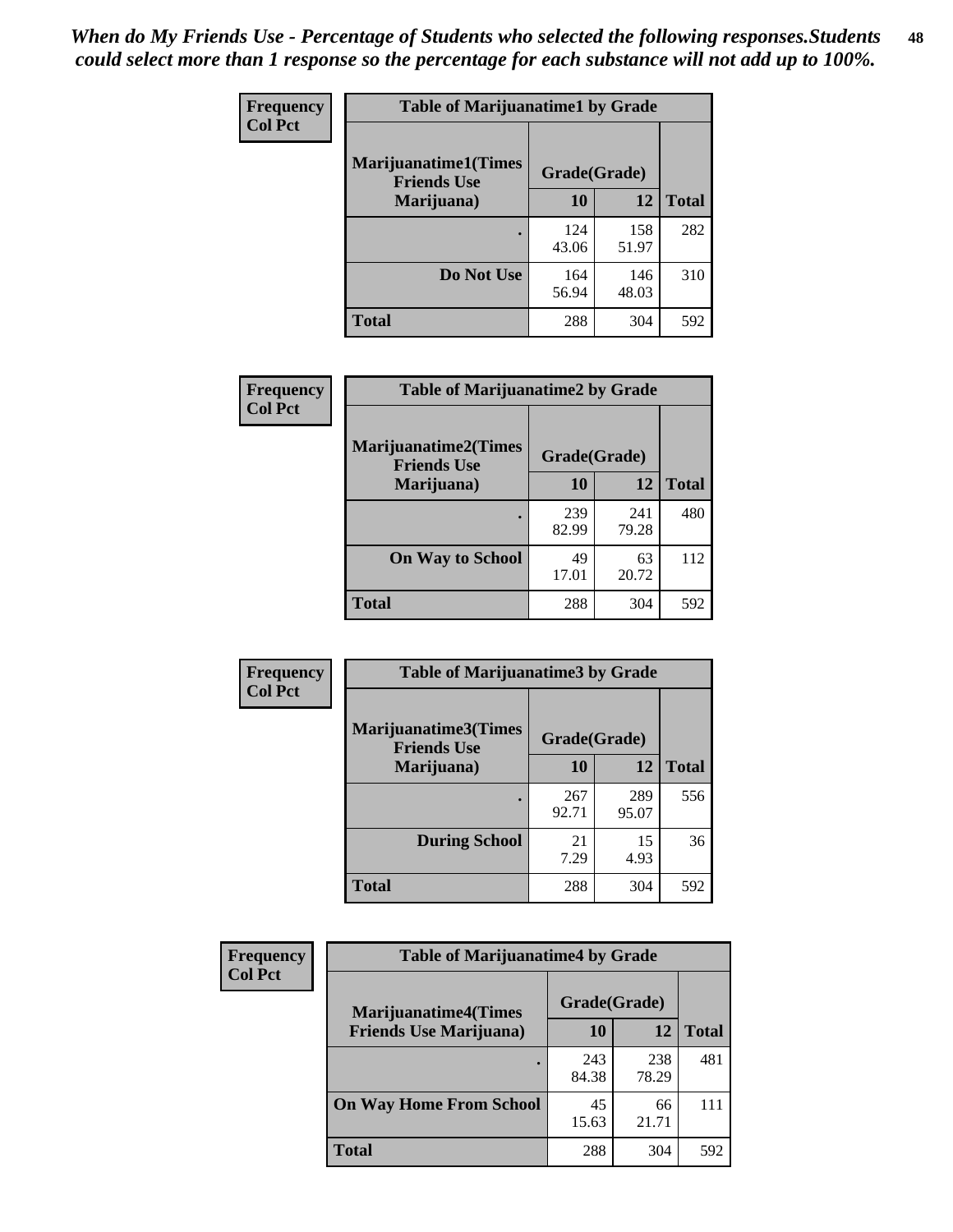*When do My Friends Use - Percentage of Students who selected the following responses.Students could select more than 1 response so the percentage for each substance will not add up to 100%.*

| Frequency Col Pct | Table of Marijuanatime1 by Grade | | |
|---|---|---|---|
| Marijuanatime1(Times Friends Use Marijuana) | Grade(Grade) | | |
| | 10 | 12 | Total |
| . | 124<br>43.06 | 158<br>51.97 | 282 |
| Do Not Use | 164<br>56.94 | 146<br>48.03 | 310 |
| Total | 288 | 304 | 592 |

| Frequency Col Pct | Table of Marijuanatime2 by Grade | | |
|---|---|---|---|
| Marijuanatime2(Times Friends Use Marijuana) | Grade(Grade) | | |
| | 10 | 12 | Total |
| . | 239<br>82.99 | 241<br>79.28 | 480 |
| On Way to School | 49<br>17.01 | 63<br>20.72 | 112 |
| Total | 288 | 304 | 592 |

| Frequency Col Pct | Table of Marijuanatime3 by Grade | | |
|---|---|---|---|
| Marijuanatime3(Times Friends Use Marijuana) | Grade(Grade) | | |
| | 10 | 12 | Total |
| . | 267<br>92.71 | 289<br>95.07 | 556 |
| During School | 21<br>7.29 | 15<br>4.93 | 36 |
| Total | 288 | 304 | 592 |

| Frequency Col Pct | Table of Marijuanatime4 by Grade | | |
|---|---|---|---|
| Marijuanatime4(Times Friends Use Marijuana) | Grade(Grade) | | |
| | 10 | 12 | Total |
| . | 243<br>84.38 | 238<br>78.29 | 481 |
| On Way Home From School | 45<br>15.63 | 66<br>21.71 | 111 |
| Total | 288 | 304 | 592 |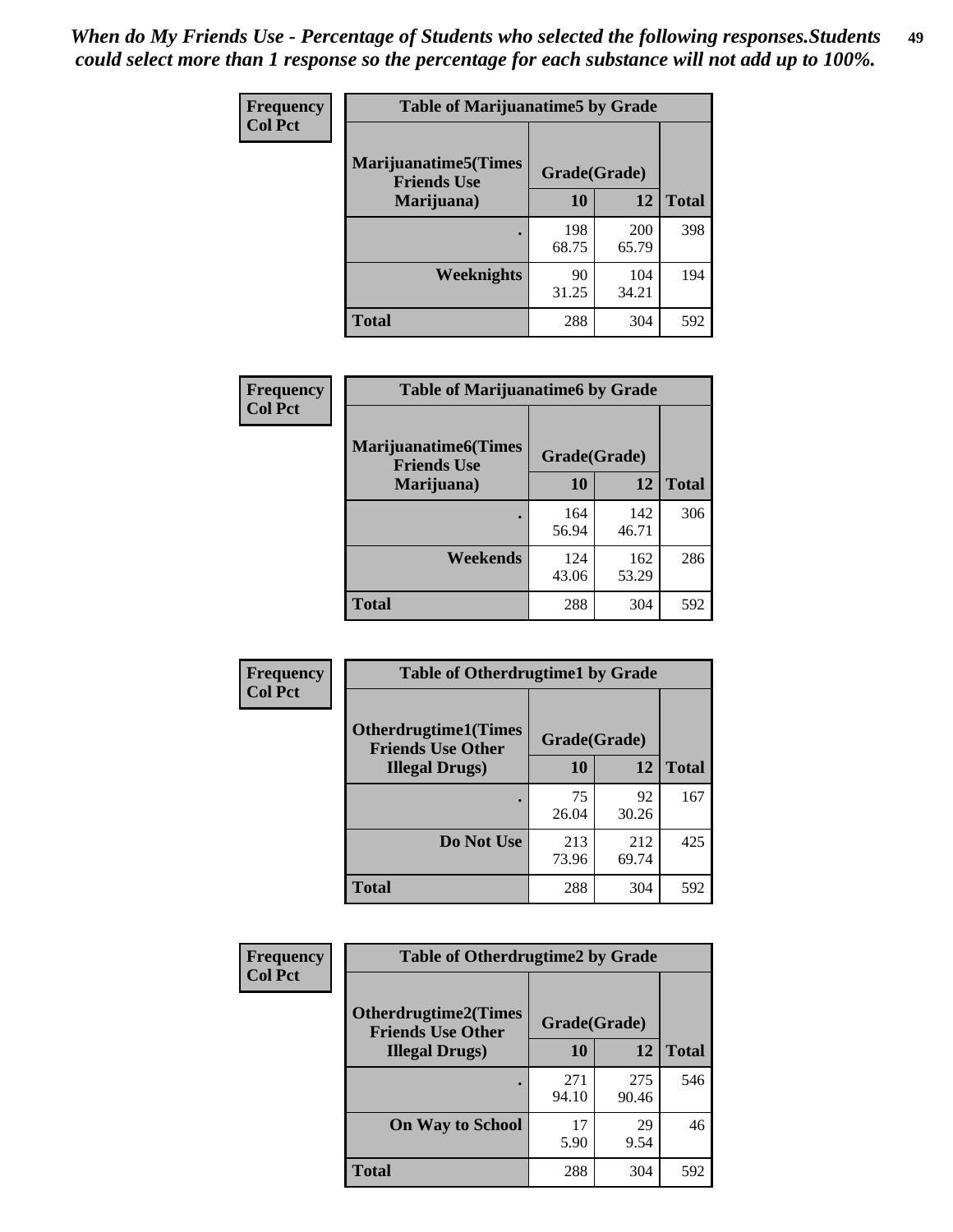*When do My Friends Use - Percentage of Students who selected the following responses.Students could select more than 1 response so the percentage for each substance will not add up to 100%.*

**Frequency**
**Col Pct**

| Table of Marijuanatime5 by Grade | | | |
|---|---|---|---|
| **Marijuanatime5(Times Friends Use Marijuana)** | **Grade(Grade)** | | |
| | **10** | **12** | **Total** |
| **.** | 198<br>68.75 | 200<br>65.79 | 398 |
| **Weeknights** | 90<br>31.25 | 104<br>34.21 | 194 |
| **Total** | 288 | 304 | 592 |

**Frequency**
**Col Pct**

| Table of Marijuanatime6 by Grade | | | |
|---|---|---|---|
| **Marijuanatime6(Times Friends Use Marijuana)** | **Grade(Grade)** | | |
| | **10** | **12** | **Total** |
| **.** | 164<br>56.94 | 142<br>46.71 | 306 |
| **Weekends** | 124<br>43.06 | 162<br>53.29 | 286 |
| **Total** | 288 | 304 | 592 |

**Frequency**
**Col Pct**

| Table of Otherdrugtime1 by Grade | | | |
|---|---|---|---|
| **Otherdrugtime1(Times Friends Use Other Illegal Drugs)** | **Grade(Grade)** | | |
| | **10** | **12** | **Total** |
| **.** | 75<br>26.04 | 92<br>30.26 | 167 |
| **Do Not Use** | 213<br>73.96 | 212<br>69.74 | 425 |
| **Total** | 288 | 304 | 592 |

**Frequency**
**Col Pct**

| Table of Otherdrugtime2 by Grade | | | |
|---|---|---|---|
| **Otherdrugtime2(Times Friends Use Other Illegal Drugs)** | **Grade(Grade)** | | |
| | **10** | **12** | **Total** |
| **.** | 271<br>94.10 | 275<br>90.46 | 546 |
| **On Way to School** | 17<br>5.90 | 29<br>9.54 | 46 |
| **Total** | 288 | 304 | 592 |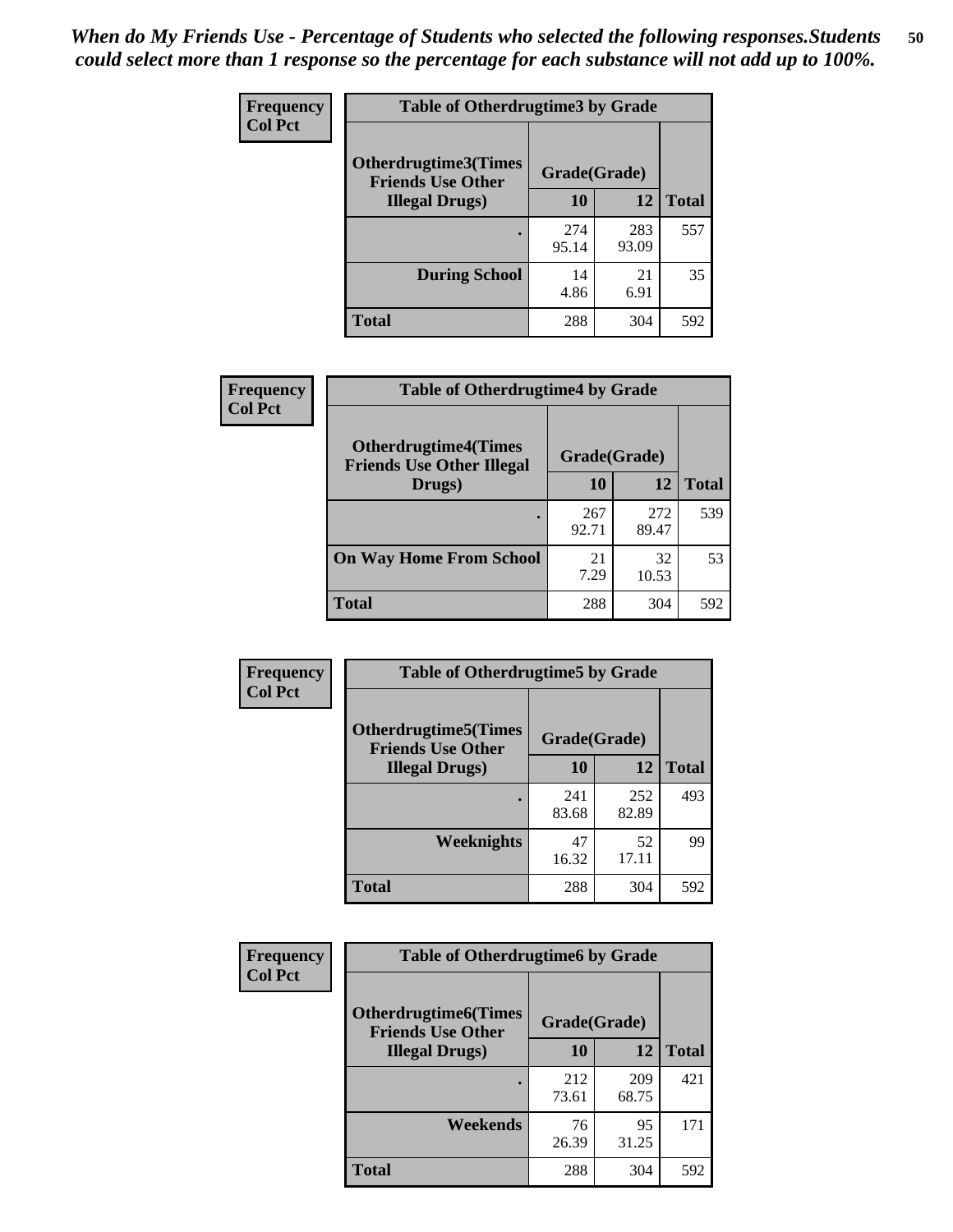*When do My Friends Use - Percentage of Students who selected the following responses.Students could select more than 1 response so the percentage for each substance will not add up to 100%.*

**Frequency**
**Col Pct**

| Table of Otherdrugtime3 by Grade | | | |
|---|---|---|---|
| **Otherdrugtime3(Times Friends Use Other Illegal Drugs)** | **Grade(Grade)** | | |
| | **10** | **12** | **Total** |
| **.** | 274<br>95.14 | 283<br>93.09 | 557 |
| **During School** | 14<br>4.86 | 21<br>6.91 | 35 |
| **Total** | 288 | 304 | 592 |

**Frequency**
**Col Pct**

| Table of Otherdrugtime4 by Grade | | | |
|---|---|---|---|
| **Otherdrugtime4(Times Friends Use Other Illegal Drugs)** | **Grade(Grade)** | | |
| | **10** | **12** | **Total** |
| **.** | 267<br>92.71 | 272<br>89.47 | 539 |
| **On Way Home From School** | 21<br>7.29 | 32<br>10.53 | 53 |
| **Total** | 288 | 304 | 592 |

**Frequency**
**Col Pct**

| Table of Otherdrugtime5 by Grade | | | |
|---|---|---|---|
| **Otherdrugtime5(Times Friends Use Other Illegal Drugs)** | **Grade(Grade)** | | |
| | **10** | **12** | **Total** |
| **.** | 241<br>83.68 | 252<br>82.89 | 493 |
| **Weeknights** | 47<br>16.32 | 52<br>17.11 | 99 |
| **Total** | 288 | 304 | 592 |

**Frequency**
**Col Pct**

| Table of Otherdrugtime6 by Grade | | | |
|---|---|---|---|
| **Otherdrugtime6(Times Friends Use Other Illegal Drugs)** | **Grade(Grade)** | | |
| | **10** | **12** | **Total** |
| **.** | 212<br>73.61 | 209<br>68.75 | 421 |
| **Weekends** | 76<br>26.39 | 95<br>31.25 | 171 |
| **Total** | 288 | 304 | 592 |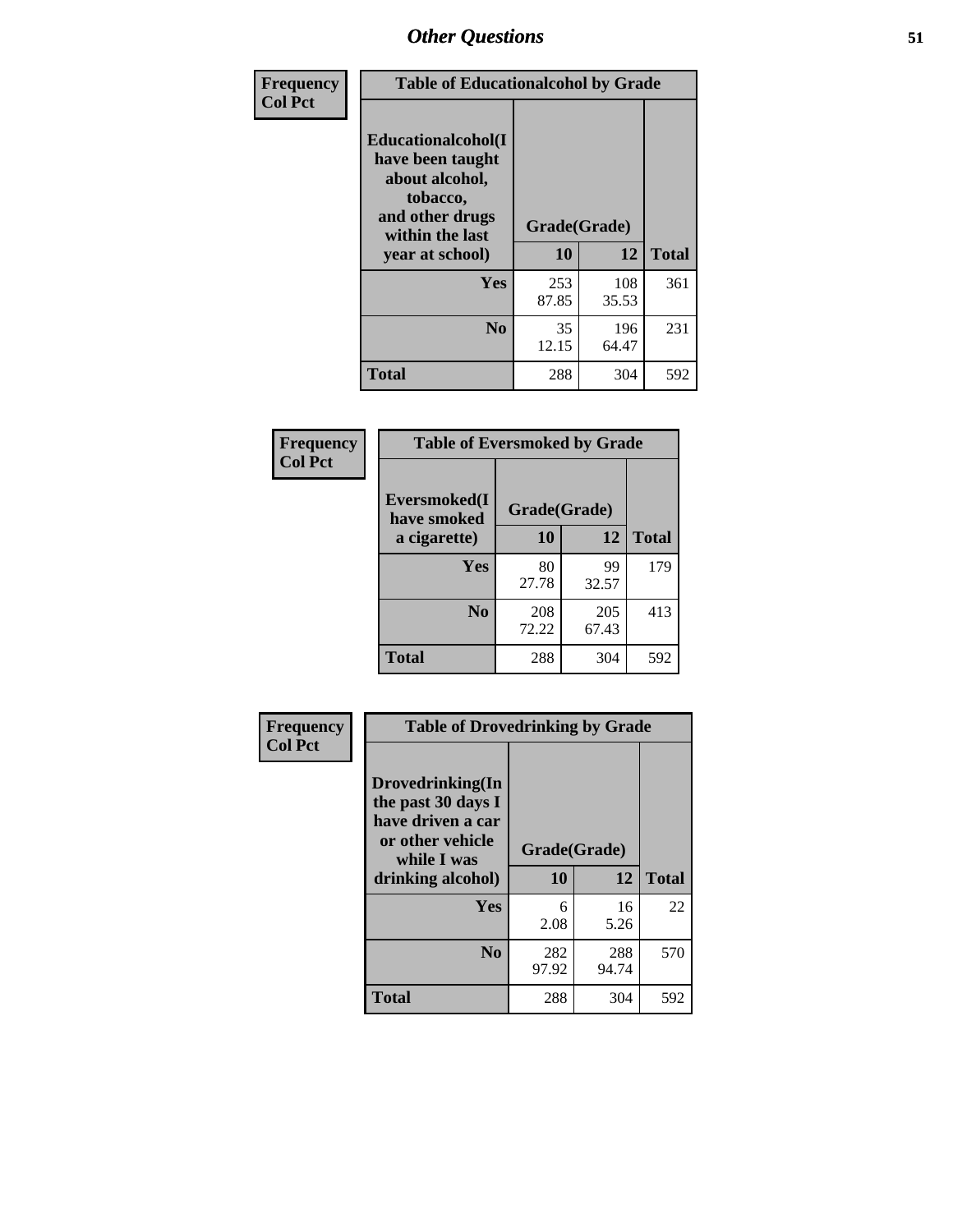# Other Questions

| Frequency Col Pct | Table of Educationalalcohol by Grade | | |
|---|---|---|---|
| **Educationalalcohol(I have been taught about alcohol, tobacco, and other drugs within the last year at school)** | **Grade(Grade)** | | |
| | **10** | **12** | **Total** |
| **Yes** | 253<br>87.85 | 108<br>35.53 | 361 |
| **No** | 35<br>12.15 | 196<br>64.47 | 231 |
| **Total** | 288 | 304 | 592 |

| Frequency Col Pct | Table of Eversmoked by Grade | | |
|---|---|---|---|
| **Eversmoked(I have smoked a cigarette)** | **Grade(Grade)** | | |
| | **10** | **12** | **Total** |
| **Yes** | 80<br>27.78 | 99<br>32.57 | 179 |
| **No** | 208<br>72.22 | 205<br>67.43 | 413 |
| **Total** | 288 | 304 | 592 |

| Frequency Col Pct | Table of Drovedrinking by Grade | | |
|---|---|---|---|
| **Drovedrinking(In the past 30 days I have driven a car or other vehicle while I was drinking alcohol)** | **Grade(Grade)** | | |
| | **10** | **12** | **Total** |
| **Yes** | 6<br>2.08 | 16<br>5.26 | 22 |
| **No** | 282<br>97.92 | 288<br>94.74 | 570 |
| **Total** | 288 | 304 | 592 |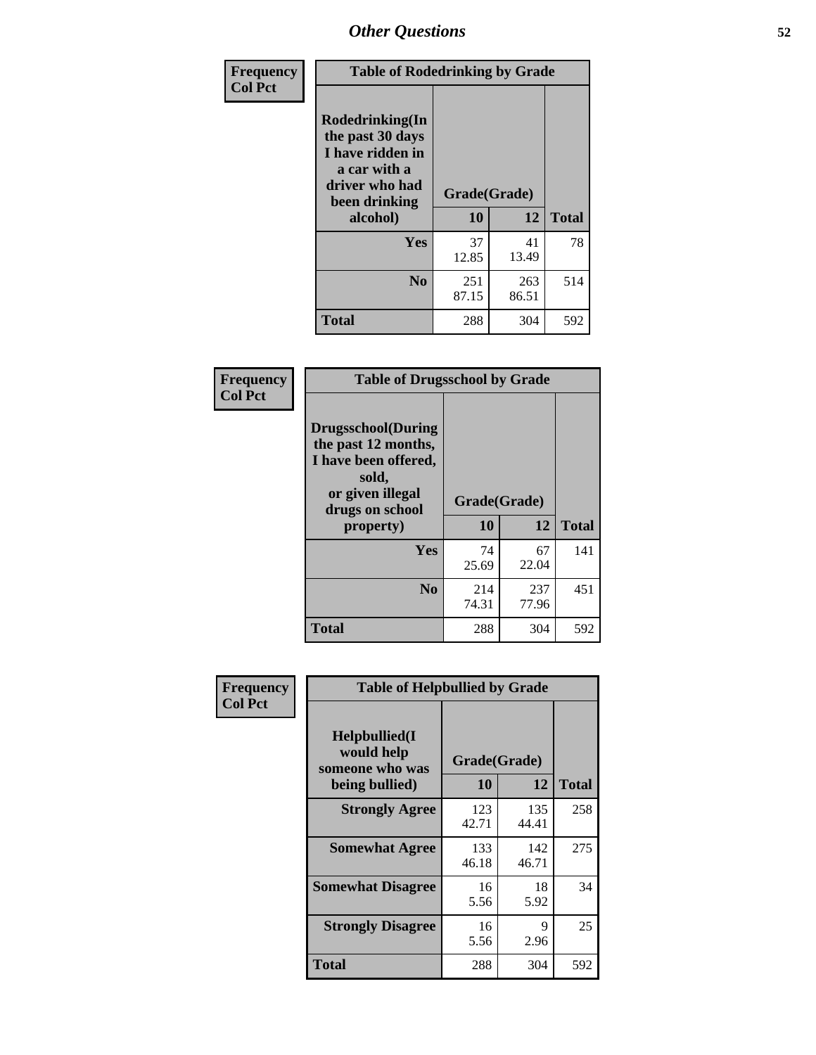# Other Questions

**Frequency**
**Col Pct**

| Table of Rodedrinking by Grade | | | |
|---|---|---|---|
| Rodedrinking(In the past 30 days I have ridden in a car with a driver who had been drinking alcohol) | Grade(Grade) | | |
| | 10 | 12 | Total |
| Yes | 37<br>12.85 | 41<br>13.49 | 78 |
| No | 251<br>87.15 | 263<br>86.51 | 514 |
| Total | 288 | 304 | 592 |

**Frequency**
**Col Pct**

| Table of Drugsschool by Grade | | | |
|---|---|---|---|
| Drugsschool(During the past 12 months, I have been offered, sold, or given illegal drugs on school property) | Grade(Grade) | | |
| | 10 | 12 | Total |
| Yes | 74<br>25.69 | 67<br>22.04 | 141 |
| No | 214<br>74.31 | 237<br>77.96 | 451 |
| Total | 288 | 304 | 592 |

**Frequency**
**Col Pct**

| Table of Helpbullied by Grade | | | |
|---|---|---|---|
| Helpbullied(I would help someone who was being bullied) | Grade(Grade) | | |
| | 10 | 12 | Total |
| Strongly Agree | 123<br>42.71 | 135<br>44.41 | 258 |
| Somewhat Agree | 133<br>46.18 | 142<br>46.71 | 275 |
| Somewhat Disagree | 16<br>5.56 | 18<br>5.92 | 34 |
| Strongly Disagree | 16<br>5.56 | 9<br>2.96 | 25 |
| Total | 288 | 304 | 592 |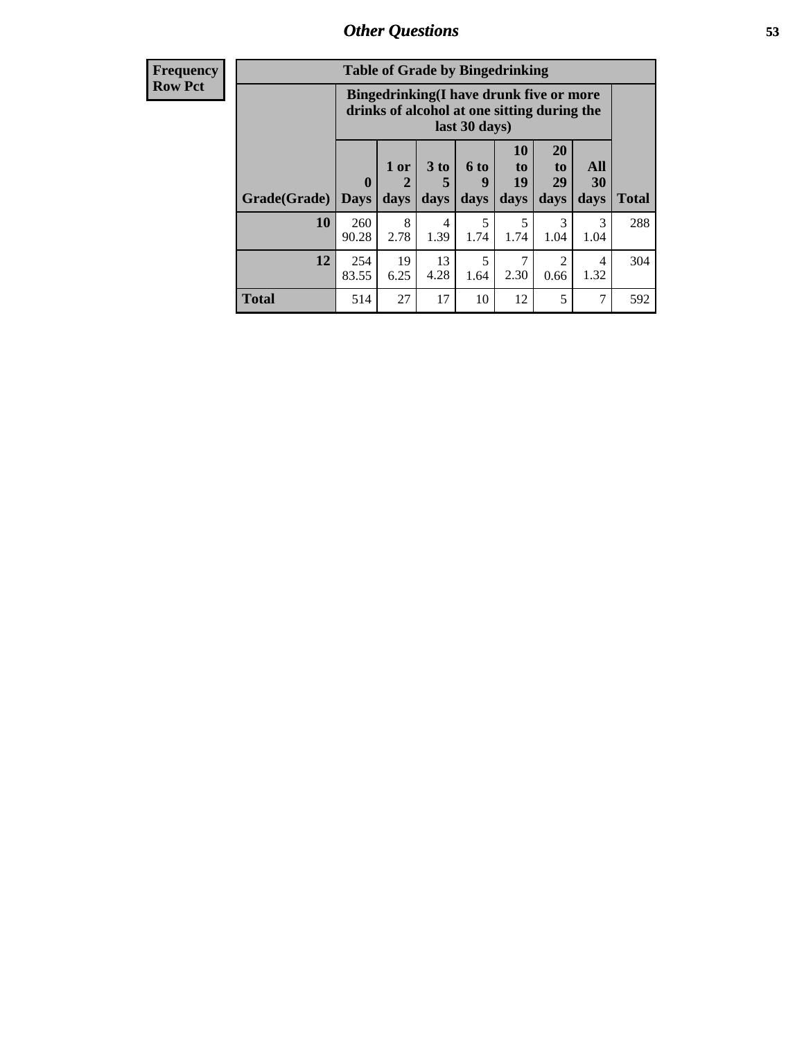## Other Questions

| Frequency<br>Row Pct |
|---|

**Table of Grade by Bingedrinking**

| | Bingedrinking(I have drunk five or more drinks of alcohol at one sitting during the last 30 days) | | | | | | | |
|---|---|---|---|---|---|---|---|---|
| Grade(Grade) | 0 Days | 1 or 2 days | 3 to 5 days | 6 to 9 days | 10 to 19 days | 20 to 29 days | All 30 days | Total |
| 10 | 260<br>90.28 | 8<br>2.78 | 4<br>1.39 | 5<br>1.74 | 5<br>1.74 | 3<br>1.04 | 3<br>1.04 | 288 |
| 12 | 254<br>83.55 | 19<br>6.25 | 13<br>4.28 | 5<br>1.64 | 7<br>2.30 | 2<br>0.66 | 4<br>1.32 | 304 |
| Total | 514 | 27 | 17 | 10 | 12 | 5 | 7 | 592 |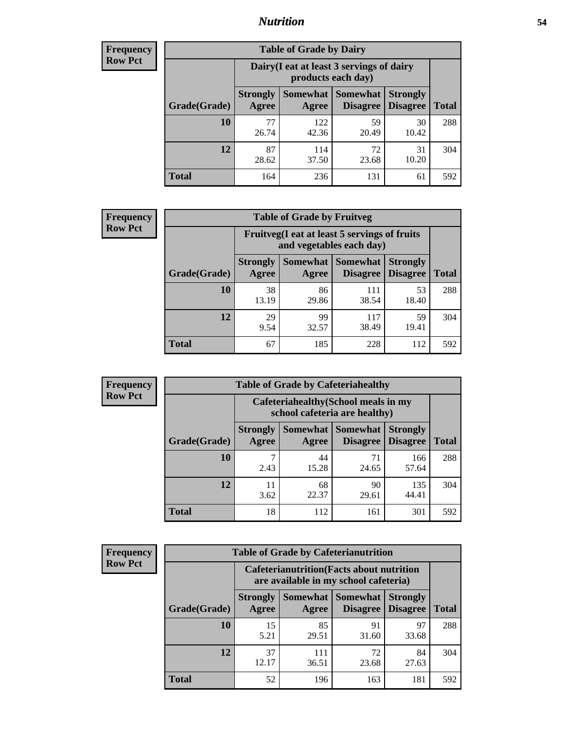## Nutrition

**Frequency**
**Row Pct**

**Table of Grade by Dairy**

| Grade(Grade) | Dairy(I eat at least 3 servings of dairy products each day) | | | | Total |
|---|---|---|---|---|---|
| | Strongly Agree | Somewhat Agree | Somewhat Disagree | Strongly Disagree | |
| 10 | 77<br>26.74 | 122<br>42.36 | 59<br>20.49 | 30<br>10.42 | 288 |
| 12 | 87<br>28.62 | 114<br>37.50 | 72<br>23.68 | 31<br>10.20 | 304 |
| Total | 164 | 236 | 131 | 61 | 592 |

**Frequency**
**Row Pct**

**Table of Grade by Fruitveg**

| Grade(Grade) | Fruitveg(I eat at least 5 servings of fruits and vegetables each day) | | | | Total |
|---|---|---|---|---|---|
| | Strongly Agree | Somewhat Agree | Somewhat Disagree | Strongly Disagree | |
| 10 | 38<br>13.19 | 86<br>29.86 | 111<br>38.54 | 53<br>18.40 | 288 |
| 12 | 29<br>9.54 | 99<br>32.57 | 117<br>38.49 | 59<br>19.41 | 304 |
| Total | 67 | 185 | 228 | 112 | 592 |

**Frequency**
**Row Pct**

**Table of Grade by Cafeteriahealthy**

| Grade(Grade) | Cafeteriahealthy(School meals in my school cafeteria are healthy) | | | | Total |
|---|---|---|---|---|---|
| | Strongly Agree | Somewhat Agree | Somewhat Disagree | Strongly Disagree | |
| 10 | 7<br>2.43 | 44<br>15.28 | 71<br>24.65 | 166<br>57.64 | 288 |
| 12 | 11<br>3.62 | 68<br>22.37 | 90<br>29.61 | 135<br>44.41 | 304 |
| Total | 18 | 112 | 161 | 301 | 592 |

**Frequency**
**Row Pct**

**Table of Grade by Cafeterianutrition**

| Grade(Grade) | Cafeterianutrition(Facts about nutrition are available in my school cafeteria) | | | | Total |
|---|---|---|---|---|---|
| | Strongly Agree | Somewhat Agree | Somewhat Disagree | Strongly Disagree | |
| 10 | 15<br>5.21 | 85<br>29.51 | 91<br>31.60 | 97<br>33.68 | 288 |
| 12 | 37<br>12.17 | 111<br>36.51 | 72<br>23.68 | 84<br>27.63 | 304 |
| Total | 52 | 196 | 163 | 181 | 592 |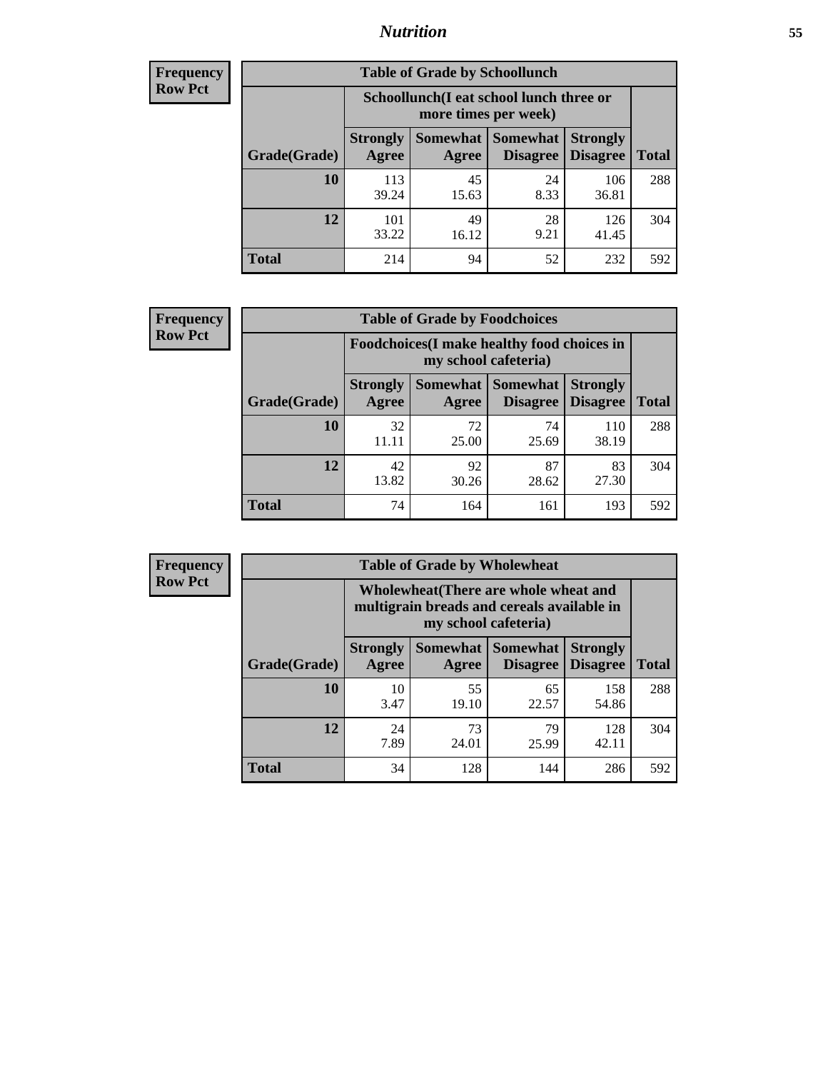## Nutrition

**Frequency**
**Row Pct**

| Table of Grade by Schoollunch | | | | | |
|---|---|---|---|---|---|
| | Schoollunch(I eat school lunch three or more times per week) | | | | |
| Grade(Grade) | Strongly Agree | Somewhat Agree | Somewhat Disagree | Strongly Disagree | Total |
| 10 | 113<br>39.24 | 45<br>15.63 | 24<br>8.33 | 106<br>36.81 | 288 |
| 12 | 101<br>33.22 | 49<br>16.12 | 28<br>9.21 | 126<br>41.45 | 304 |
| Total | 214 | 94 | 52 | 232 | 592 |

**Frequency**
**Row Pct**

| Table of Grade by Foodchoices | | | | | |
|---|---|---|---|---|---|
| | Foodchoices(I make healthy food choices in my school cafeteria) | | | | |
| Grade(Grade) | Strongly Agree | Somewhat Agree | Somewhat Disagree | Strongly Disagree | Total |
| 10 | 32<br>11.11 | 72<br>25.00 | 74<br>25.69 | 110<br>38.19 | 288 |
| 12 | 42<br>13.82 | 92<br>30.26 | 87<br>28.62 | 83<br>27.30 | 304 |
| Total | 74 | 164 | 161 | 193 | 592 |

**Frequency**
**Row Pct**

| Table of Grade by Wholewheat | | | | | |
|---|---|---|---|---|---|
| | Wholewheat(There are whole wheat and multigrain breads and cereals available in my school cafeteria) | | | | |
| Grade(Grade) | Strongly Agree | Somewhat Agree | Somewhat Disagree | Strongly Disagree | Total |
| 10 | 10<br>3.47 | 55<br>19.10 | 65<br>22.57 | 158<br>54.86 | 288 |
| 12 | 24<br>7.89 | 73<br>24.01 | 79<br>25.99 | 128<br>42.11 | 304 |
| Total | 34 | 128 | 144 | 286 | 592 |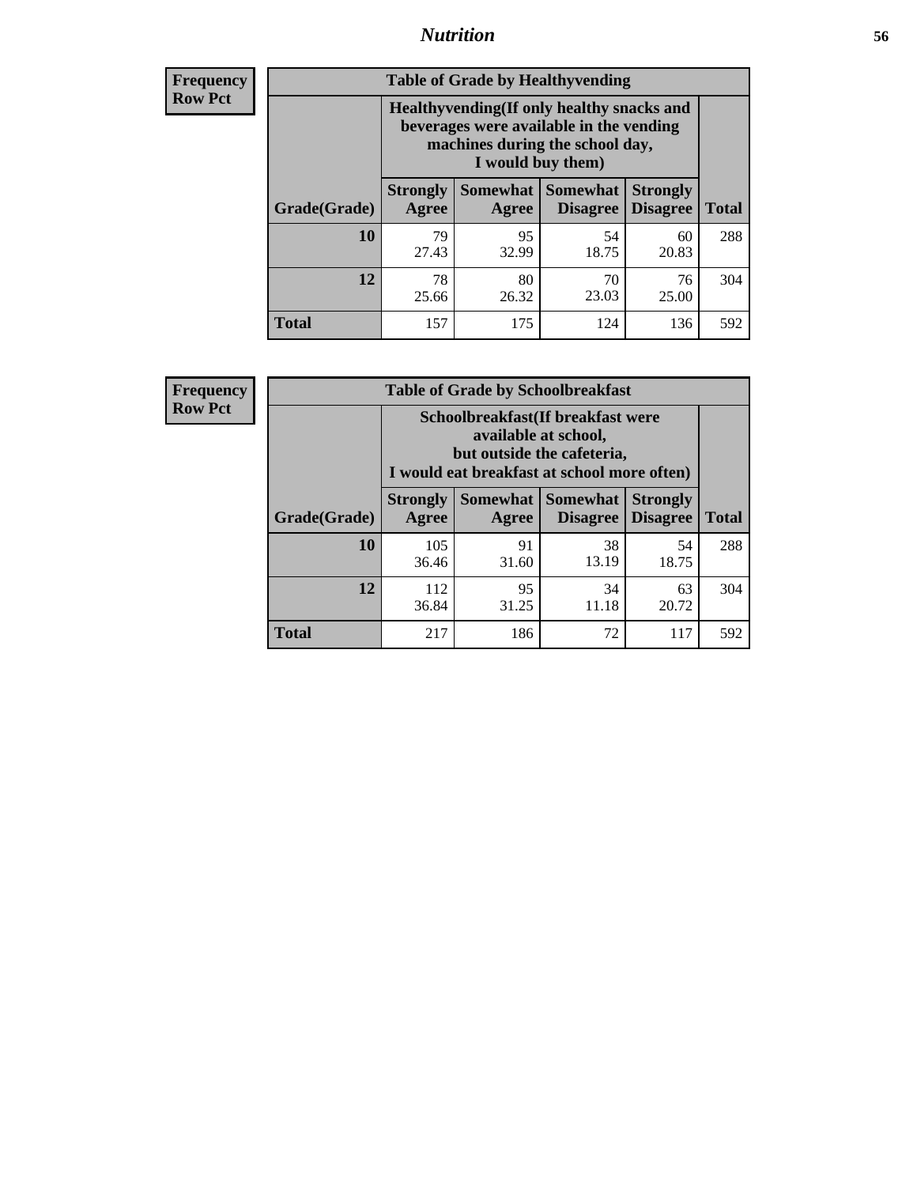## Nutrition

**Frequency**
**Row Pct**

| Table of Grade by Healthyvending | | | | | |
|---|---|---|---|---|---|
| | Healthyvending(If only healthy snacks and beverages were available in the vending machines during the school day, I would buy them) | | | | |
| Grade(Grade) | Strongly Agree | Somewhat Agree | Somewhat Disagree | Strongly Disagree | Total |
| **10** | 79<br>27.43 | 95<br>32.99 | 54<br>18.75 | 60<br>20.83 | 288 |
| **12** | 78<br>25.66 | 80<br>26.32 | 70<br>23.03 | 76<br>25.00 | 304 |
| **Total** | 157 | 175 | 124 | 136 | 592 |

**Frequency**
**Row Pct**

| Table of Grade by Schoolbreakfast | | | | | |
|---|---|---|---|---|---|
| | Schoolbreakfast(If breakfast were available at school, but outside the cafeteria, I would eat breakfast at school more often) | | | | |
| Grade(Grade) | Strongly Agree | Somewhat Agree | Somewhat Disagree | Strongly Disagree | Total |
| **10** | 105<br>36.46 | 91<br>31.60 | 38<br>13.19 | 54<br>18.75 | 288 |
| **12** | 112<br>36.84 | 95<br>31.25 | 34<br>11.18 | 63<br>20.72 | 304 |
| **Total** | 217 | 186 | 72 | 117 | 592 |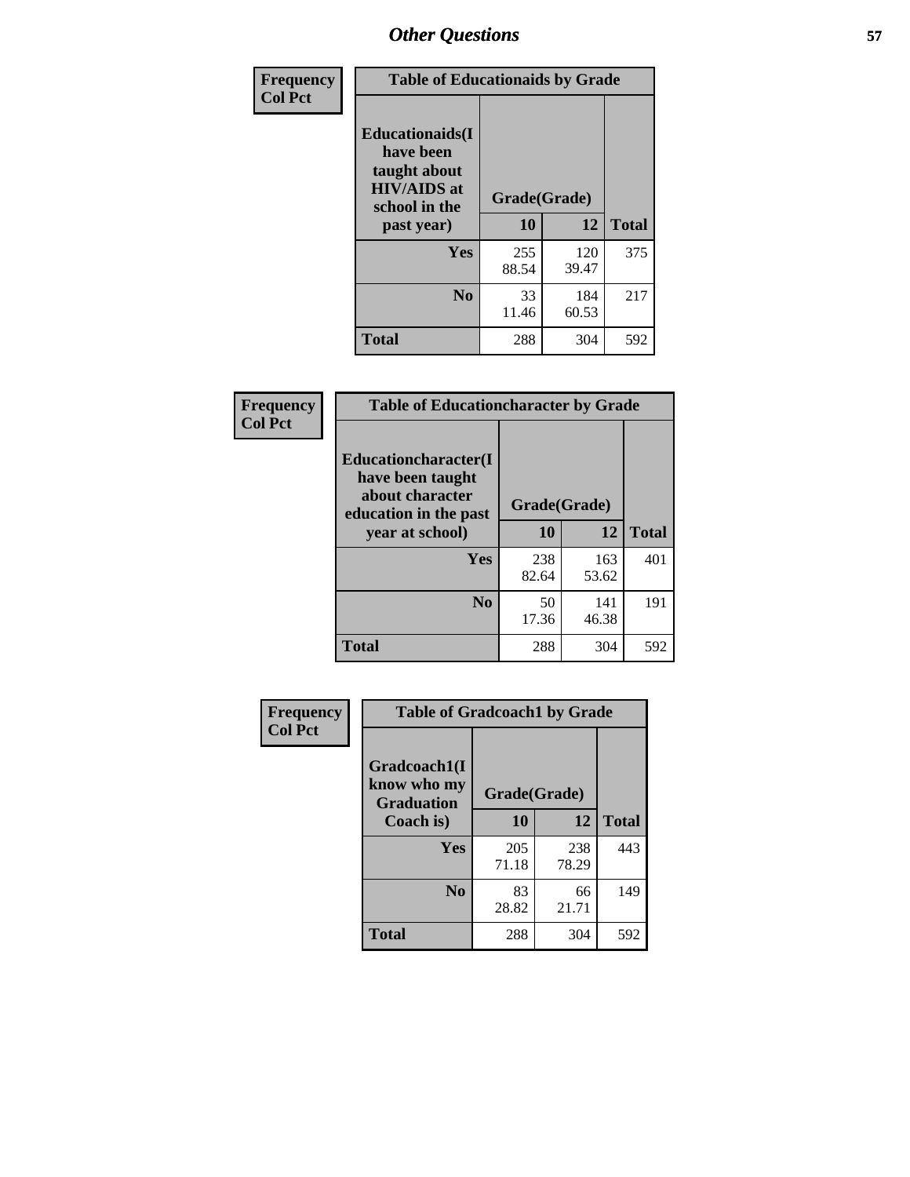| Frequency Col Pct | Table of Educationaids by Grade | | |
|---|---|---|---|
| Educationaids(I have been taught about HIV/AIDS at school in the past year) | Grade(Grade) | | |
| | 10 | 12 | Total |
| Yes | 255<br>88.54 | 120<br>39.47 | 375 |
| No | 33<br>11.46 | 184<br>60.53 | 217 |
| Total | 288 | 304 | 592 |

| Frequency Col Pct | Table of Educationcharacter by Grade | | |
|---|---|---|---|
| Educationcharacter(I have been taught about character education in the past year at school) | Grade(Grade) | | |
| | 10 | 12 | Total |
| Yes | 238<br>82.64 | 163<br>53.62 | 401 |
| No | 50<br>17.36 | 141<br>46.38 | 191 |
| Total | 288 | 304 | 592 |

| Frequency Col Pct | Table of Gradcoach1 by Grade | | |
|---|---|---|---|
| Gradcoach1(I know who my Graduation Coach is) | Grade(Grade) | | |
| | 10 | 12 | Total |
| Yes | 205<br>71.18 | 238<br>78.29 | 443 |
| No | 83<br>28.82 | 66<br>21.71 | 149 |
| Total | 288 | 304 | 592 |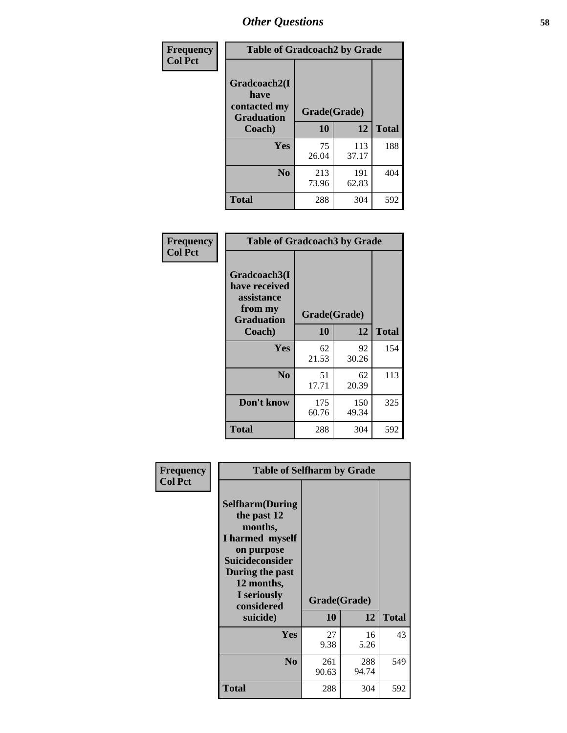## Other Questions

Frequency
Col Pct

| Table of Gradcoach2 by Grade | | | |
|---|---|---|---|
| Gradcoach2(I have contacted my Graduation Coach) | Grade(Grade) | | |
| | 10 | 12 | Total |
| Yes | 75<br>26.04 | 113<br>37.17 | 188 |
| No | 213<br>73.96 | 191<br>62.83 | 404 |
| Total | 288 | 304 | 592 |

Frequency
Col Pct

| Table of Gradcoach3 by Grade | | | |
|---|---|---|---|
| Gradcoach3(I have received assistance from my Graduation Coach) | Grade(Grade) | | |
| | 10 | 12 | Total |
| Yes | 62<br>21.53 | 92<br>30.26 | 154 |
| No | 51<br>17.71 | 62<br>20.39 | 113 |
| Don't know | 175<br>60.76 | 150<br>49.34 | 325 |
| Total | 288 | 304 | 592 |

Frequency
Col Pct

| Table of Selfharm by Grade | | | |
|---|---|---|---|
| Selfharm(During the past 12 months, I harmed myself on purpose Suicideconsider During the past 12 months, I seriously considered suicide) | Grade(Grade) | | |
| | 10 | 12 | Total |
| Yes | 27<br>9.38 | 16<br>5.26 | 43 |
| No | 261<br>90.63 | 288<br>94.74 | 549 |
| Total | 288 | 304 | 592 |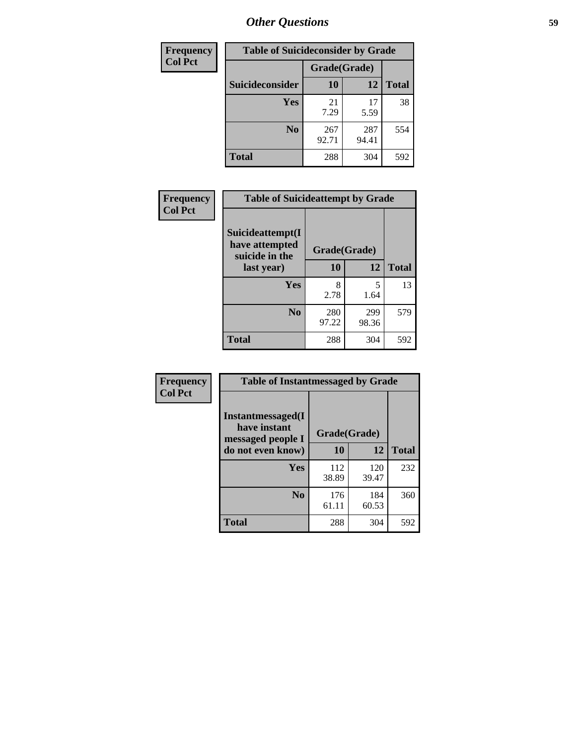# Other Questions

| Frequency<br>Col Pct | Table of Suicideconsider by Grade | | |
|---|---|---|---|
| | Grade(Grade) | | |
| Suicideconsider | 10 | 12 | Total |
| Yes | 21<br>7.29 | 17<br>5.59 | 38 |
| No | 267<br>92.71 | 287<br>94.41 | 554 |
| Total | 288 | 304 | 592 |

| Frequency<br>Col Pct | Table of Suicideattempt by Grade | | |
|---|---|---|---|
| Suicideattempt(I have attempted suicide in the last year) | Grade(Grade) | | |
| | 10 | 12 | Total |
| Yes | 8<br>2.78 | 5<br>1.64 | 13 |
| No | 280<br>97.22 | 299<br>98.36 | 579 |
| Total | 288 | 304 | 592 |

| Frequency<br>Col Pct | Table of Instantmessaged by Grade | | |
|---|---|---|---|
| Instantmessaged(I have instant messaged people I do not even know) | Grade(Grade) | | |
| | 10 | 12 | Total |
| Yes | 112<br>38.89 | 120<br>39.47 | 232 |
| No | 176<br>61.11 | 184<br>60.53 | 360 |
| Total | 288 | 304 | 592 |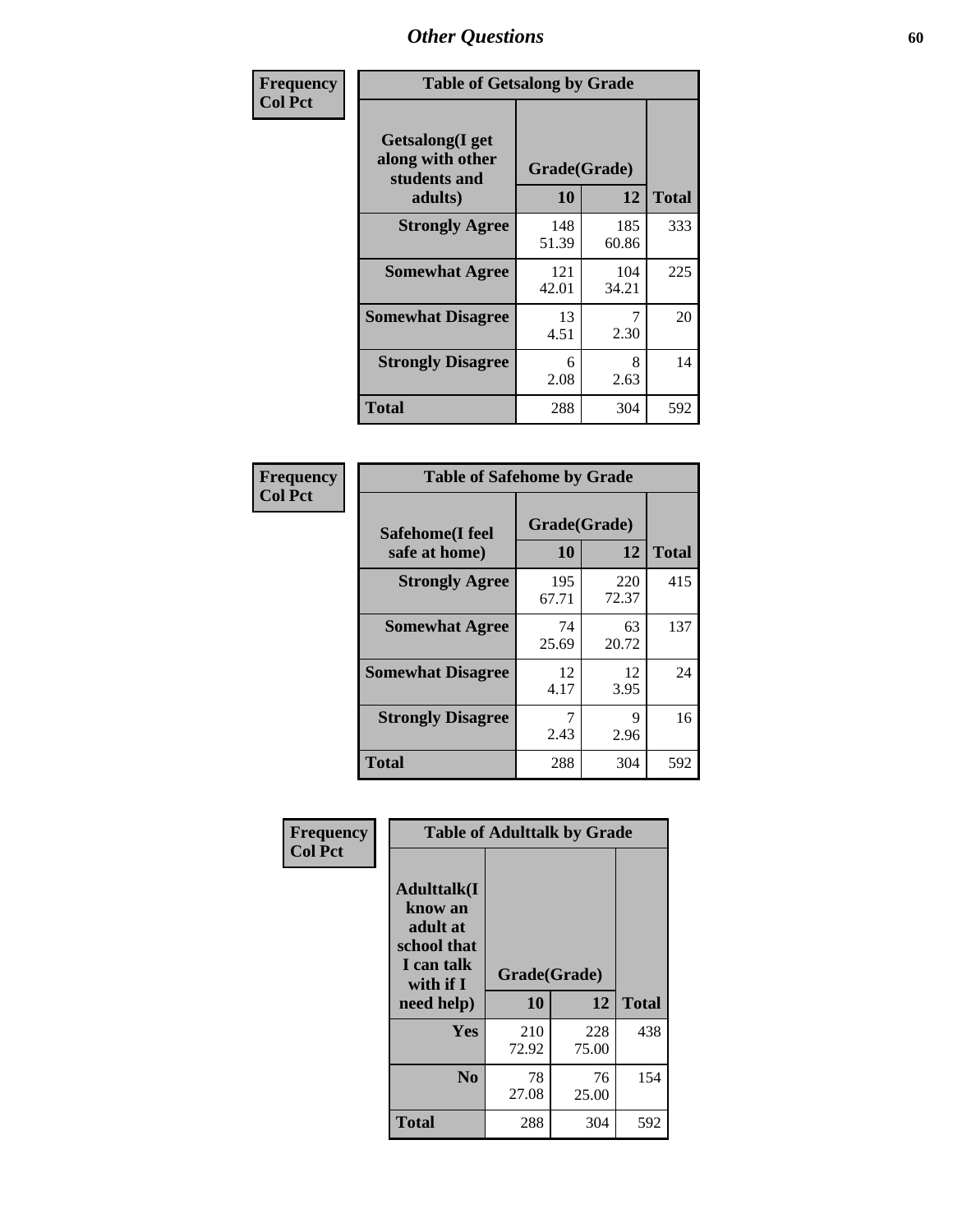# Other Questions

Frequency
Col Pct

| Table of Getsalong by Grade | | | |
|---|---|---|---|
| Getsalong(I get along with other students and adults) | Grade(Grade) | | |
| | 10 | 12 | Total |
| Strongly Agree | 148<br>51.39 | 185<br>60.86 | 333 |
| Somewhat Agree | 121<br>42.01 | 104<br>34.21 | 225 |
| Somewhat Disagree | 13<br>4.51 | 7<br>2.30 | 20 |
| Strongly Disagree | 6<br>2.08 | 8<br>2.63 | 14 |
| Total | 288 | 304 | 592 |

Frequency
Col Pct

| Table of Safehome by Grade | | | |
|---|---|---|---|
| Safehome(I feel safe at home) | Grade(Grade) | | |
| | 10 | 12 | Total |
| Strongly Agree | 195<br>67.71 | 220<br>72.37 | 415 |
| Somewhat Agree | 74<br>25.69 | 63<br>20.72 | 137 |
| Somewhat Disagree | 12<br>4.17 | 12<br>3.95 | 24 |
| Strongly Disagree | 7<br>2.43 | 9<br>2.96 | 16 |
| Total | 288 | 304 | 592 |

Frequency
Col Pct

| Table of Adulttalk by Grade | | | |
|---|---|---|---|
| Adulttalk(I know an adult at school that I can talk with if I need help) | Grade(Grade) | | |
| | 10 | 12 | Total |
| Yes | 210<br>72.92 | 228<br>75.00 | 438 |
| No | 78<br>27.08 | 76<br>25.00 | 154 |
| Total | 288 | 304 | 592 |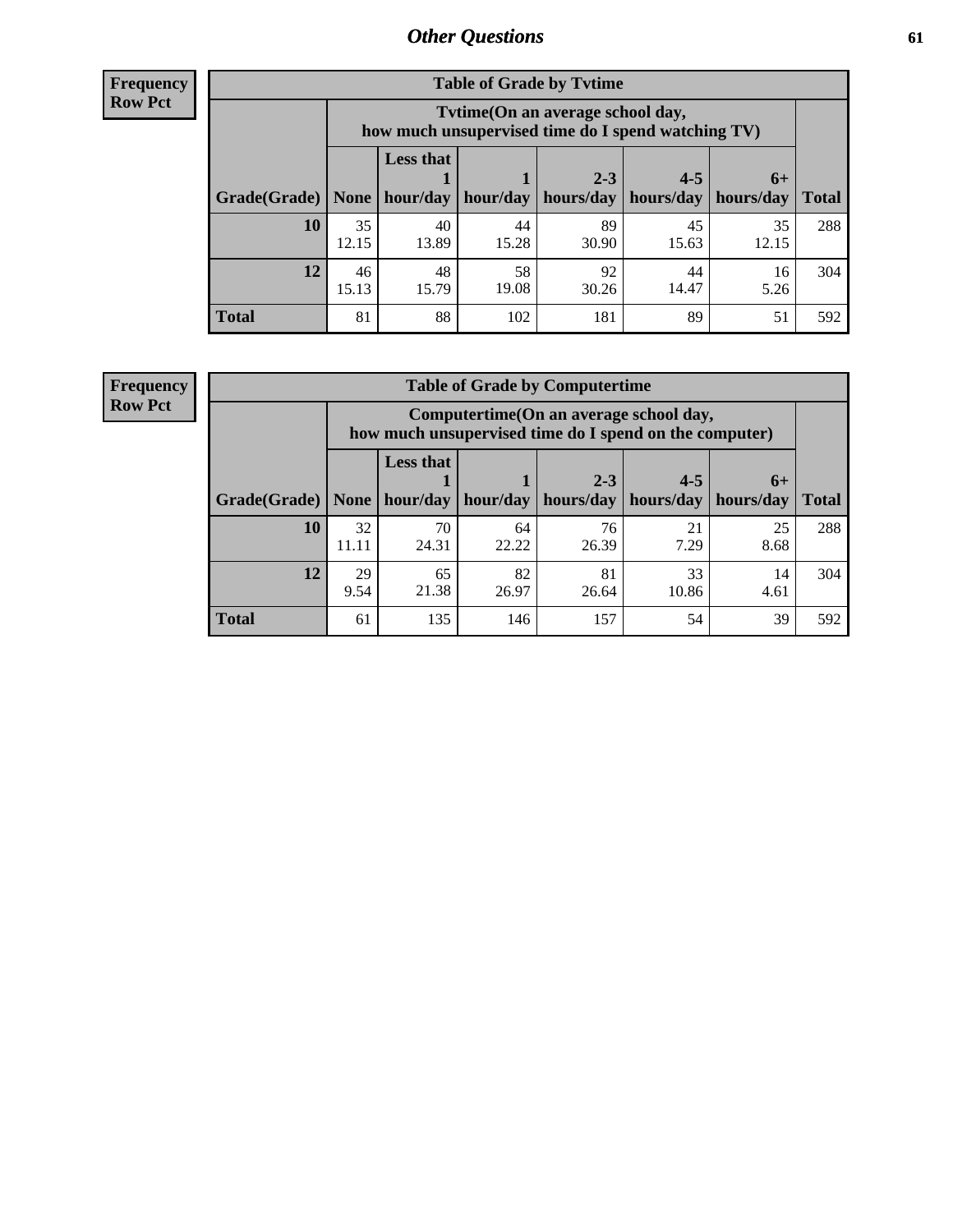# Other Questions

**Frequency**
**Row Pct**

| Table of Grade by Tvtime | | | | | | | |
|---|---|---|---|---|---|---|---|
| | Tvtime(On an average school day, how much unsupervised time do I spend watching TV) | | | | | | |
| Grade(Grade) | None | Less that 1 hour/day | 1 hour/day | 2-3 hours/day | 4-5 hours/day | 6+ hours/day | Total |
| **10** | 35<br>12.15 | 40<br>13.89 | 44<br>15.28 | 89<br>30.90 | 45<br>15.63 | 35<br>12.15 | 288 |
| **12** | 46<br>15.13 | 48<br>15.79 | 58<br>19.08 | 92<br>30.26 | 44<br>14.47 | 16<br>5.26 | 304 |
| **Total** | 81 | 88 | 102 | 181 | 89 | 51 | 592 |

**Frequency**
**Row Pct**

| Table of Grade by Computertime | | | | | | | |
|---|---|---|---|---|---|---|---|
| | Computertime(On an average school day, how much unsupervised time do I spend on the computer) | | | | | | |
| Grade(Grade) | None | Less that 1 hour/day | 1 hour/day | 2-3 hours/day | 4-5 hours/day | 6+ hours/day | Total |
| **10** | 32<br>11.11 | 70<br>24.31 | 64<br>22.22 | 76<br>26.39 | 21<br>7.29 | 25<br>8.68 | 288 |
| **12** | 29<br>9.54 | 65<br>21.38 | 82<br>26.97 | 81<br>26.64 | 33<br>10.86 | 14<br>4.61 | 304 |
| **Total** | 61 | 135 | 146 | 157 | 54 | 39 | 592 |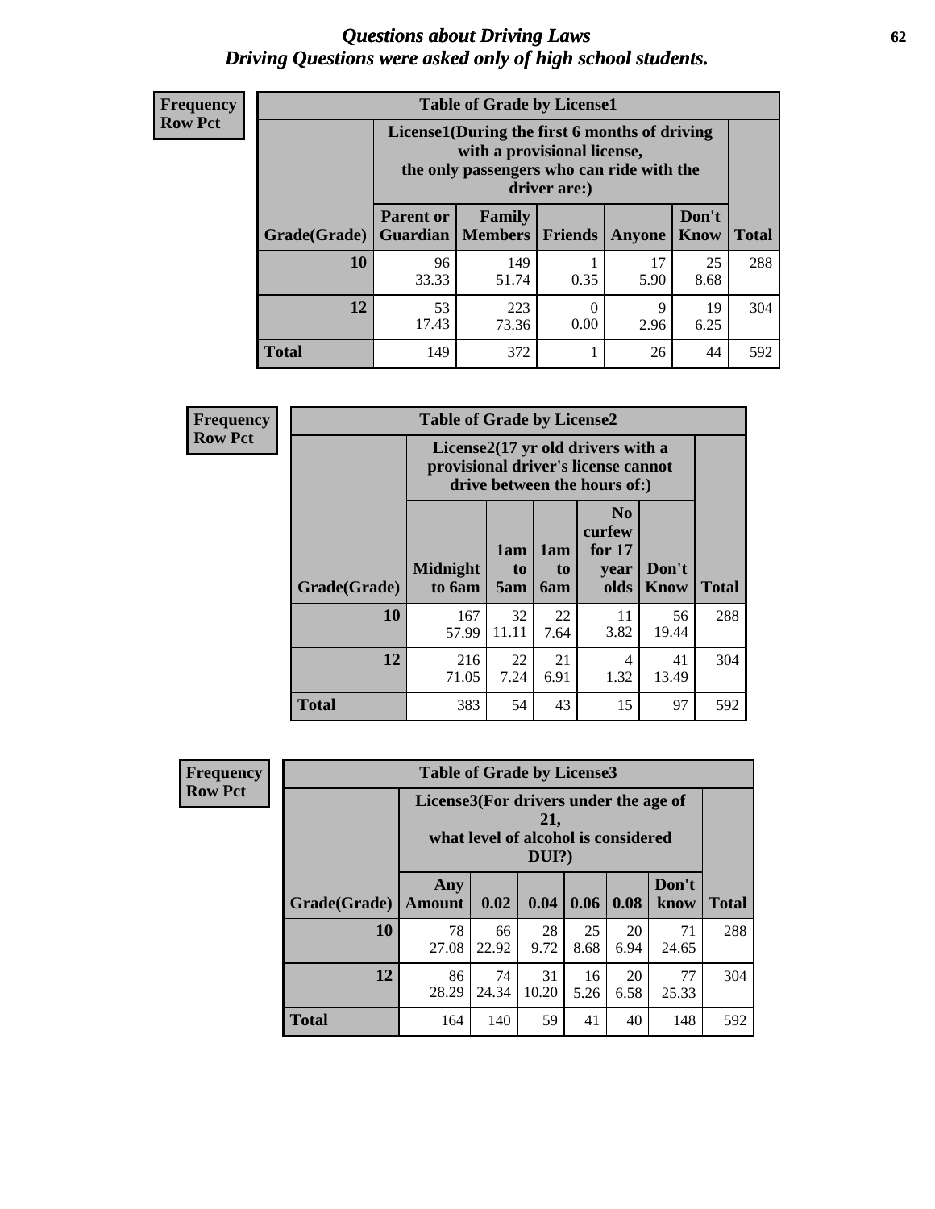# *Questions about Driving Laws*
## *Driving Questions were asked only of high school students.*

**Frequency**
**Row Pct**

**Table of Grade by License1**

| Grade(Grade) | License1(During the first 6 months of driving with a provisional license, the only passengers who can ride with the driver are:) | | | | | Total |
|---|---|---|---|---|---|---|
| | Parent or Guardian | Family Members | Friends | Anyone | Don't Know | |
| 10 | 96<br>33.33 | 149<br>51.74 | 1<br>0.35 | 17<br>5.90 | 25<br>8.68 | 288 |
| 12 | 53<br>17.43 | 223<br>73.36 | 0<br>0.00 | 9<br>2.96 | 19<br>6.25 | 304 |
| Total | 149 | 372 | 1 | 26 | 44 | 592 |

**Frequency**
**Row Pct**

**Table of Grade by License2**

| Grade(Grade) | License2(17 yr old drivers with a provisional driver's license cannot drive between the hours of:) | | | | | Total |
|---|---|---|---|---|---|---|
| | Midnight to 6am | 1am to 5am | 1am to 6am | No curfew for 17 year olds | Don't Know | |
| 10 | 167<br>57.99 | 32<br>11.11 | 22<br>7.64 | 11<br>3.82 | 56<br>19.44 | 288 |
| 12 | 216<br>71.05 | 22<br>7.24 | 21<br>6.91 | 4<br>1.32 | 41<br>13.49 | 304 |
| Total | 383 | 54 | 43 | 15 | 97 | 592 |

**Frequency**
**Row Pct**

**Table of Grade by License3**

| Grade(Grade) | License3(For drivers under the age of 21, what level of alcohol is considered DUI?) | | | | | | Total |
|---|---|---|---|---|---|---|---|
| | Any Amount | 0.02 | 0.04 | 0.06 | 0.08 | Don't know | |
| 10 | 78<br>27.08 | 66<br>22.92 | 28<br>9.72 | 25<br>8.68 | 20<br>6.94 | 71<br>24.65 | 288 |
| 12 | 86<br>28.29 | 74<br>24.34 | 31<br>10.20 | 16<br>5.26 | 20<br>6.58 | 77<br>25.33 | 304 |
| Total | 164 | 140 | 59 | 41 | 40 | 148 | 592 |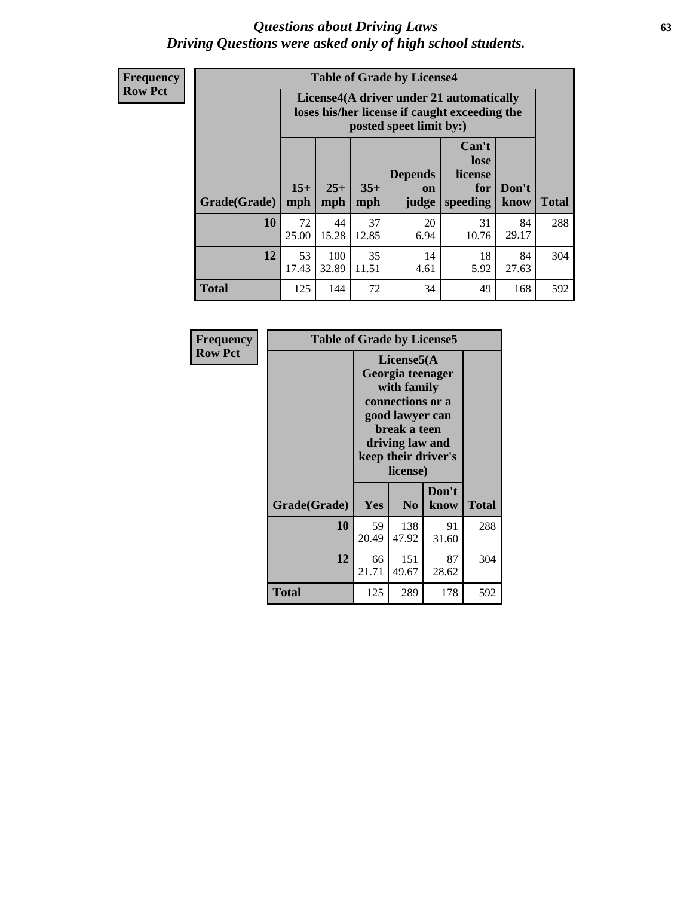# Questions about Driving Laws
## Driving Questions were asked only of high school students.

**Frequency**
**Row Pct**

**Table of Grade by License4**

| Grade(Grade) | License4(A driver under 21 automatically loses his/her license if caught exceeding the posted speet limit by:) | | | | | | Total |
|---|---|---|---|---|---|---|---|
| | 15+ mph | 25+ mph | 35+ mph | Depends on judge | Can't lose license for speeding | Don't know | |
| **10** | 72<br>25.00 | 44<br>15.28 | 37<br>12.85 | 20<br>6.94 | 31<br>10.76 | 84<br>29.17 | 288 |
| **12** | 53<br>17.43 | 100<br>32.89 | 35<br>11.51 | 14<br>4.61 | 18<br>5.92 | 84<br>27.63 | 304 |
| **Total** | 125 | 144 | 72 | 34 | 49 | 168 | 592 |

**Frequency**
**Row Pct**

**Table of Grade by License5**

| Grade(Grade) | License5(A Georgia teenager with family connections or a good lawyer can break a teen driving law and keep their driver's license) | | | Total |
|---|---|---|---|---|
| | Yes | No | Don't know | |
| **10** | 59<br>20.49 | 138<br>47.92 | 91<br>31.60 | 288 |
| **12** | 66<br>21.71 | 151<br>49.67 | 87<br>28.62 | 304 |
| **Total** | 125 | 289 | 178 | 592 |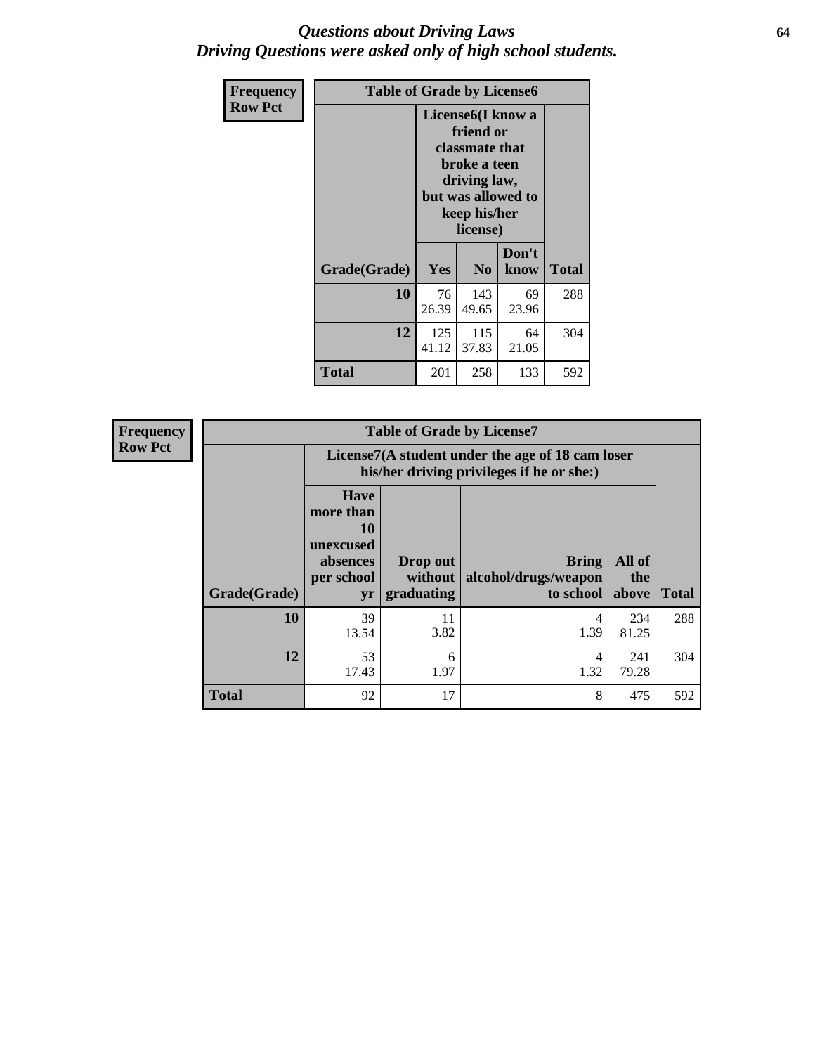# *Questions about Driving Laws*
# *Driving Questions were asked only of high school students.*

**Frequency**
**Row Pct**

| Table of Grade by License6 | | | | |
|---|---|---|---|---|
| | License6(I know a friend or classmate that broke a teen driving law, but was allowed to keep his/her license) | | | |
| Grade(Grade) | Yes | No | Don't know | Total |
| 10 | 76<br>26.39 | 143<br>49.65 | 69<br>23.96 | 288 |
| 12 | 125<br>41.12 | 115<br>37.83 | 64<br>21.05 | 304 |
| Total | 201 | 258 | 133 | 592 |

**Frequency**
**Row Pct**

| Table of Grade by License7 | | | | | |
|---|---|---|---|---|---|
| | License7(A student under the age of 18 cam loser his/her driving privileges if he or she:) | | | | |
| Grade(Grade) | Have more than 10 unexcused absences per school yr | Drop out without graduating | Bring alcohol/drugs/weapon to school | All of the above | Total |
| 10 | 39<br>13.54 | 11<br>3.82 | 4<br>1.39 | 234<br>81.25 | 288 |
| 12 | 53<br>17.43 | 6<br>1.97 | 4<br>1.32 | 241<br>79.28 | 304 |
| Total | 92 | 17 | 8 | 475 | 592 |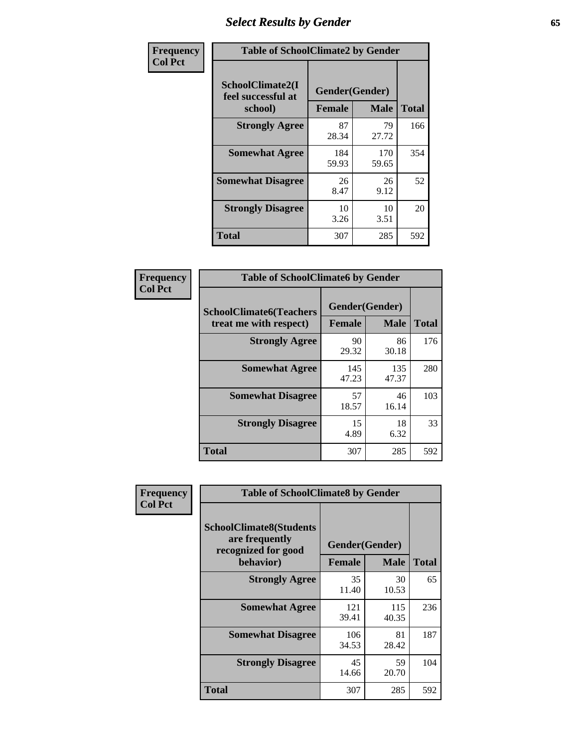# Select Results by Gender

| Frequency Col Pct | Table of SchoolClimate2 by Gender | | |
|---|---|---|---|
| **SchoolClimate2(I feel successful at school)** | **Gender(Gender)** | | **Total** |
| | **Female** | **Male** | |
| **Strongly Agree** | 87<br>28.34 | 79<br>27.72 | 166 |
| **Somewhat Agree** | 184<br>59.93 | 170<br>59.65 | 354 |
| **Somewhat Disagree** | 26<br>8.47 | 26<br>9.12 | 52 |
| **Strongly Disagree** | 10<br>3.26 | 10<br>3.51 | 20 |
| **Total** | 307 | 285 | 592 |

| Frequency Col Pct | Table of SchoolClimate6 by Gender | | |
|---|---|---|---|
| **SchoolClimate6(Teachers treat me with respect)** | **Gender(Gender)** | | **Total** |
| | **Female** | **Male** | |
| **Strongly Agree** | 90<br>29.32 | 86<br>30.18 | 176 |
| **Somewhat Agree** | 145<br>47.23 | 135<br>47.37 | 280 |
| **Somewhat Disagree** | 57<br>18.57 | 46<br>16.14 | 103 |
| **Strongly Disagree** | 15<br>4.89 | 18<br>6.32 | 33 |
| **Total** | 307 | 285 | 592 |

| Frequency Col Pct | Table of SchoolClimate8 by Gender | | |
|---|---|---|---|
| **SchoolClimate8(Students are frequently recognized for good behavior)** | **Gender(Gender)** | | **Total** |
| | **Female** | **Male** | |
| **Strongly Agree** | 35<br>11.40 | 30<br>10.53 | 65 |
| **Somewhat Agree** | 121<br>39.41 | 115<br>40.35 | 236 |
| **Somewhat Disagree** | 106<br>34.53 | 81<br>28.42 | 187 |
| **Strongly Disagree** | 45<br>14.66 | 59<br>20.70 | 104 |
| **Total** | 307 | 285 | 592 |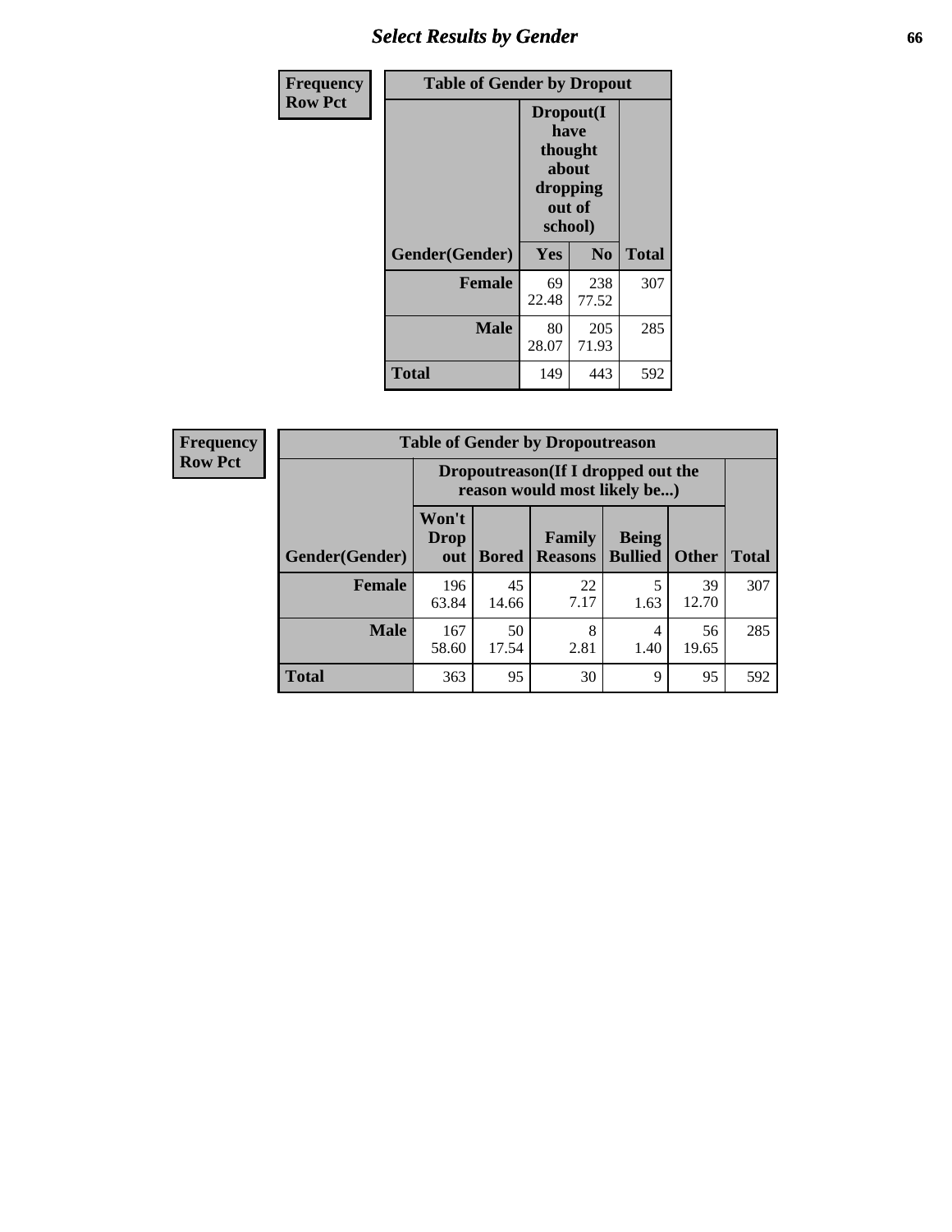# Select Results by Gender

| Frequency Row Pct | Table of Gender by Dropout | | |
|---|---|---|---|
| | Dropout(I have thought about dropping out of school) | | |
| Gender(Gender) | Yes | No | Total |
| Female | 69<br>22.48 | 238<br>77.52 | 307 |
| Male | 80<br>28.07 | 205<br>71.93 | 285 |
| Total | 149 | 443 | 592 |

| Frequency Row Pct | Table of Gender by Dropoutreason | | | | | |
|---|---|---|---|---|---|---|
| | Dropoutreason(If I dropped out the reason would most likely be...) | | | | | |
| Gender(Gender) | Won't Drop out | Bored | Family Reasons | Being Bullied | Other | Total |
| Female | 196<br>63.84 | 45<br>14.66 | 22<br>7.17 | 5<br>1.63 | 39<br>12.70 | 307 |
| Male | 167<br>58.60 | 50<br>17.54 | 8<br>2.81 | 4<br>1.40 | 56<br>19.65 | 285 |
| Total | 363 | 95 | 30 | 9 | 95 | 592 |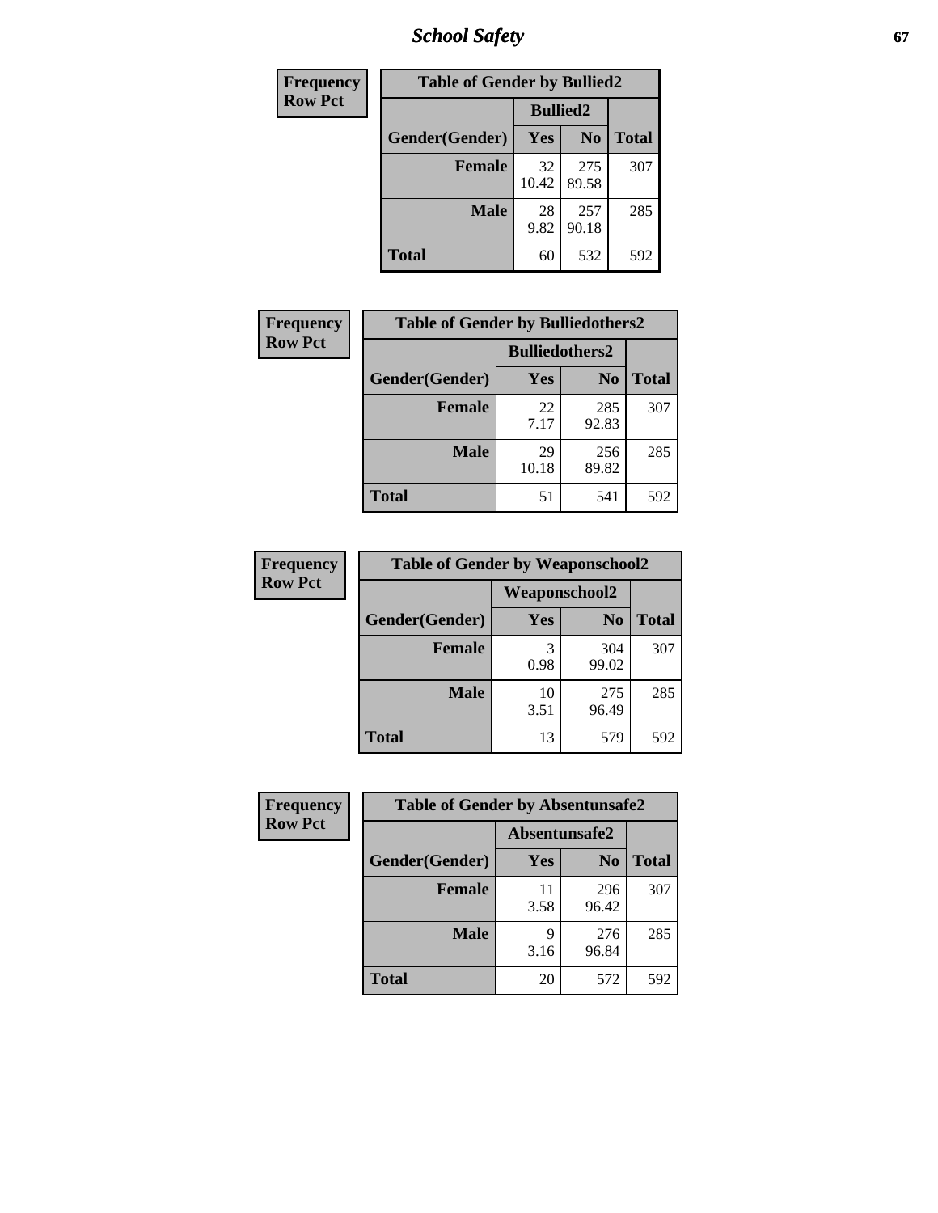| Frequency Row Pct | Table of Gender by Bullied2 | | |
|---|---|---|---|
| | Bullied2 | | |
| Gender(Gender) | Yes | No | Total |
| Female | 32<br>10.42 | 275<br>89.58 | 307 |
| Male | 28<br>9.82 | 257<br>90.18 | 285 |
| Total | 60 | 532 | 592 |

| Frequency Row Pct | Table of Gender by Bulliedothers2 | | |
|---|---|---|---|
| | Bulliedothers2 | | |
| Gender(Gender) | Yes | No | Total |
| Female | 22<br>7.17 | 285<br>92.83 | 307 |
| Male | 29<br>10.18 | 256<br>89.82 | 285 |
| Total | 51 | 541 | 592 |

| Frequency Row Pct | Table of Gender by Weaponschool2 | | |
|---|---|---|---|
| | Weaponschool2 | | |
| Gender(Gender) | Yes | No | Total |
| Female | 3<br>0.98 | 304<br>99.02 | 307 |
| Male | 10<br>3.51 | 275<br>96.49 | 285 |
| Total | 13 | 579 | 592 |

| Frequency Row Pct | Table of Gender by Absentunsafe2 | | |
|---|---|---|---|
| | Absentunsafe2 | | |
| Gender(Gender) | Yes | No | Total |
| Female | 11<br>3.58 | 296<br>96.42 | 307 |
| Male | 9<br>3.16 | 276<br>96.84 | 285 |
| Total | 20 | 572 | 592 |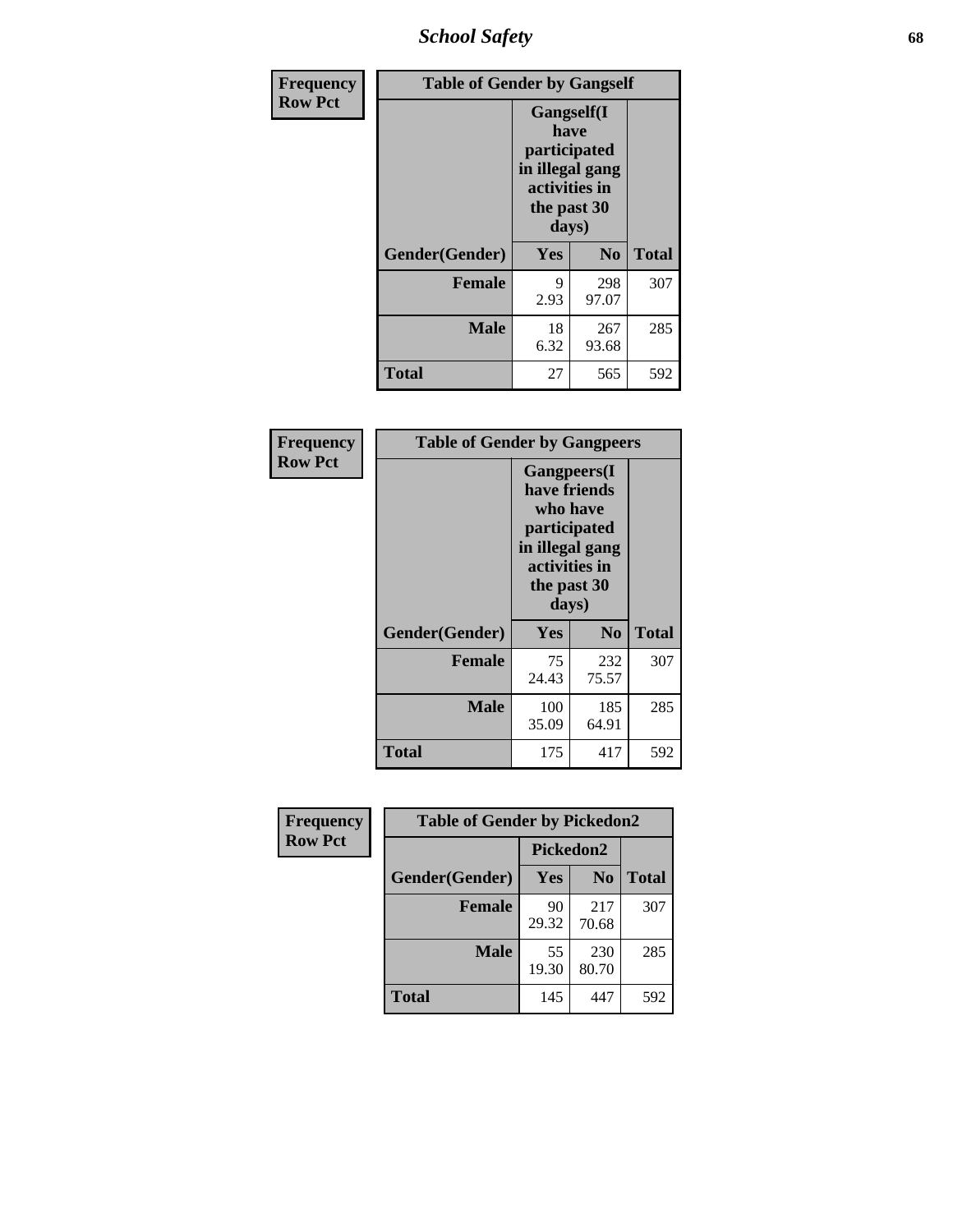| Frequency Row Pct | Table of Gender by Gangself | | |
|---|---|---|---|
| | Gangself(I have participated in illegal gang activities in the past 30 days) | | |
| Gender(Gender) | Yes | No | Total |
| Female | 9<br>2.93 | 298<br>97.07 | 307 |
| Male | 18<br>6.32 | 267<br>93.68 | 285 |
| Total | 27 | 565 | 592 |

| Frequency Row Pct | Table of Gender by Gangpeers | | |
|---|---|---|---|
| | Gangpeers(I have friends who have participated in illegal gang activities in the past 30 days) | | |
| Gender(Gender) | Yes | No | Total |
| Female | 75<br>24.43 | 232<br>75.57 | 307 |
| Male | 100<br>35.09 | 185<br>64.91 | 285 |
| Total | 175 | 417 | 592 |

| Frequency Row Pct | Table of Gender by Pickedon2 | | |
|---|---|---|---|
| | Pickedon2 | | |
| Gender(Gender) | Yes | No | Total |
| Female | 90<br>29.32 | 217<br>70.68 | 307 |
| Male | 55<br>19.30 | 230<br>80.70 | 285 |
| Total | 145 | 447 | 592 |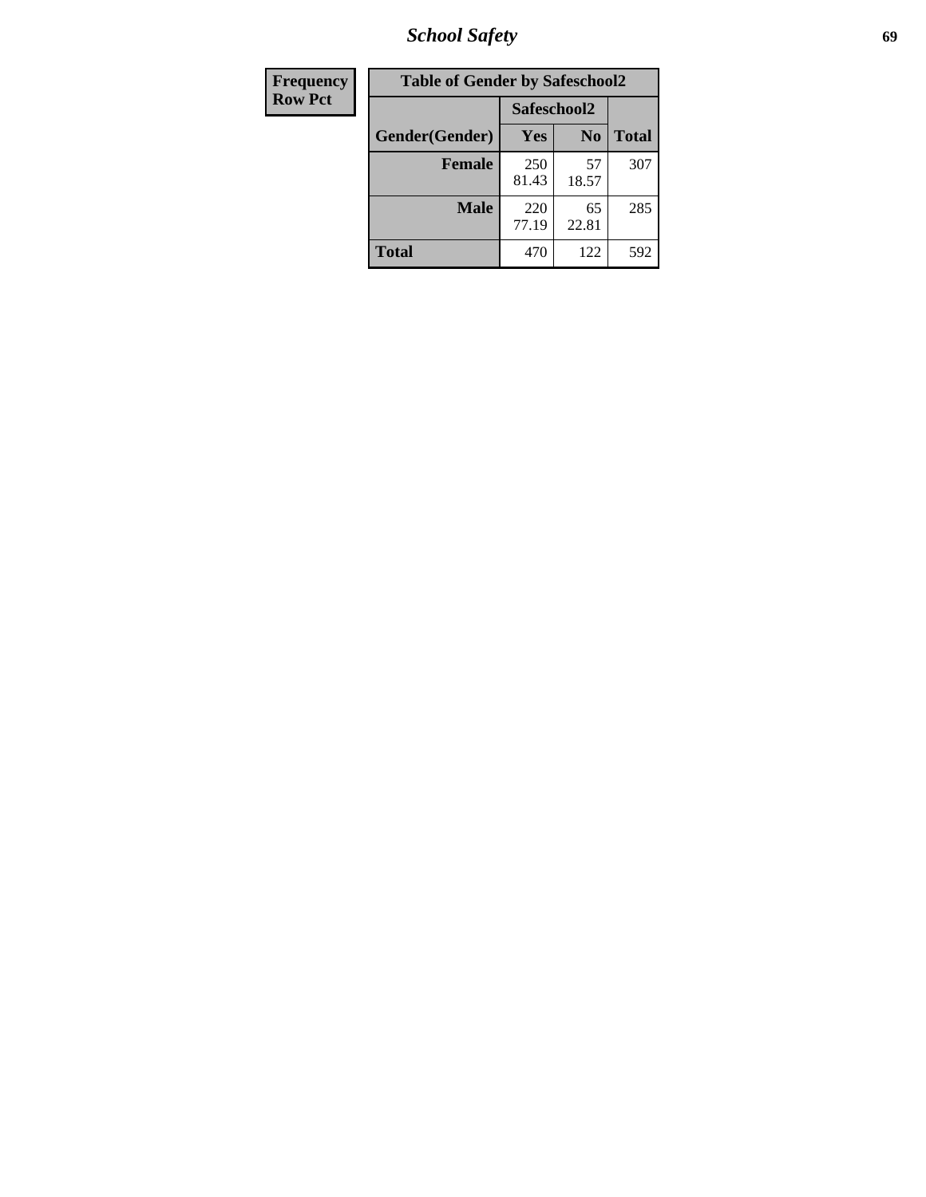| Frequency Row Pct |
|---|

| Table of Gender by Safeschool2 | | | |
|---|---|---|---|
| | Safeschool2 | | |
| Gender(Gender) | Yes | No | Total |
| Female | 250<br>81.43 | 57<br>18.57 | 307 |
| Male | 220<br>77.19 | 65<br>22.81 | 285 |
| Total | 470 | 122 | 592 |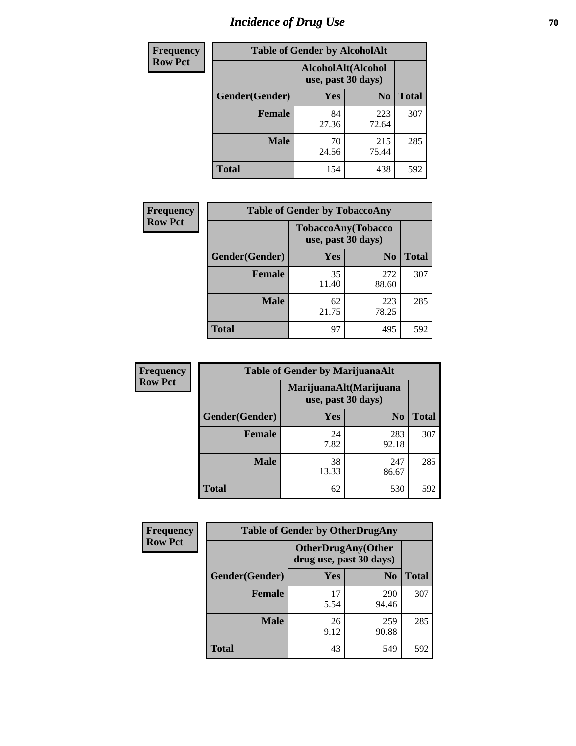# Incidence of Drug Use

**Frequency**
**Row Pct**

| Table of Gender by AlcoholAlt | | | |
|---|---|---|---|
| | AlcoholAlt(Alcohol use, past 30 days) | | |
| Gender(Gender) | Yes | No | Total |
| Female | 84<br>27.36 | 223<br>72.64 | 307 |
| Male | 70<br>24.56 | 215<br>75.44 | 285 |
| Total | 154 | 438 | 592 |

**Frequency**
**Row Pct**

| Table of Gender by TobaccoAny | | | |
|---|---|---|---|
| | TobaccoAny(Tobacco use, past 30 days) | | |
| Gender(Gender) | Yes | No | Total |
| Female | 35<br>11.40 | 272<br>88.60 | 307 |
| Male | 62<br>21.75 | 223<br>78.25 | 285 |
| Total | 97 | 495 | 592 |

**Frequency**
**Row Pct**

| Table of Gender by MarijuanaAlt | | | |
|---|---|---|---|
| | MarijuanaAlt(Marijuana use, past 30 days) | | |
| Gender(Gender) | Yes | No | Total |
| Female | 24<br>7.82 | 283<br>92.18 | 307 |
| Male | 38<br>13.33 | 247<br>86.67 | 285 |
| Total | 62 | 530 | 592 |

**Frequency**
**Row Pct**

| Table of Gender by OtherDrugAny | | | |
|---|---|---|---|
| | OtherDrugAny(Other drug use, past 30 days) | | |
| Gender(Gender) | Yes | No | Total |
| Female | 17<br>5.54 | 290<br>94.46 | 307 |
| Male | 26<br>9.12 | 259<br>90.88 | 285 |
| Total | 43 | 549 | 592 |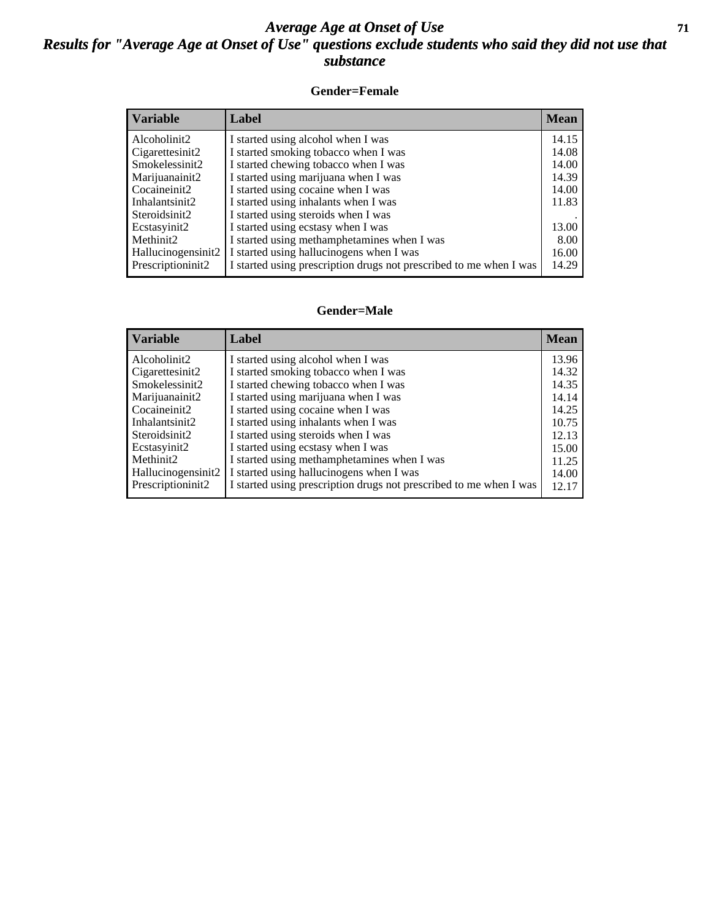# Average Age at Onset of Use

## Results for "Average Age at Onset of Use" questions exclude students who said they did not use that substance

### Gender=Female

| Variable | Label | Mean |
|---|---|---|
| Alcoholinit2 | I started using alcohol when I was | 14.15 |
| Cigarettesinit2 | I started smoking tobacco when I was | 14.08 |
| Smokelessinit2 | I started chewing tobacco when I was | 14.00 |
| Marijuanainit2 | I started using marijuana when I was | 14.39 |
| Cocaineinit2 | I started using cocaine when I was | 14.00 |
| Inhalantsinit2 | I started using inhalants when I was | 11.83 |
| Steroidsinit2 | I started using steroids when I was | . |
| Ecstasyinit2 | I started using ecstasy when I was | 13.00 |
| Methinit2 | I started using methamphetamines when I was | 8.00 |
| Hallucinogensinit2 | I started using hallucinogens when I was | 16.00 |
| Prescriptioninit2 | I started using prescription drugs not prescribed to me when I was | 14.29 |

### Gender=Male

| Variable | Label | Mean |
|---|---|---|
| Alcoholinit2 | I started using alcohol when I was | 13.96 |
| Cigarettesinit2 | I started smoking tobacco when I was | 14.32 |
| Smokelessinit2 | I started chewing tobacco when I was | 14.35 |
| Marijuanainit2 | I started using marijuana when I was | 14.14 |
| Cocaineinit2 | I started using cocaine when I was | 14.25 |
| Inhalantsinit2 | I started using inhalants when I was | 10.75 |
| Steroidsinit2 | I started using steroids when I was | 12.13 |
| Ecstasyinit2 | I started using ecstasy when I was | 15.00 |
| Methinit2 | I started using methamphetamines when I was | 11.25 |
| Hallucinogensinit2 | I started using hallucinogens when I was | 14.00 |
| Prescriptioninit2 | I started using prescription drugs not prescribed to me when I was | 12.17 |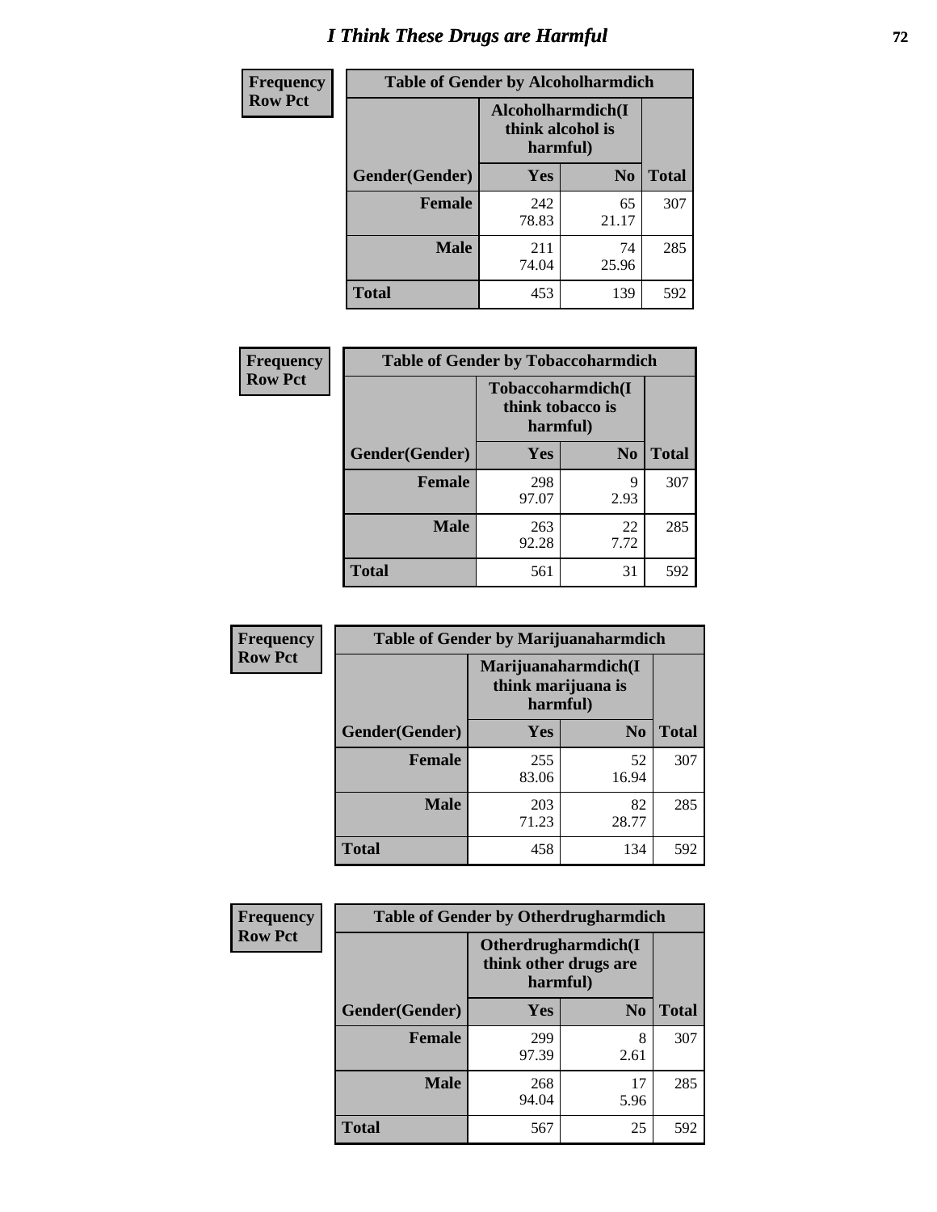# I Think These Drugs are Harmful

| Frequency Row Pct | Table of Gender by Alcoholharmdich | | |
|---|---|---|---|
| | Alcoholharmdich(I think alcohol is harmful) | | |
| Gender(Gender) | Yes | No | Total |
| Female | 242<br>78.83 | 65<br>21.17 | 307 |
| Male | 211<br>74.04 | 74<br>25.96 | 285 |
| Total | 453 | 139 | 592 |

| Frequency Row Pct | Table of Gender by Tobaccoharmdich | | |
|---|---|---|---|
| | Tobaccoharmdich(I think tobacco is harmful) | | |
| Gender(Gender) | Yes | No | Total |
| Female | 298<br>97.07 | 9<br>2.93 | 307 |
| Male | 263<br>92.28 | 22<br>7.72 | 285 |
| Total | 561 | 31 | 592 |

| Frequency Row Pct | Table of Gender by Marijuanaharmdich | | |
|---|---|---|---|
| | Marijuanaharmdich(I think marijuana is harmful) | | |
| Gender(Gender) | Yes | No | Total |
| Female | 255<br>83.06 | 52<br>16.94 | 307 |
| Male | 203<br>71.23 | 82<br>28.77 | 285 |
| Total | 458 | 134 | 592 |

| Frequency Row Pct | Table of Gender by Otherdrugharmdich | | |
|---|---|---|---|
| | Otherdrugharmdich(I think other drugs are harmful) | | |
| Gender(Gender) | Yes | No | Total |
| Female | 299<br>97.39 | 8<br>2.61 | 307 |
| Male | 268<br>94.04 | 17<br>5.96 | 285 |
| Total | 567 | 25 | 592 |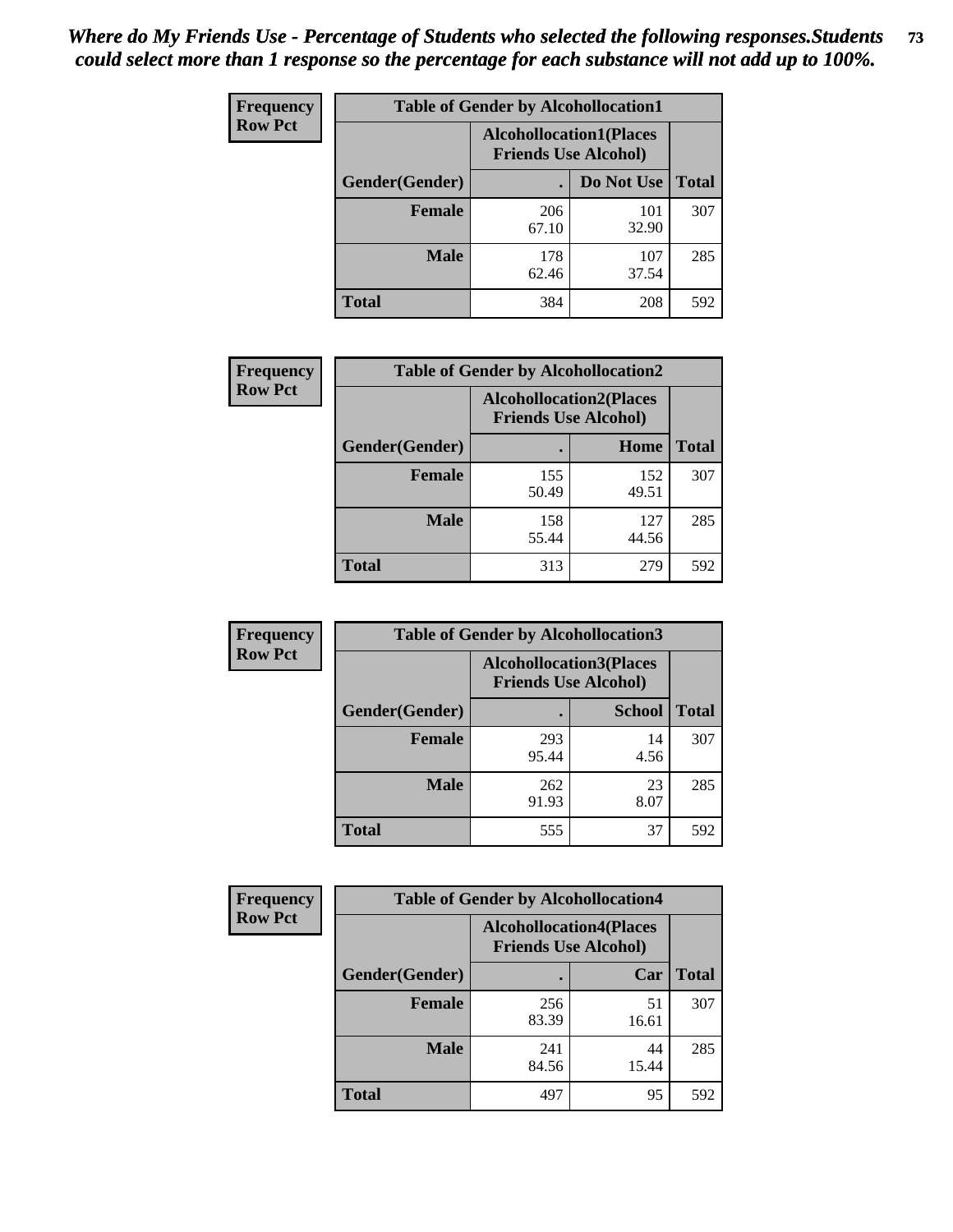*Where do My Friends Use - Percentage of Students who selected the following responses.Students could select more than 1 response so the percentage for each substance will not add up to 100%.*

**Frequency**
**Row Pct**

| Table of Gender by Alcohollocation1 | | | |
|---|---|---|---|
| | Alcohollocation1(Places Friends Use Alcohol) | | |
| Gender(Gender) | . | Do Not Use | Total |
| **Female** | 206<br>67.10 | 101<br>32.90 | 307 |
| **Male** | 178<br>62.46 | 107<br>37.54 | 285 |
| **Total** | 384 | 208 | 592 |

**Frequency**
**Row Pct**

| Table of Gender by Alcohollocation2 | | | |
|---|---|---|---|
| | Alcohollocation2(Places Friends Use Alcohol) | | |
| Gender(Gender) | . | Home | Total |
| **Female** | 155<br>50.49 | 152<br>49.51 | 307 |
| **Male** | 158<br>55.44 | 127<br>44.56 | 285 |
| **Total** | 313 | 279 | 592 |

**Frequency**
**Row Pct**

| Table of Gender by Alcohollocation3 | | | |
|---|---|---|---|
| | Alcohollocation3(Places Friends Use Alcohol) | | |
| Gender(Gender) | . | School | Total |
| **Female** | 293<br>95.44 | 14<br>4.56 | 307 |
| **Male** | 262<br>91.93 | 23<br>8.07 | 285 |
| **Total** | 555 | 37 | 592 |

**Frequency**
**Row Pct**

| Table of Gender by Alcohollocation4 | | | |
|---|---|---|---|
| | Alcohollocation4(Places Friends Use Alcohol) | | |
| Gender(Gender) | . | Car | Total |
| **Female** | 256<br>83.39 | 51<br>16.61 | 307 |
| **Male** | 241<br>84.56 | 44<br>15.44 | 285 |
| **Total** | 497 | 95 | 592 |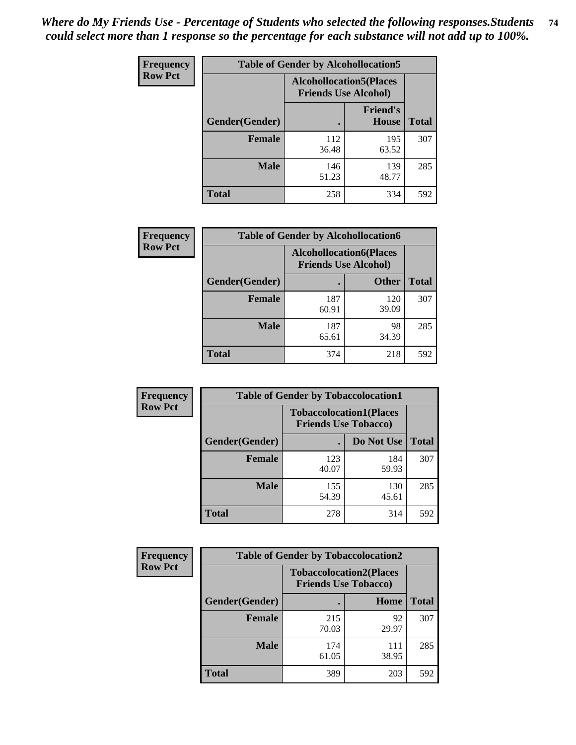*Where do My Friends Use - Percentage of Students who selected the following responses.Students could select more than 1 response so the percentage for each substance will not add up to 100%.*

**Frequency**
**Row Pct**

**Table of Gender by Alcohollocation5**

| Gender(Gender) | Alcohollocation5(Places Friends Use Alcohol) . | Friend's House | Total |
|---|---|---|---|
| **Female** | 112<br>36.48 | 195<br>63.52 | 307 |
| **Male** | 146<br>51.23 | 139<br>48.77 | 285 |
| **Total** | 258 | 334 | 592 |

**Frequency**
**Row Pct**

**Table of Gender by Alcohollocation6**

| Gender(Gender) | Alcohollocation6(Places Friends Use Alcohol) . | Other | Total |
|---|---|---|---|
| **Female** | 187<br>60.91 | 120<br>39.09 | 307 |
| **Male** | 187<br>65.61 | 98<br>34.39 | 285 |
| **Total** | 374 | 218 | 592 |

**Frequency**
**Row Pct**

**Table of Gender by Tobaccolocation1**

| Gender(Gender) | Tobaccolocation1(Places Friends Use Tobacco) . | Do Not Use | Total |
|---|---|---|---|
| **Female** | 123<br>40.07 | 184<br>59.93 | 307 |
| **Male** | 155<br>54.39 | 130<br>45.61 | 285 |
| **Total** | 278 | 314 | 592 |

**Frequency**
**Row Pct**

**Table of Gender by Tobaccolocation2**

| Gender(Gender) | Tobaccolocation2(Places Friends Use Tobacco) . | Home | Total |
|---|---|---|---|
| **Female** | 215<br>70.03 | 92<br>29.97 | 307 |
| **Male** | 174<br>61.05 | 111<br>38.95 | 285 |
| **Total** | 389 | 203 | 592 |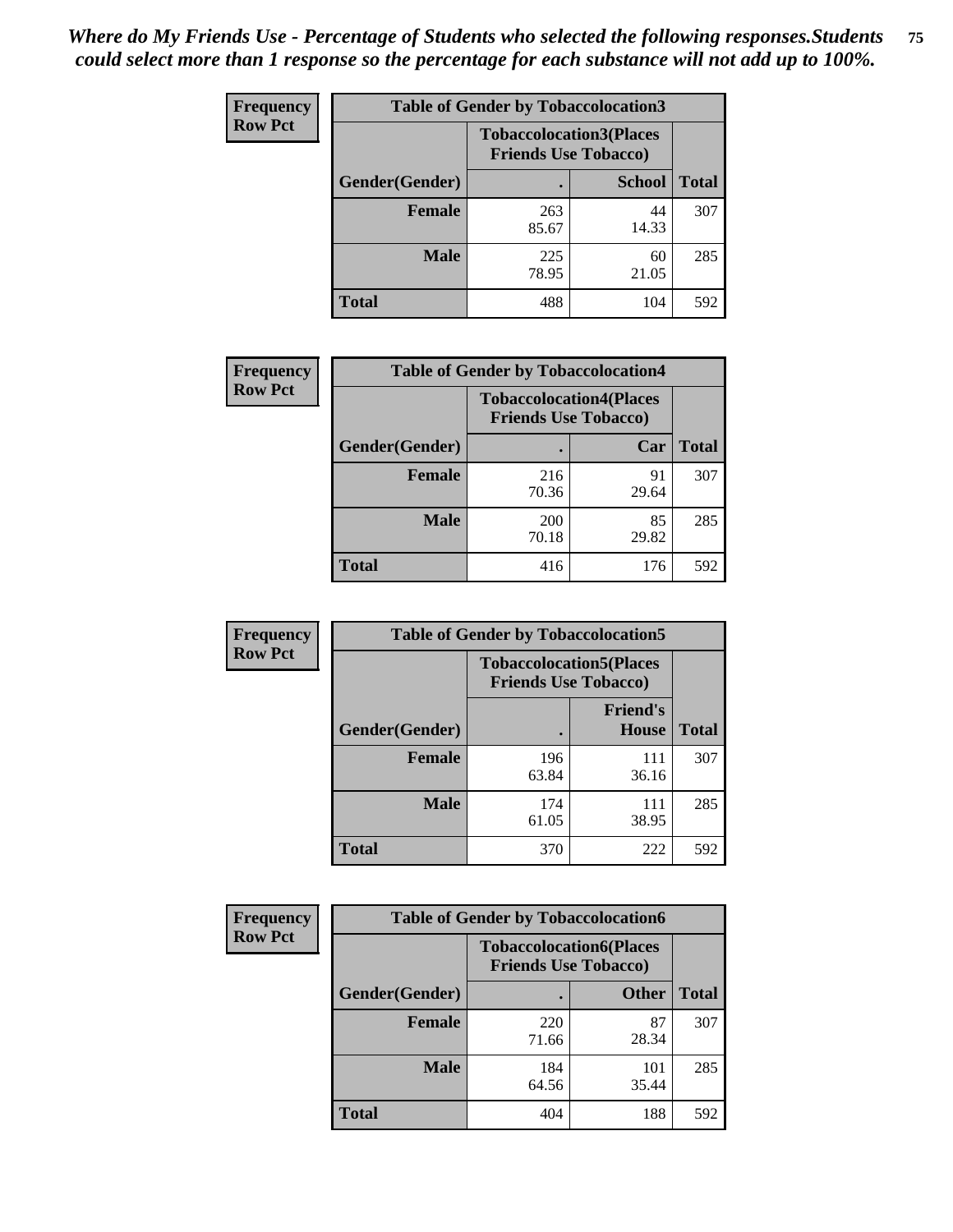*Where do My Friends Use - Percentage of Students who selected the following responses.Students could select more than 1 response so the percentage for each substance will not add up to 100%.*

**Frequency Row Pct**

| Table of Gender by Tobaccolocation3 | | | |
|---|---|---|---|
| | Tobaccolocation3(Places Friends Use Tobacco) | | |
| Gender(Gender) | . | School | Total |
| Female | 263<br>85.67 | 44<br>14.33 | 307 |
| Male | 225<br>78.95 | 60<br>21.05 | 285 |
| Total | 488 | 104 | 592 |

**Frequency Row Pct**

| Table of Gender by Tobaccolocation4 | | | |
|---|---|---|---|
| | Tobaccolocation4(Places Friends Use Tobacco) | | |
| Gender(Gender) | . | Car | Total |
| Female | 216<br>70.36 | 91<br>29.64 | 307 |
| Male | 200<br>70.18 | 85<br>29.82 | 285 |
| Total | 416 | 176 | 592 |

**Frequency Row Pct**

| Table of Gender by Tobaccolocation5 | | | |
|---|---|---|---|
| | Tobaccolocation5(Places Friends Use Tobacco) | | |
| Gender(Gender) | . | Friend's House | Total |
| Female | 196<br>63.84 | 111<br>36.16 | 307 |
| Male | 174<br>61.05 | 111<br>38.95 | 285 |
| Total | 370 | 222 | 592 |

**Frequency Row Pct**

| Table of Gender by Tobaccolocation6 | | | |
|---|---|---|---|
| | Tobaccolocation6(Places Friends Use Tobacco) | | |
| Gender(Gender) | . | Other | Total |
| Female | 220<br>71.66 | 87<br>28.34 | 307 |
| Male | 184<br>64.56 | 101<br>35.44 | 285 |
| Total | 404 | 188 | 592 |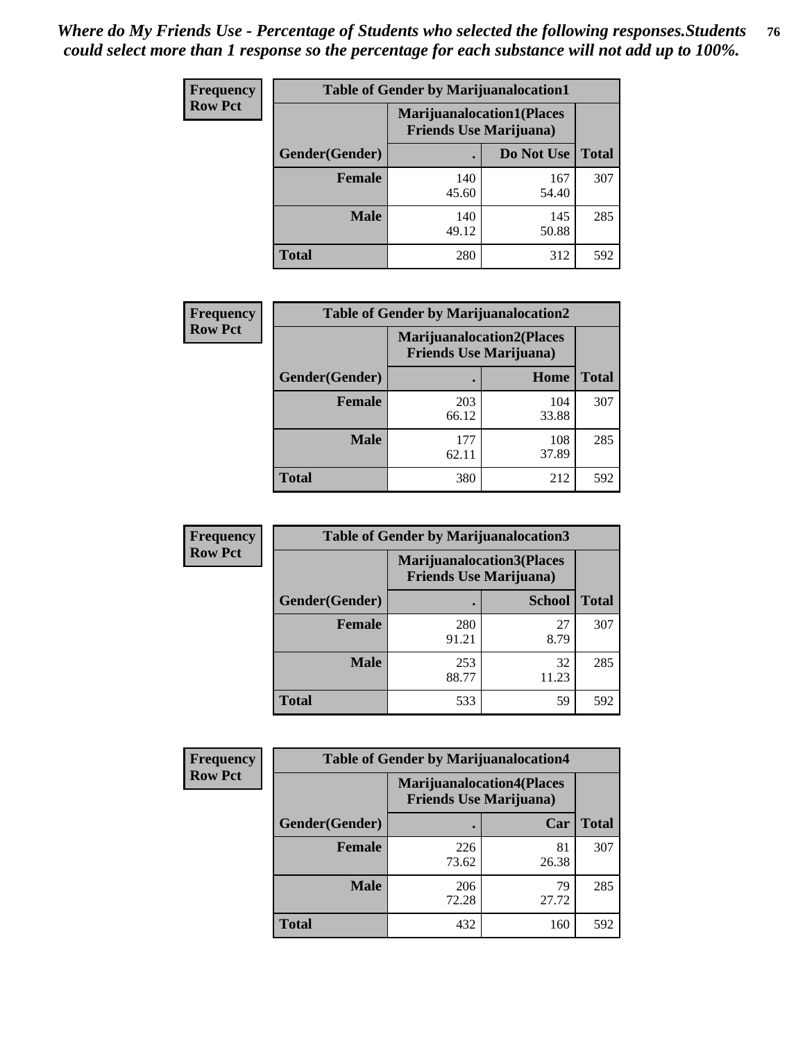*Where do My Friends Use - Percentage of Students who selected the following responses.Students could select more than 1 response so the percentage for each substance will not add up to 100%.*

**Frequency**
**Row Pct**

| Table of Gender by Marijuanalocation1 | | | |
|---|---|---|---|
| | Marijuanalocation1(Places Friends Use Marijuana) | | |
| Gender(Gender) | . | Do Not Use | Total |
| **Female** | 140<br>45.60 | 167<br>54.40 | 307 |
| **Male** | 140<br>49.12 | 145<br>50.88 | 285 |
| **Total** | 280 | 312 | 592 |

**Frequency**
**Row Pct**

| Table of Gender by Marijuanalocation2 | | | |
|---|---|---|---|
| | Marijuanalocation2(Places Friends Use Marijuana) | | |
| Gender(Gender) | . | Home | Total |
| **Female** | 203<br>66.12 | 104<br>33.88 | 307 |
| **Male** | 177<br>62.11 | 108<br>37.89 | 285 |
| **Total** | 380 | 212 | 592 |

**Frequency**
**Row Pct**

| Table of Gender by Marijuanalocation3 | | | |
|---|---|---|---|
| | Marijuanalocation3(Places Friends Use Marijuana) | | |
| Gender(Gender) | . | School | Total |
| **Female** | 280<br>91.21 | 27<br>8.79 | 307 |
| **Male** | 253<br>88.77 | 32<br>11.23 | 285 |
| **Total** | 533 | 59 | 592 |

**Frequency**
**Row Pct**

| Table of Gender by Marijuanalocation4 | | | |
|---|---|---|---|
| | Marijuanalocation4(Places Friends Use Marijuana) | | |
| Gender(Gender) | . | Car | Total |
| **Female** | 226<br>73.62 | 81<br>26.38 | 307 |
| **Male** | 206<br>72.28 | 79<br>27.72 | 285 |
| **Total** | 432 | 160 | 592 |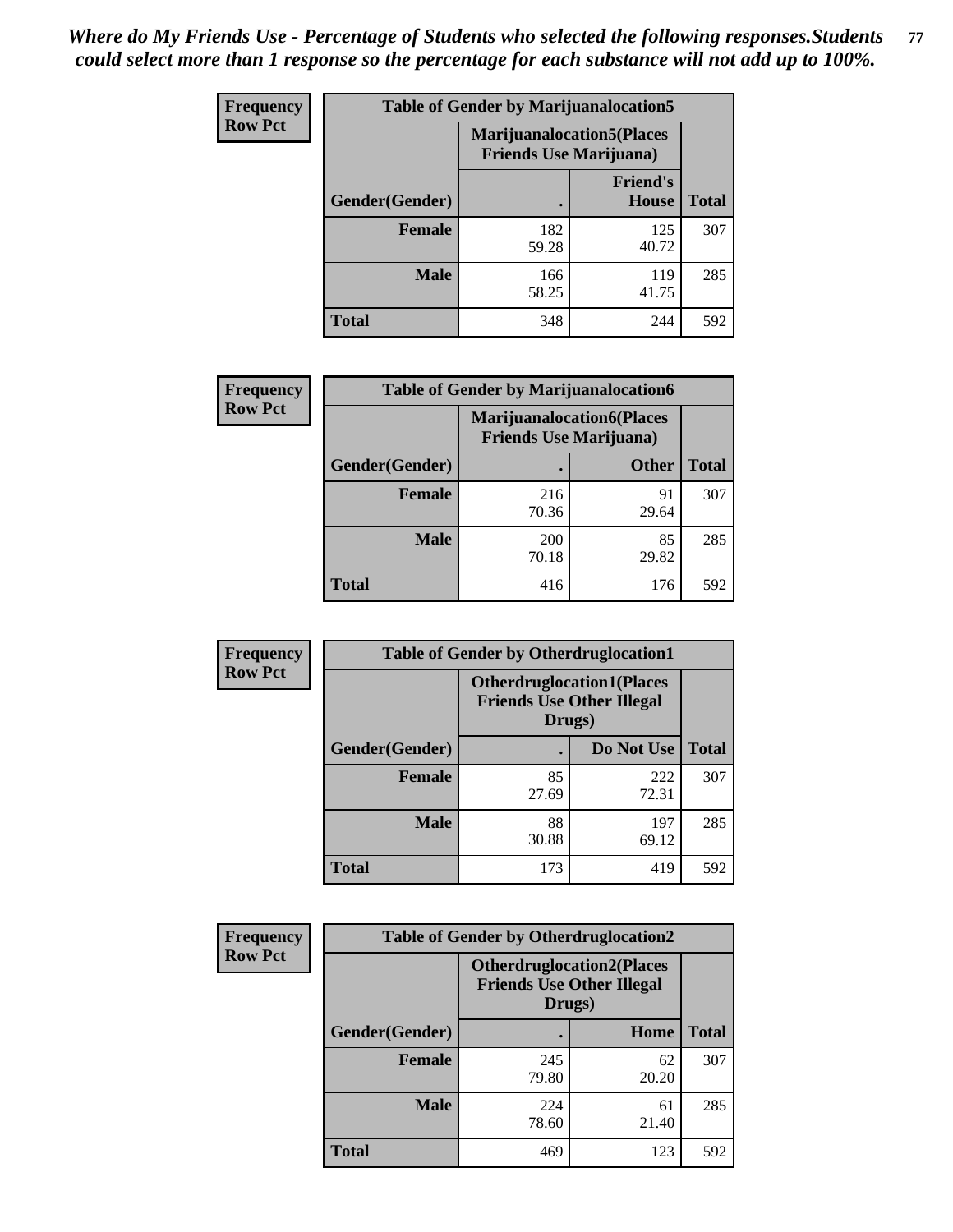*Where do My Friends Use - Percentage of Students who selected the following responses.Students could select more than 1 response so the percentage for each substance will not add up to 100%.*

**Frequency**
**Row Pct**

| Table of Gender by Marijuanalocation5 | | | |
|---|---|---|---|
| | Marijuanalocation5(Places Friends Use Marijuana) | | |
| Gender(Gender) | . | Friend's House | Total |
| **Female** | 182<br>59.28 | 125<br>40.72 | 307 |
| **Male** | 166<br>58.25 | 119<br>41.75 | 285 |
| **Total** | 348 | 244 | 592 |

**Frequency**
**Row Pct**

| Table of Gender by Marijuanalocation6 | | | |
|---|---|---|---|
| | Marijuanalocation6(Places Friends Use Marijuana) | | |
| Gender(Gender) | . | Other | Total |
| **Female** | 216<br>70.36 | 91<br>29.64 | 307 |
| **Male** | 200<br>70.18 | 85<br>29.82 | 285 |
| **Total** | 416 | 176 | 592 |

**Frequency**
**Row Pct**

| Table of Gender by Otherdruglocation1 | | | |
|---|---|---|---|
| | Otherdruglocation1(Places Friends Use Other Illegal Drugs) | | |
| Gender(Gender) | . | Do Not Use | Total |
| **Female** | 85<br>27.69 | 222<br>72.31 | 307 |
| **Male** | 88<br>30.88 | 197<br>69.12 | 285 |
| **Total** | 173 | 419 | 592 |

**Frequency**
**Row Pct**

| Table of Gender by Otherdruglocation2 | | | |
|---|---|---|---|
| | Otherdruglocation2(Places Friends Use Other Illegal Drugs) | | |
| Gender(Gender) | . | Home | Total |
| **Female** | 245<br>79.80 | 62<br>20.20 | 307 |
| **Male** | 224<br>78.60 | 61<br>21.40 | 285 |
| **Total** | 469 | 123 | 592 |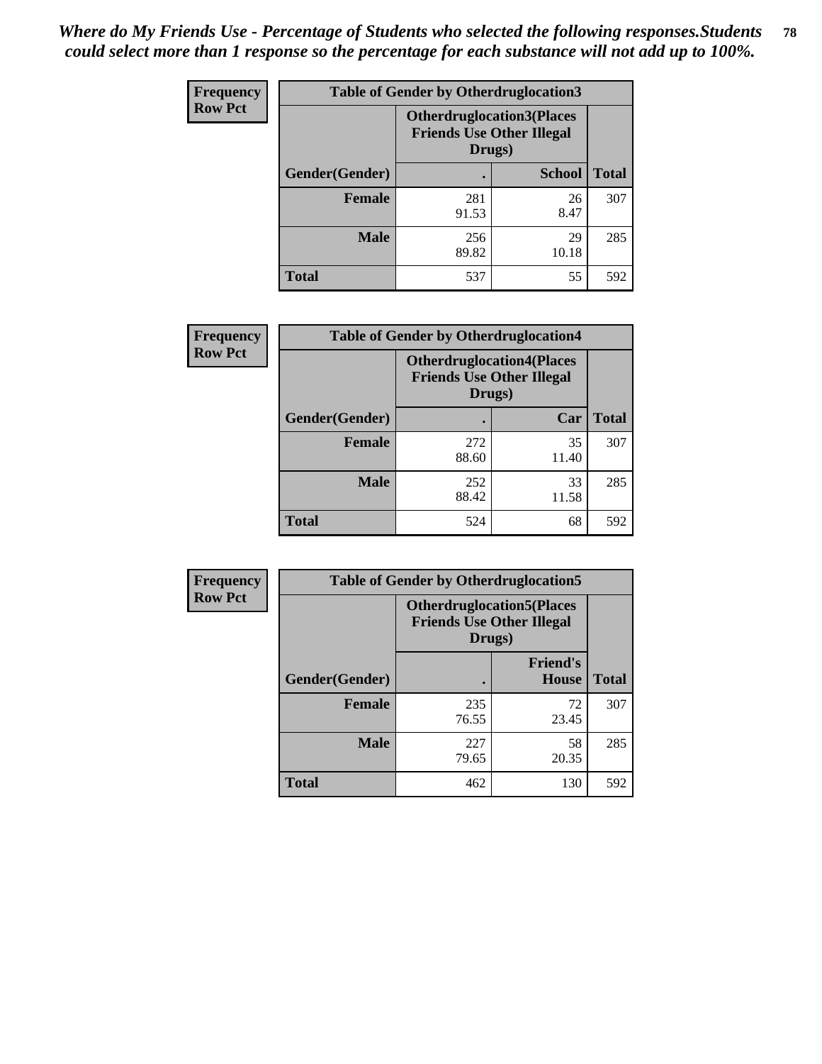*Where do My Friends Use - Percentage of Students who selected the following responses.Students could select more than 1 response so the percentage for each substance will not add up to 100%.*

**Frequency**
**Row Pct**

| Table of Gender by Otherdruglocation3 | | | |
|---|---|---|---|
| | Otherdruglocation3(Places Friends Use Other Illegal Drugs) | | |
| Gender(Gender) | . | School | Total |
| Female | 281<br>91.53 | 26<br>8.47 | 307 |
| Male | 256<br>89.82 | 29<br>10.18 | 285 |
| Total | 537 | 55 | 592 |

**Frequency**
**Row Pct**

| Table of Gender by Otherdruglocation4 | | | |
|---|---|---|---|
| | Otherdruglocation4(Places Friends Use Other Illegal Drugs) | | |
| Gender(Gender) | . | Car | Total |
| Female | 272<br>88.60 | 35<br>11.40 | 307 |
| Male | 252<br>88.42 | 33<br>11.58 | 285 |
| Total | 524 | 68 | 592 |

**Frequency**
**Row Pct**

| Table of Gender by Otherdruglocation5 | | | |
|---|---|---|---|
| | Otherdruglocation5(Places Friends Use Other Illegal Drugs) | | |
| Gender(Gender) | . | Friend's House | Total |
| Female | 235<br>76.55 | 72<br>23.45 | 307 |
| Male | 227<br>79.65 | 58<br>20.35 | 285 |
| Total | 462 | 130 | 592 |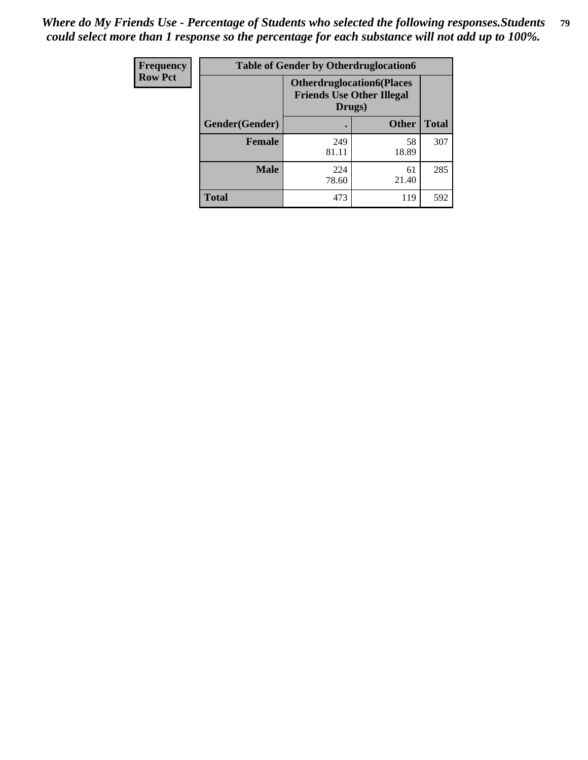*Where do My Friends Use - Percentage of Students who selected the following responses.Students could select more than 1 response so the percentage for each substance will not add up to 100%.*

| Frequency Row Pct | Table of Gender by Otherdruglocation6 | | |
|---|---|---|---|
| | Otherdruglocation6(Places Friends Use Other Illegal Drugs) | | |
| Gender(Gender) | . | Other | Total |
| Female | 249<br>81.11 | 58<br>18.89 | 307 |
| Male | 224<br>78.60 | 61<br>21.40 | 285 |
| Total | 473 | 119 | 592 |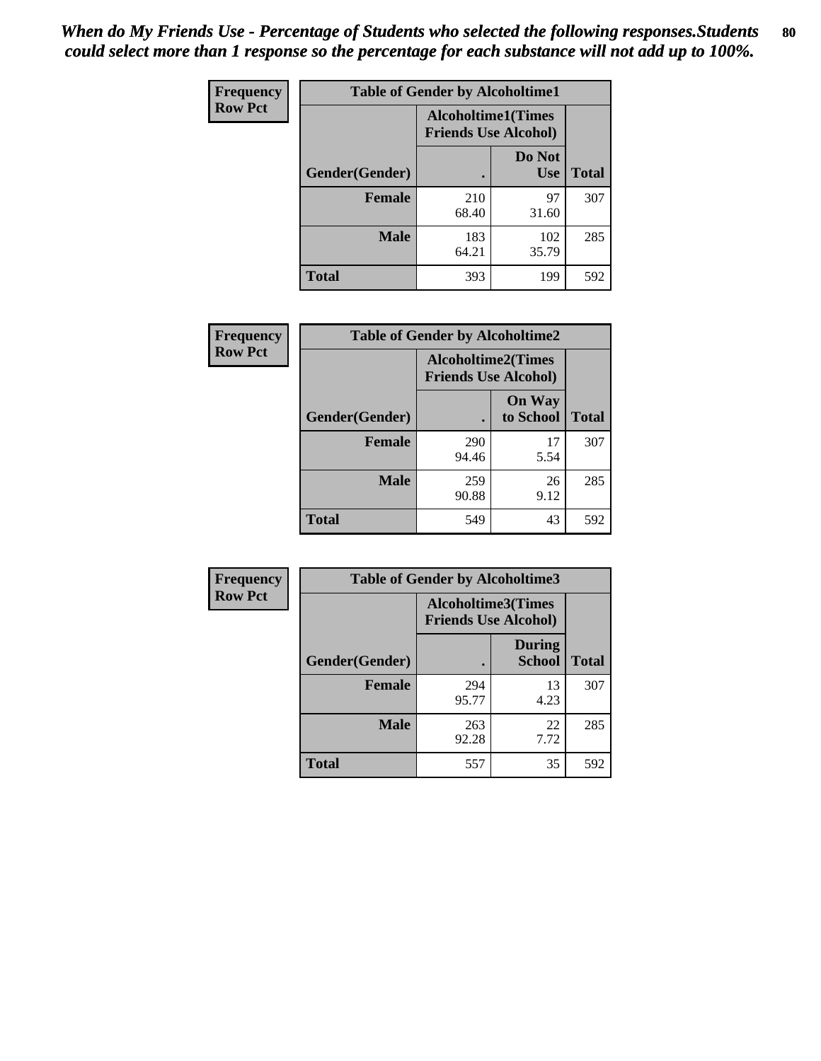*When do My Friends Use - Percentage of Students who selected the following responses.Students could select more than 1 response so the percentage for each substance will not add up to 100%.*

**Frequency**
**Row Pct**

| Table of Gender by Alcoholtime1 | | | |
|---|---|---|---|
| | Alcoholtime1(Times Friends Use Alcohol) | | |
| Gender(Gender) | . | Do Not Use | Total |
| **Female** | 210<br>68.40 | 97<br>31.60 | 307 |
| **Male** | 183<br>64.21 | 102<br>35.79 | 285 |
| **Total** | 393 | 199 | 592 |

**Frequency**
**Row Pct**

| Table of Gender by Alcoholtime2 | | | |
|---|---|---|---|
| | Alcoholtime2(Times Friends Use Alcohol) | | |
| Gender(Gender) | . | On Way to School | Total |
| **Female** | 290<br>94.46 | 17<br>5.54 | 307 |
| **Male** | 259<br>90.88 | 26<br>9.12 | 285 |
| **Total** | 549 | 43 | 592 |

**Frequency**
**Row Pct**

| Table of Gender by Alcoholtime3 | | | |
|---|---|---|---|
| | Alcoholtime3(Times Friends Use Alcohol) | | |
| Gender(Gender) | . | During School | Total |
| **Female** | 294<br>95.77 | 13<br>4.23 | 307 |
| **Male** | 263<br>92.28 | 22<br>7.72 | 285 |
| **Total** | 557 | 35 | 592 |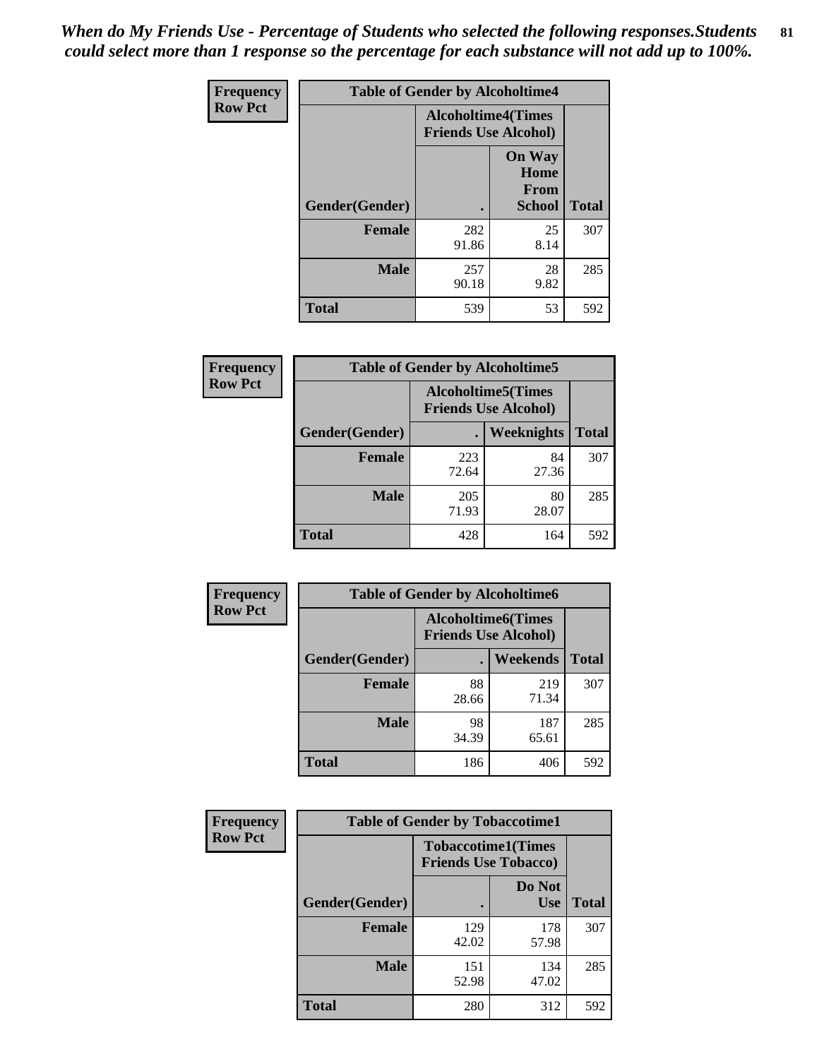*When do My Friends Use - Percentage of Students who selected the following responses.Students could select more than 1 response so the percentage for each substance will not add up to 100%.*

**Frequency Row Pct**

| Table of Gender by Alcoholtime4 | | | |
|---|---|---|---|
| | Alcoholtime4(Times Friends Use Alcohol) | | |
| Gender(Gender) | . | On Way Home From School | Total |
| **Female** | 282<br>91.86 | 25<br>8.14 | 307 |
| **Male** | 257<br>90.18 | 28<br>9.82 | 285 |
| **Total** | 539 | 53 | 592 |

**Frequency Row Pct**

| Table of Gender by Alcoholtime5 | | | |
|---|---|---|---|
| | Alcoholtime5(Times Friends Use Alcohol) | | |
| Gender(Gender) | . | Weeknights | Total |
| **Female** | 223<br>72.64 | 84<br>27.36 | 307 |
| **Male** | 205<br>71.93 | 80<br>28.07 | 285 |
| **Total** | 428 | 164 | 592 |

**Frequency Row Pct**

| Table of Gender by Alcoholtime6 | | | |
|---|---|---|---|
| | Alcoholtime6(Times Friends Use Alcohol) | | |
| Gender(Gender) | . | Weekends | Total |
| **Female** | 88<br>28.66 | 219<br>71.34 | 307 |
| **Male** | 98<br>34.39 | 187<br>65.61 | 285 |
| **Total** | 186 | 406 | 592 |

**Frequency Row Pct**

| Table of Gender by Tobaccotime1 | | | |
|---|---|---|---|
| | Tobaccotime1(Times Friends Use Tobacco) | | |
| Gender(Gender) | . | Do Not Use | Total |
| **Female** | 129<br>42.02 | 178<br>57.98 | 307 |
| **Male** | 151<br>52.98 | 134<br>47.02 | 285 |
| **Total** | 280 | 312 | 592 |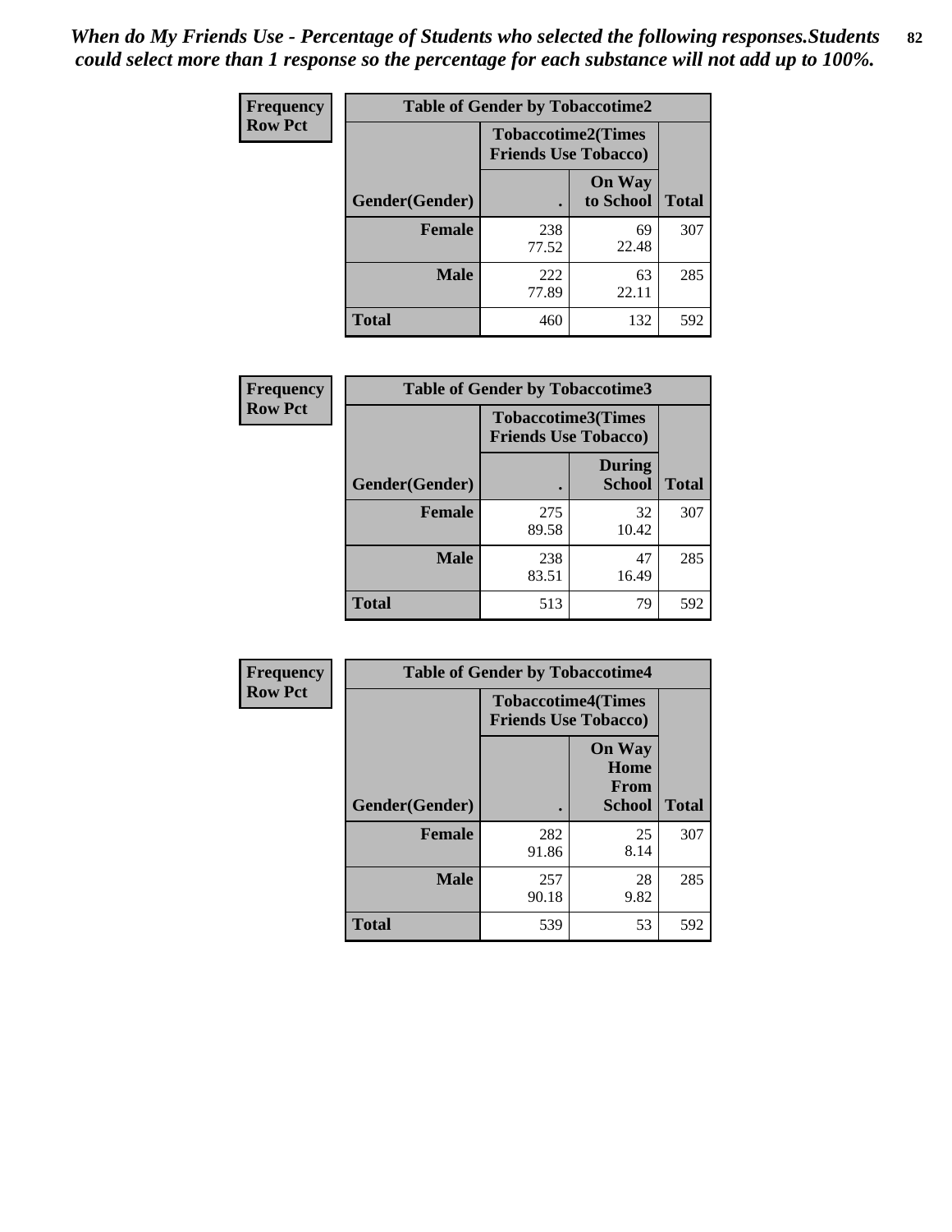*When do My Friends Use - Percentage of Students who selected the following responses.Students could select more than 1 response so the percentage for each substance will not add up to 100%.*

**Frequency**
**Row Pct**

| Table of Gender by Tobaccotime2 | | | |
|---|---|---|---|
| | Tobaccotime2(Times Friends Use Tobacco) | | |
| Gender(Gender) | . | On Way to School | Total |
| **Female** | 238<br>77.52 | 69<br>22.48 | 307 |
| **Male** | 222<br>77.89 | 63<br>22.11 | 285 |
| **Total** | 460 | 132 | 592 |

**Frequency**
**Row Pct**

| Table of Gender by Tobaccotime3 | | | |
|---|---|---|---|
| | Tobaccotime3(Times Friends Use Tobacco) | | |
| Gender(Gender) | . | During School | Total |
| **Female** | 275<br>89.58 | 32<br>10.42 | 307 |
| **Male** | 238<br>83.51 | 47<br>16.49 | 285 |
| **Total** | 513 | 79 | 592 |

**Frequency**
**Row Pct**

| Table of Gender by Tobaccotime4 | | | |
|---|---|---|---|
| | Tobaccotime4(Times Friends Use Tobacco) | | |
| Gender(Gender) | . | On Way Home From School | Total |
| **Female** | 282<br>91.86 | 25<br>8.14 | 307 |
| **Male** | 257<br>90.18 | 28<br>9.82 | 285 |
| **Total** | 539 | 53 | 592 |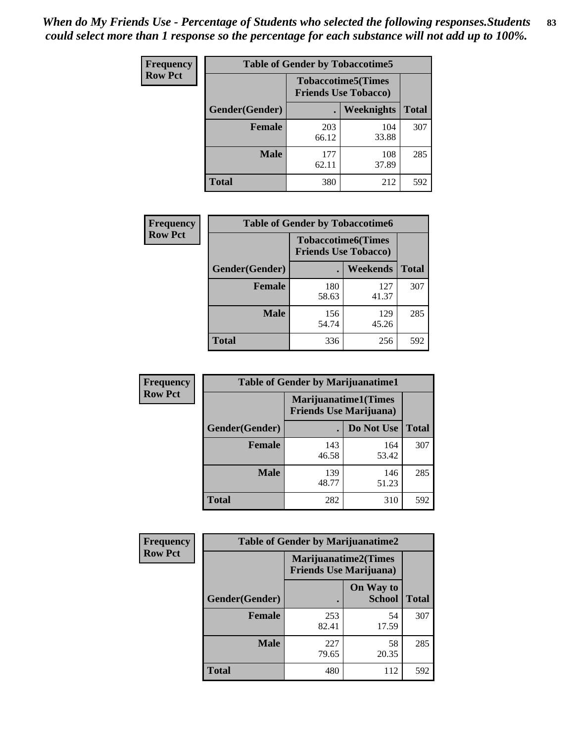*When do My Friends Use - Percentage of Students who selected the following responses.Students could select more than 1 response so the percentage for each substance will not add up to 100%.*

**Frequency**
**Row Pct**

| Table of Gender by Tobaccotime5 | | | |
|---|---|---|---|
| | Tobaccotime5(Times Friends Use Tobacco) | | |
| Gender(Gender) | . | Weeknights | Total |
| Female | 203<br>66.12 | 104<br>33.88 | 307 |
| Male | 177<br>62.11 | 108<br>37.89 | 285 |
| Total | 380 | 212 | 592 |

**Frequency**
**Row Pct**

| Table of Gender by Tobaccotime6 | | | |
|---|---|---|---|
| | Tobaccotime6(Times Friends Use Tobacco) | | |
| Gender(Gender) | . | Weekends | Total |
| Female | 180<br>58.63 | 127<br>41.37 | 307 |
| Male | 156<br>54.74 | 129<br>45.26 | 285 |
| Total | 336 | 256 | 592 |

**Frequency**
**Row Pct**

| Table of Gender by Marijuanatime1 | | | |
|---|---|---|---|
| | Marijuanatime1(Times Friends Use Marijuana) | | |
| Gender(Gender) | . | Do Not Use | Total |
| Female | 143<br>46.58 | 164<br>53.42 | 307 |
| Male | 139<br>48.77 | 146<br>51.23 | 285 |
| Total | 282 | 310 | 592 |

**Frequency**
**Row Pct**

| Table of Gender by Marijuanatime2 | | | |
|---|---|---|---|
| | Marijuanatime2(Times Friends Use Marijuana) | | |
| Gender(Gender) | . | On Way to School | Total |
| Female | 253<br>82.41 | 54<br>17.59 | 307 |
| Male | 227<br>79.65 | 58<br>20.35 | 285 |
| Total | 480 | 112 | 592 |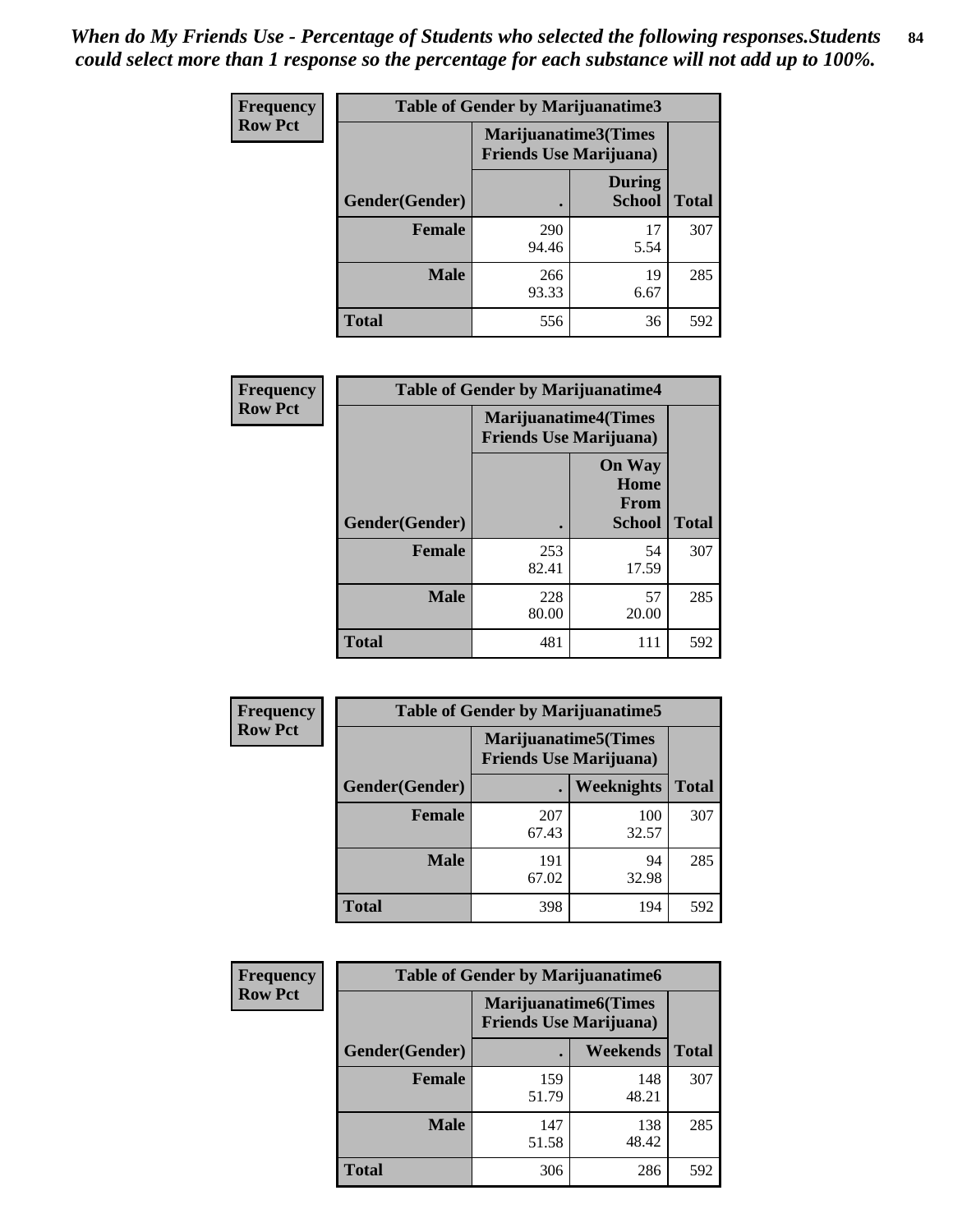*When do My Friends Use - Percentage of Students who selected the following responses.Students could select more than 1 response so the percentage for each substance will not add up to 100%.*

**Frequency**
**Row Pct**

| Table of Gender by Marijuanatime3 | | | |
|---|---|---|---|
| | Marijuanatime3(Times Friends Use Marijuana) | | |
| Gender(Gender) | . | During School | Total |
| Female | 290<br>94.46 | 17<br>5.54 | 307 |
| Male | 266<br>93.33 | 19<br>6.67 | 285 |
| Total | 556 | 36 | 592 |

**Frequency**
**Row Pct**

| Table of Gender by Marijuanatime4 | | | |
|---|---|---|---|
| | Marijuanatime4(Times Friends Use Marijuana) | | |
| Gender(Gender) | . | On Way Home From School | Total |
| Female | 253<br>82.41 | 54<br>17.59 | 307 |
| Male | 228<br>80.00 | 57<br>20.00 | 285 |
| Total | 481 | 111 | 592 |

**Frequency**
**Row Pct**

| Table of Gender by Marijuanatime5 | | | |
|---|---|---|---|
| | Marijuanatime5(Times Friends Use Marijuana) | | |
| Gender(Gender) | . | Weeknights | Total |
| Female | 207<br>67.43 | 100<br>32.57 | 307 |
| Male | 191<br>67.02 | 94<br>32.98 | 285 |
| Total | 398 | 194 | 592 |

**Frequency**
**Row Pct**

| Table of Gender by Marijuanatime6 | | | |
|---|---|---|---|
| | Marijuanatime6(Times Friends Use Marijuana) | | |
| Gender(Gender) | . | Weekends | Total |
| Female | 159<br>51.79 | 148<br>48.21 | 307 |
| Male | 147<br>51.58 | 138<br>48.42 | 285 |
| Total | 306 | 286 | 592 |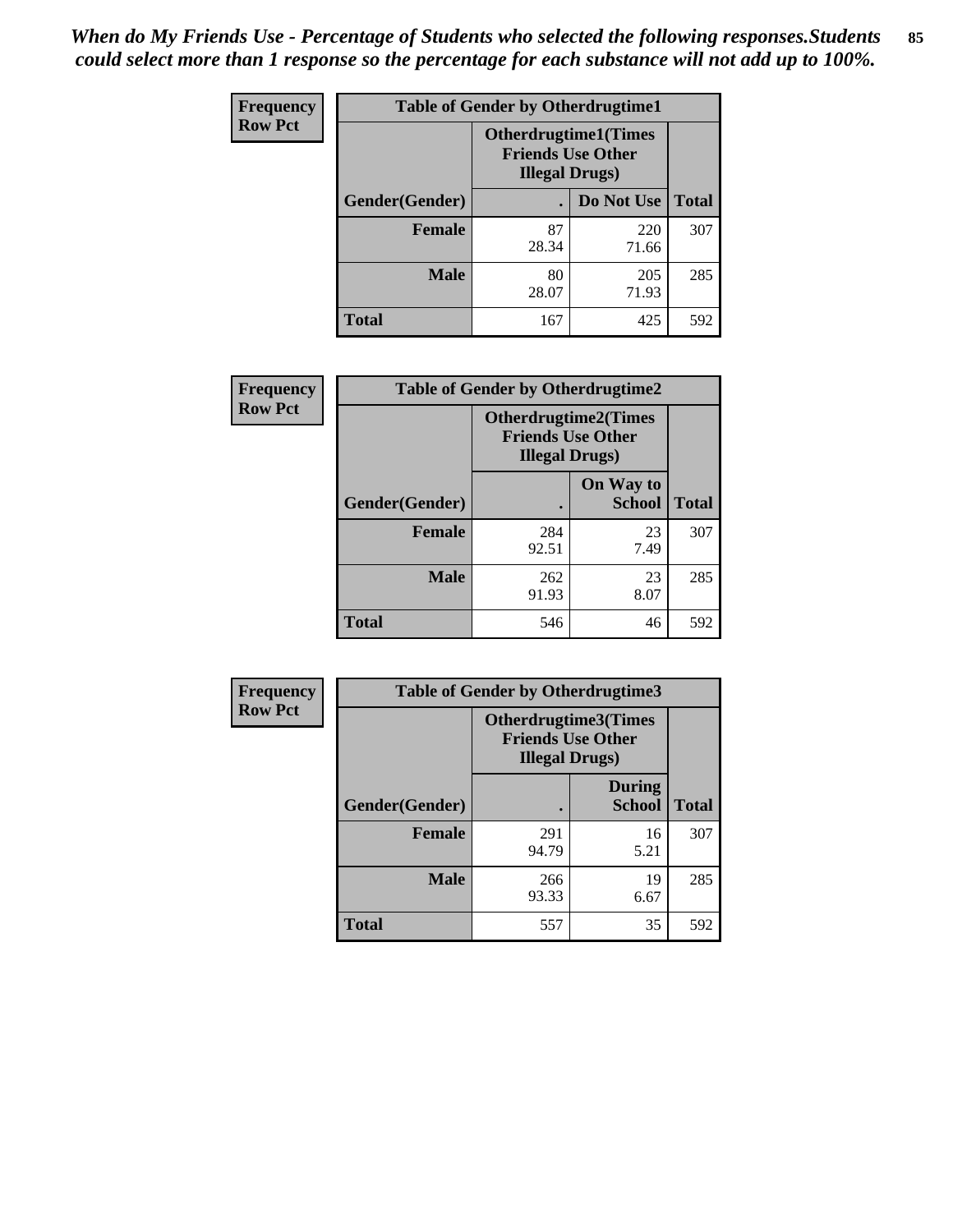*When do My Friends Use - Percentage of Students who selected the following responses.Students could select more than 1 response so the percentage for each substance will not add up to 100%.*

**Frequency**
**Row Pct**

| Table of Gender by Otherdrugtime1 | | | |
|---|---|---|---|
| | Otherdrugtime1(Times Friends Use Other Illegal Drugs) | | |
| Gender(Gender) | . | Do Not Use | Total |
| Female | 87<br>28.34 | 220<br>71.66 | 307 |
| Male | 80<br>28.07 | 205<br>71.93 | 285 |
| Total | 167 | 425 | 592 |

**Frequency**
**Row Pct**

| Table of Gender by Otherdrugtime2 | | | |
|---|---|---|---|
| | Otherdrugtime2(Times Friends Use Other Illegal Drugs) | | |
| Gender(Gender) | . | On Way to School | Total |
| Female | 284<br>92.51 | 23<br>7.49 | 307 |
| Male | 262<br>91.93 | 23<br>8.07 | 285 |
| Total | 546 | 46 | 592 |

**Frequency**
**Row Pct**

| Table of Gender by Otherdrugtime3 | | | |
|---|---|---|---|
| | Otherdrugtime3(Times Friends Use Other Illegal Drugs) | | |
| Gender(Gender) | . | During School | Total |
| Female | 291<br>94.79 | 16<br>5.21 | 307 |
| Male | 266<br>93.33 | 19<br>6.67 | 285 |
| Total | 557 | 35 | 592 |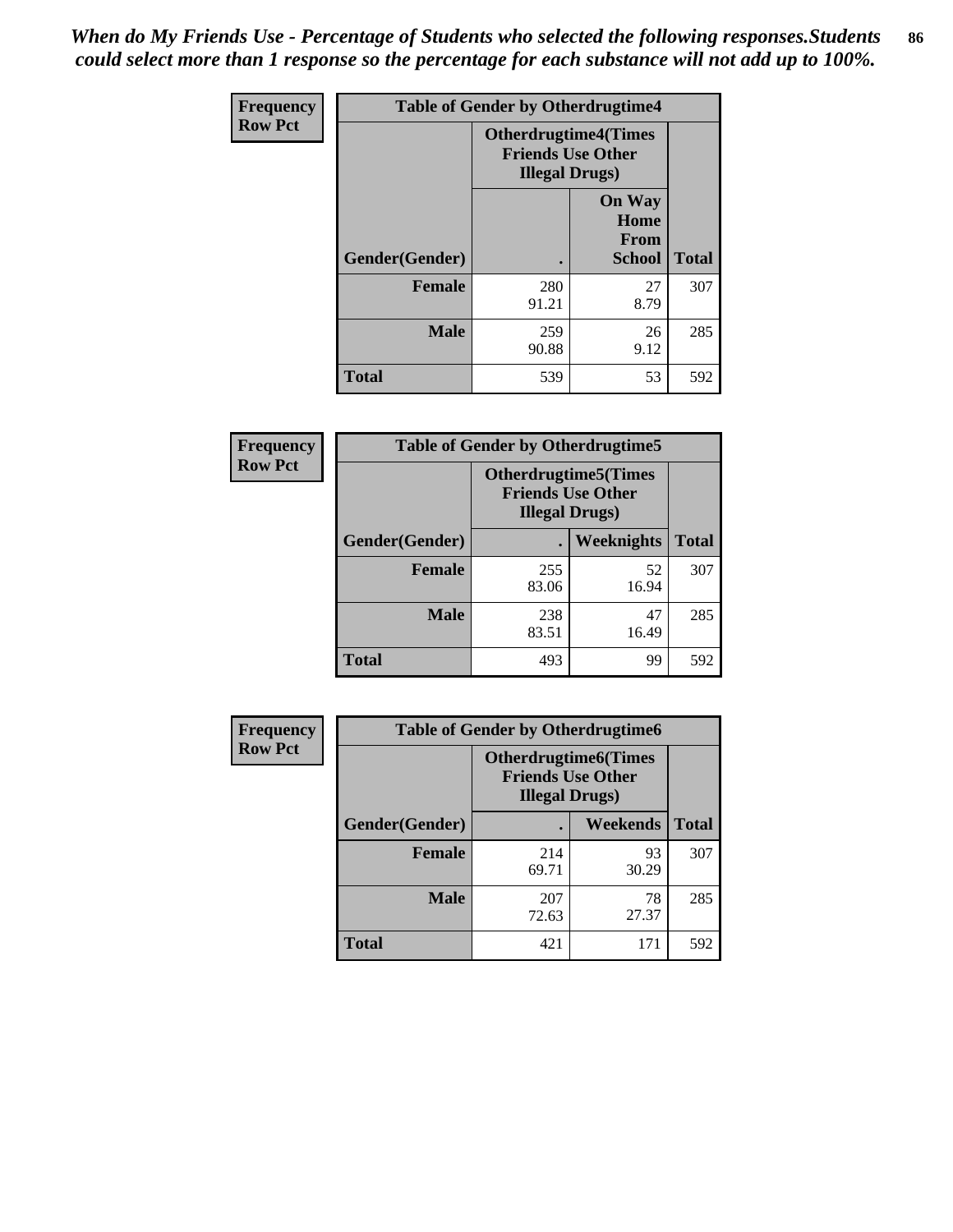*When do My Friends Use - Percentage of Students who selected the following responses.Students could select more than 1 response so the percentage for each substance will not add up to 100%.*

| Frequency Row Pct | Table of Gender by Otherdrugtime4 | | |
|---|---|---|---|
| | Otherdrugtime4(Times Friends Use Other Illegal Drugs) | | |
| Gender(Gender) | . | On Way Home From School | Total |
| Female | 280<br>91.21 | 27<br>8.79 | 307 |
| Male | 259<br>90.88 | 26<br>9.12 | 285 |
| Total | 539 | 53 | 592 |

| Frequency Row Pct | Table of Gender by Otherdrugtime5 | | |
|---|---|---|---|
| | Otherdrugtime5(Times Friends Use Other Illegal Drugs) | | |
| Gender(Gender) | . | Weeknights | Total |
| Female | 255<br>83.06 | 52<br>16.94 | 307 |
| Male | 238<br>83.51 | 47<br>16.49 | 285 |
| Total | 493 | 99 | 592 |

| Frequency Row Pct | Table of Gender by Otherdrugtime6 | | |
|---|---|---|---|
| | Otherdrugtime6(Times Friends Use Other Illegal Drugs) | | |
| Gender(Gender) | . | Weekends | Total |
| Female | 214<br>69.71 | 93<br>30.29 | 307 |
| Male | 207<br>72.63 | 78<br>27.37 | 285 |
| Total | 421 | 171 | 592 |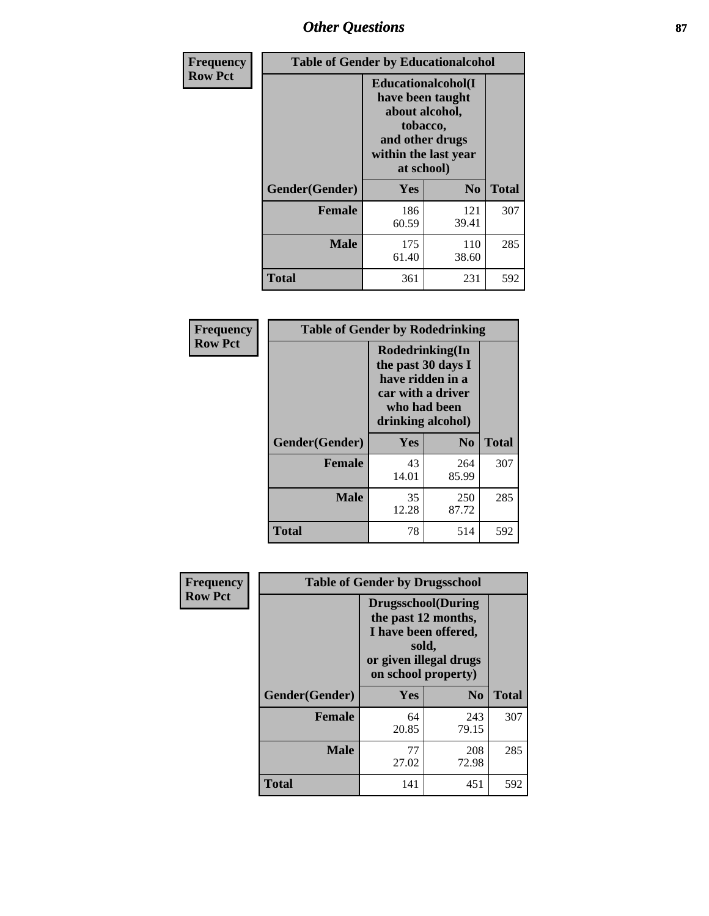## Other Questions

**Frequency**
**Row Pct**

| Table of Gender by Educationalcohol | | | |
|---|---|---|---|
| | Educationalcohol(I have been taught about alcohol, tobacco, and other drugs within the last year at school) | | |
| Gender(Gender) | Yes | No | Total |
| Female | 186<br>60.59 | 121<br>39.41 | 307 |
| Male | 175<br>61.40 | 110<br>38.60 | 285 |
| Total | 361 | 231 | 592 |

**Frequency**
**Row Pct**

| Table of Gender by Rodedrinking | | | |
|---|---|---|---|
| | Rodedrinking(In the past 30 days I have ridden in a car with a driver who had been drinking alcohol) | | |
| Gender(Gender) | Yes | No | Total |
| Female | 43<br>14.01 | 264<br>85.99 | 307 |
| Male | 35<br>12.28 | 250<br>87.72 | 285 |
| Total | 78 | 514 | 592 |

**Frequency**
**Row Pct**

| Table of Gender by Drugsschool | | | |
|---|---|---|---|
| | Drugsschool(During the past 12 months, I have been offered, sold, or given illegal drugs on school property) | | |
| Gender(Gender) | Yes | No | Total |
| Female | 64<br>20.85 | 243<br>79.15 | 307 |
| Male | 77<br>27.02 | 208<br>72.98 | 285 |
| Total | 141 | 451 | 592 |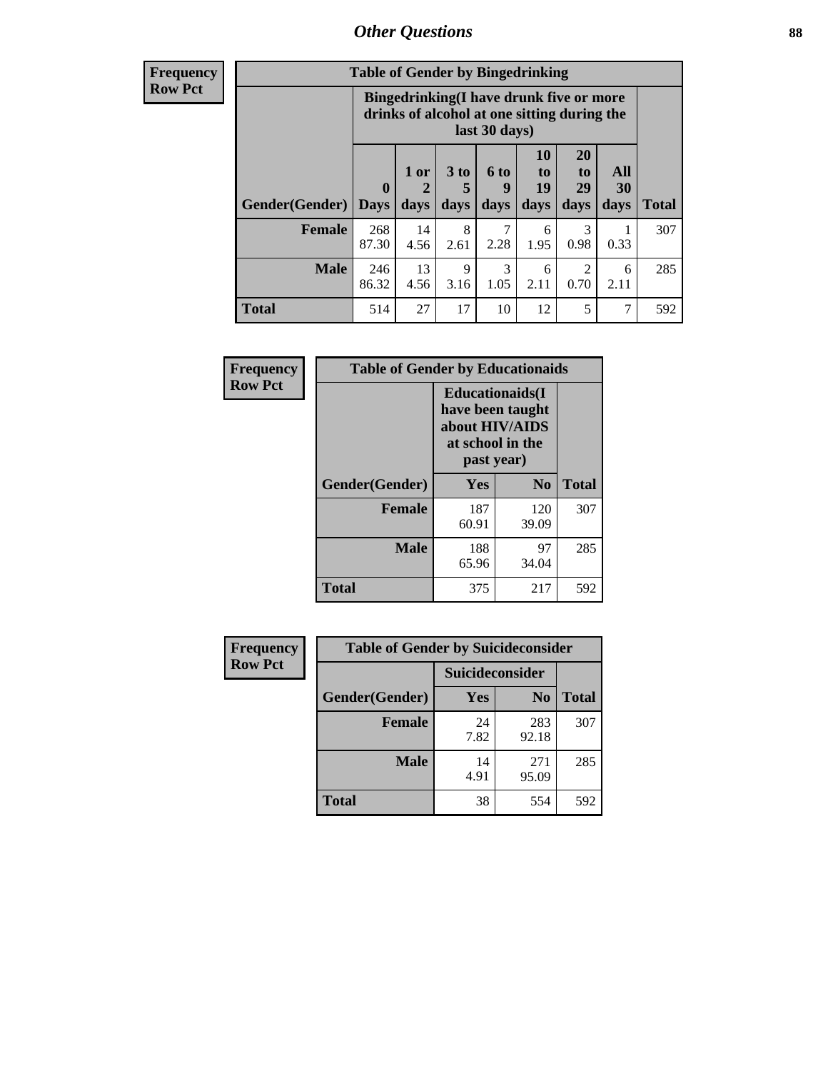## Other Questions

**Frequency**
**Row Pct**

| Table of Gender by Bingedrinking | | | | | | | | |
|---|---|---|---|---|---|---|---|---|
| | Bingedrinking(I have drunk five or more drinks of alcohol at one sitting during the last 30 days) | | | | | | | |
| Gender(Gender) | 0 Days | 1 or 2 days | 3 to 5 days | 6 to 9 days | 10 to 19 days | 20 to 29 days | All 30 days | Total |
| **Female** | 268<br>87.30 | 14<br>4.56 | 8<br>2.61 | 7<br>2.28 | 6<br>1.95 | 3<br>0.98 | 1<br>0.33 | 307 |
| **Male** | 246<br>86.32 | 13<br>4.56 | 9<br>3.16 | 3<br>1.05 | 6<br>2.11 | 2<br>0.70 | 6<br>2.11 | 285 |
| **Total** | 514 | 27 | 17 | 10 | 12 | 5 | 7 | 592 |

**Frequency**
**Row Pct**

| Table of Gender by Educationaids | | | |
|---|---|---|---|
| | Educationaids(I have been taught about HIV/AIDS at school in the past year) | | |
| Gender(Gender) | Yes | No | Total |
| **Female** | 187<br>60.91 | 120<br>39.09 | 307 |
| **Male** | 188<br>65.96 | 97<br>34.04 | 285 |
| **Total** | 375 | 217 | 592 |

**Frequency**
**Row Pct**

| Table of Gender by Suicideconsider | | | |
|---|---|---|---|
| | Suicideconsider | | |
| Gender(Gender) | Yes | No | Total |
| **Female** | 24<br>7.82 | 283<br>92.18 | 307 |
| **Male** | 14<br>4.91 | 271<br>95.09 | 285 |
| **Total** | 38 | 554 | 592 |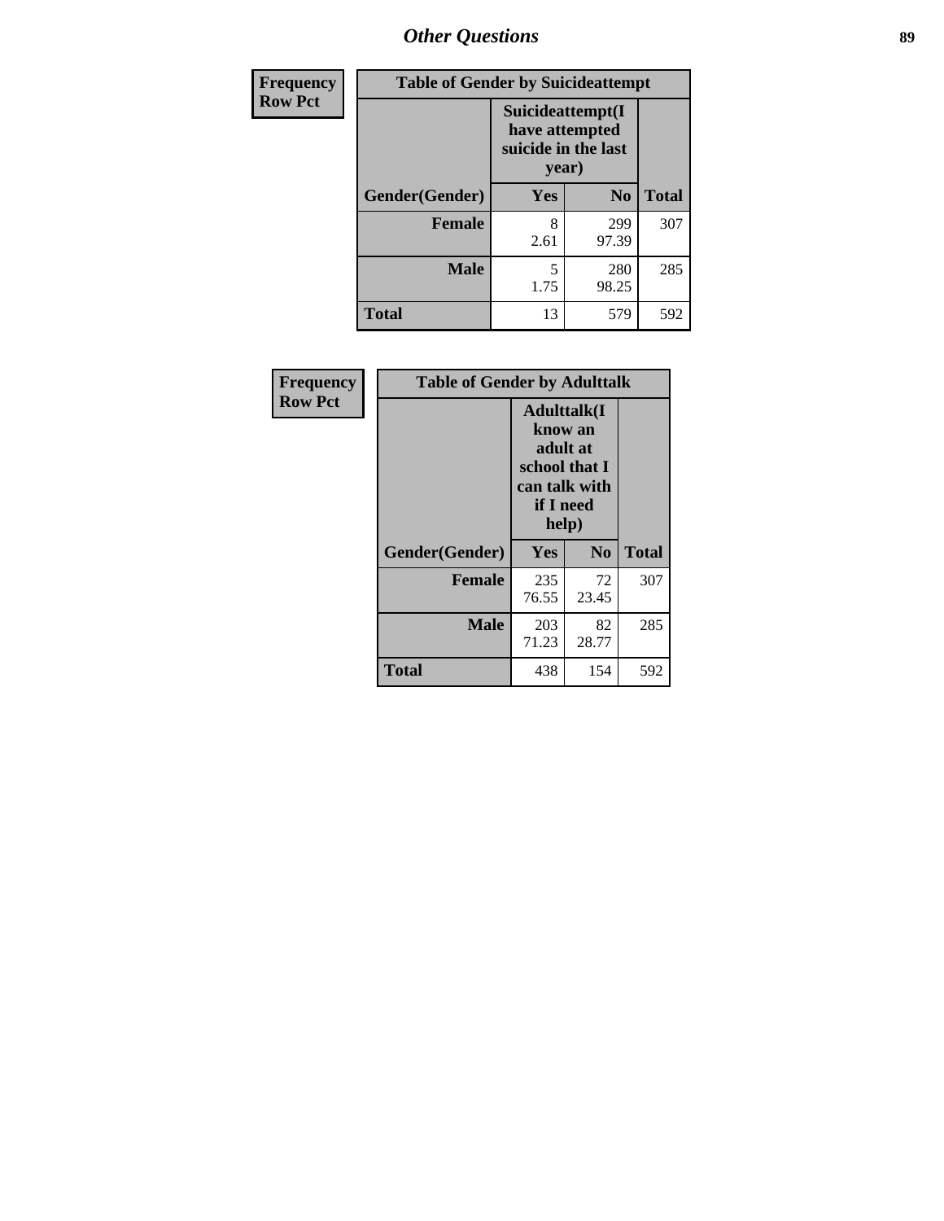| Frequency Row Pct | Table of Gender by Suicideattempt | | |
|---|---|---|---|
| | Suicideattempt(I have attempted suicide in the last year) | | |
| Gender(Gender) | Yes | No | Total |
| Female | 8<br>2.61 | 299<br>97.39 | 307 |
| Male | 5<br>1.75 | 280<br>98.25 | 285 |
| Total | 13 | 579 | 592 |

| Frequency Row Pct | Table of Gender by Adulttalk | | |
|---|---|---|---|
| | Adulttalk(I know an adult at school that I can talk with if I need help) | | |
| Gender(Gender) | Yes | No | Total |
| Female | 235<br>76.55 | 72<br>23.45 | 307 |
| Male | 203<br>71.23 | 82<br>28.77 | 285 |
| Total | 438 | 154 | 592 |